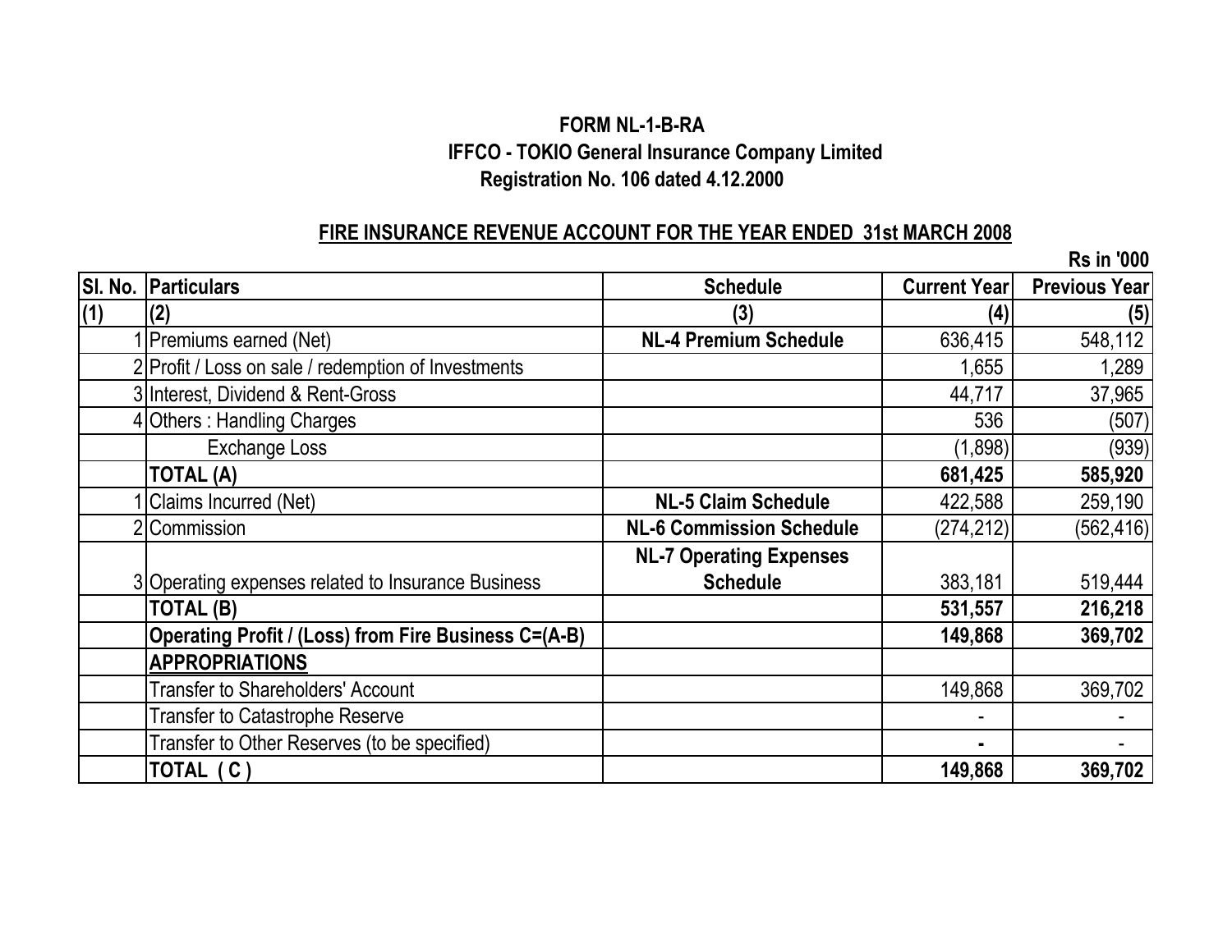**FORM NL-1-B-RA**

**IFFCO - TOKIO General Insurance Company Limited**

**Registration No. 106 dated 4.12.2000**

**FIRE INSURANCE REVENUE ACCOUNT FOR THE YEAR ENDED 31st MARCH 2008**

**Rs in '000**

| Sl. No. | Particulars | Schedule | Current Year | Previous Year |
|---|---|---|---|---|
| (1) | (2) | (3) | (4) | (5) |
| 1 | Premiums earned (Net) | NL-4 Premium Schedule | 636,415 | 548,112 |
| 2 | Profit / Loss on sale / redemption of Investments | | 1,655 | 1,289 |
| 3 | Interest, Dividend & Rent-Gross | | 44,717 | 37,965 |
| 4 | Others : Handling Charges | | 536 | (507) |
| | Exchange Loss | | (1,898) | (939) |
| | **TOTAL (A)** | | **681,425** | **585,920** |
| 1 | Claims Incurred (Net) | NL-5 Claim Schedule | 422,588 | 259,190 |
| 2 | Commission | NL-6 Commission Schedule | (274,212) | (562,416) |
| 3 | Operating expenses related to Insurance Business | NL-7 Operating Expenses Schedule | 383,181 | 519,444 |
| | **TOTAL (B)** | | **531,557** | **216,218** |
| | **Operating Profit / (Loss) from Fire Business C=(A-B)** | | **149,868** | **369,702** |
| | **APPROPRIATIONS** | | | |
| | Transfer to Shareholders' Account | | 149,868 | 369,702 |
| | Transfer to Catastrophe Reserve | | - | - |
| | Transfer to Other Reserves (to be specified) | | - | - |
| | **TOTAL ( C )** | | **149,868** | **369,702** |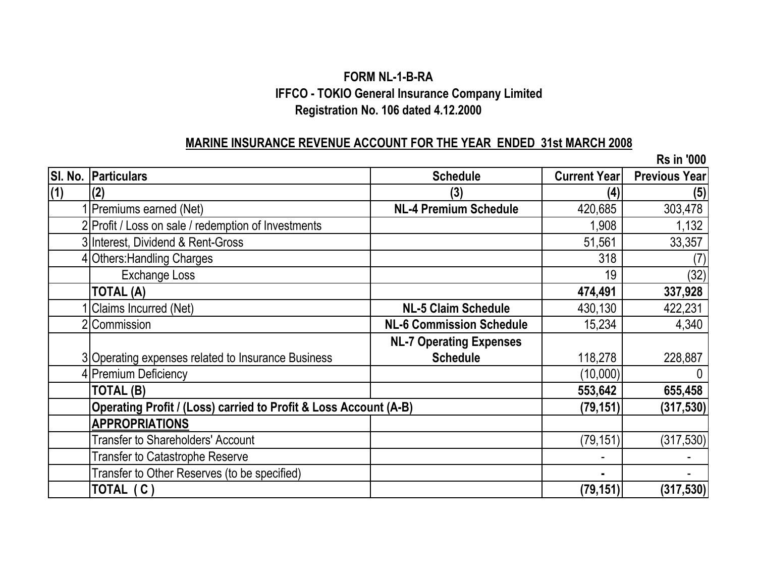**FORM NL-1-B-RA**

**IFFCO - TOKIO General Insurance Company Limited**

**Registration No. 106 dated 4.12.2000**

**MARINE INSURANCE REVENUE ACCOUNT FOR THE YEAR ENDED 31st MARCH 2008**

**Rs in '000**

| Sl. No. | Particulars | Schedule | Current Year | Previous Year |
|---|---|---|---|---|
| (1) | (2) | (3) | (4) | (5) |
| 1 | Premiums earned (Net) | **NL-4 Premium Schedule** | 420,685 | 303,478 |
| 2 | Profit / Loss on sale / redemption of Investments | | 1,908 | 1,132 |
| 3 | Interest, Dividend & Rent-Gross | | 51,561 | 33,357 |
| 4 | Others:Handling Charges | | 318 | (7) |
| | Exchange Loss | | 19 | (32) |
| | **TOTAL (A)** | | **474,491** | **337,928** |
| 1 | Claims Incurred (Net) | **NL-5 Claim Schedule** | 430,130 | 422,231 |
| 2 | Commission | **NL-6 Commission Schedule** | 15,234 | 4,340 |
| 3 | Operating expenses related to Insurance Business | **NL-7 Operating Expenses Schedule** | 118,278 | 228,887 |
| 4 | Premium Deficiency | | (10,000) | 0 |
| | **TOTAL (B)** | | **553,642** | **655,458** |
| | **Operating Profit / (Loss) carried to Profit & Loss Account (A-B)** | | **(79,151)** | **(317,530)** |
| | **APPROPRIATIONS** | | | |
| | Transfer to Shareholders' Account | | (79,151) | (317,530) |
| | Transfer to Catastrophe Reserve | | - | - |
| | Transfer to Other Reserves (to be specified) | | - | - |
| | **TOTAL ( C )** | | **(79,151)** | **(317,530)** |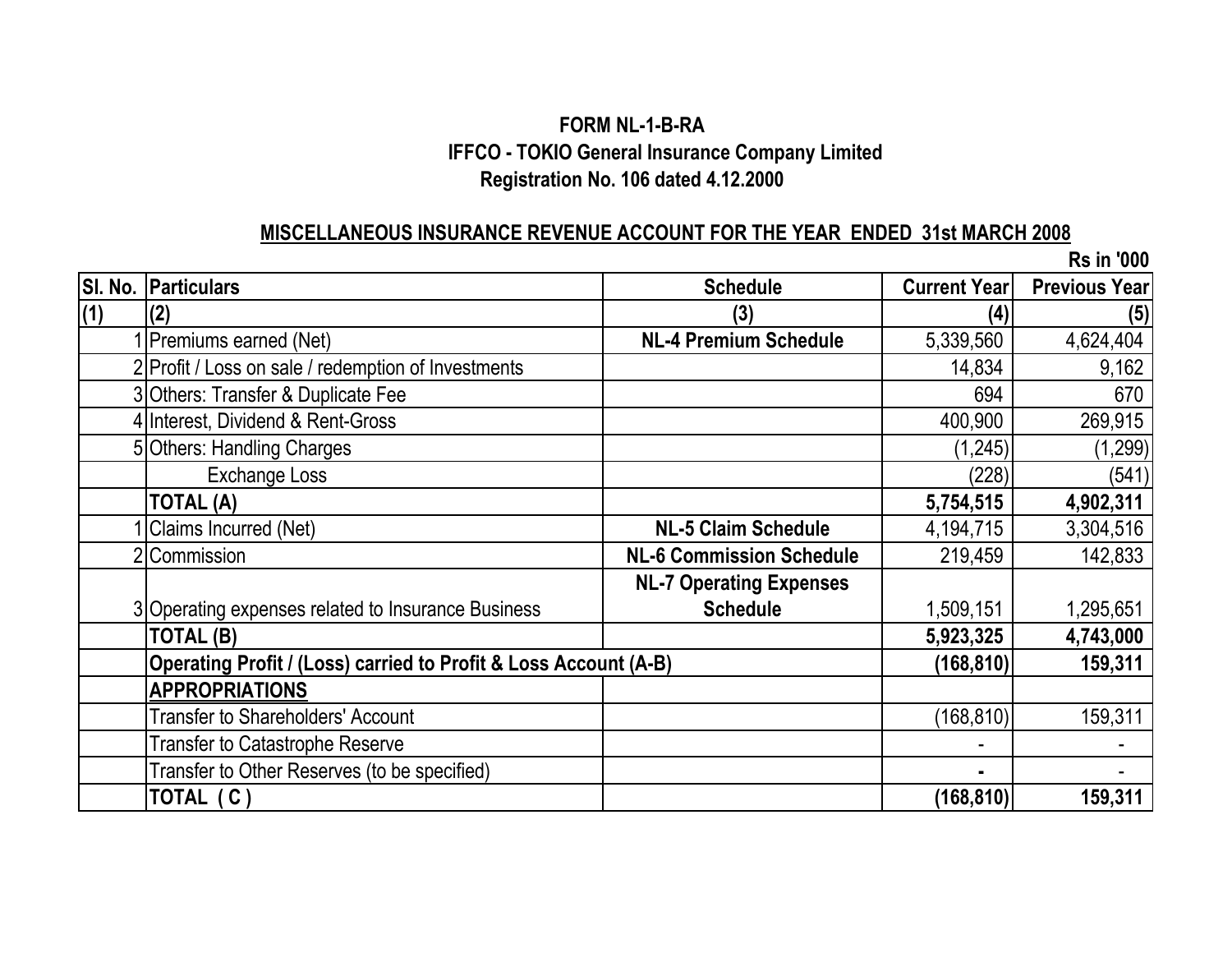**FORM NL-1-B-RA**

**IFFCO - TOKIO General Insurance Company Limited**

**Registration No. 106 dated 4.12.2000**

**MISCELLANEOUS INSURANCE REVENUE ACCOUNT FOR THE YEAR ENDED 31st MARCH 2008**

**Rs in '000**

| Sl. No. | Particulars | Schedule | Current Year | Previous Year |
|---|---|---|---|---|
| (1) | (2) | (3) | (4) | (5) |
| 1 | Premiums earned (Net) | **NL-4 Premium Schedule** | 5,339,560 | 4,624,404 |
| 2 | Profit / Loss on sale / redemption of Investments | | 14,834 | 9,162 |
| 3 | Others: Transfer & Duplicate Fee | | 694 | 670 |
| 4 | Interest, Dividend & Rent-Gross | | 400,900 | 269,915 |
| 5 | Others: Handling Charges | | (1,245) | (1,299) |
| | Exchange Loss | | (228) | (541) |
| | **TOTAL (A)** | | **5,754,515** | **4,902,311** |
| 1 | Claims Incurred (Net) | **NL-5 Claim Schedule** | 4,194,715 | 3,304,516 |
| 2 | Commission | **NL-6 Commission Schedule** | 219,459 | 142,833 |
| 3 | Operating expenses related to Insurance Business | **NL-7 Operating Expenses Schedule** | 1,509,151 | 1,295,651 |
| | **TOTAL (B)** | | **5,923,325** | **4,743,000** |
| | **Operating Profit / (Loss) carried to Profit & Loss Account (A-B)** | | **(168,810)** | **159,311** |
| | **APPROPRIATIONS** | | | |
| | Transfer to Shareholders' Account | | (168,810) | 159,311 |
| | Transfer to Catastrophe Reserve | | - | - |
| | Transfer to Other Reserves (to be specified) | | - | - |
| | **TOTAL ( C )** | | **(168,810)** | **159,311** |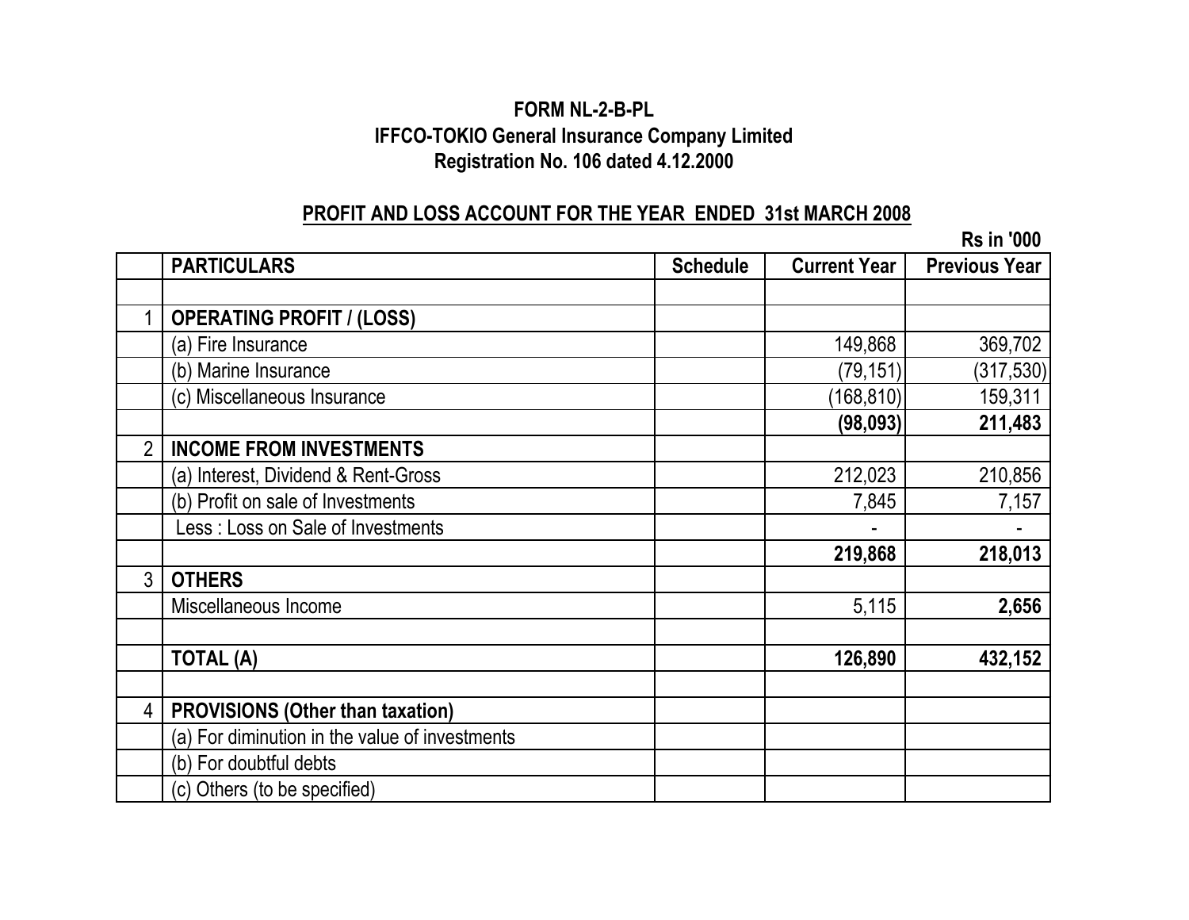**FORM NL-2-B-PL**
**IFFCO-TOKIO General Insurance Company Limited**
**Registration No. 106 dated 4.12.2000**

**PROFIT AND LOSS ACCOUNT FOR THE YEAR ENDED 31st MARCH 2008**

Rs in '000

| | PARTICULARS | Schedule | Current Year | Previous Year |
|---|---|---|---|---|
| | | | | |
| 1 | **OPERATING PROFIT / (LOSS)** | | | |
| | (a) Fire Insurance | | 149,868 | 369,702 |
| | (b) Marine Insurance | | (79,151) | (317,530) |
| | (c) Miscellaneous Insurance | | (168,810) | 159,311 |
| | | | **(98,093)** | **211,483** |
| 2 | **INCOME FROM INVESTMENTS** | | | |
| | (a) Interest, Dividend & Rent-Gross | | 212,023 | 210,856 |
| | (b) Profit on sale of Investments | | 7,845 | 7,157 |
| | Less : Loss on Sale of Investments | | - | - |
| | | | **219,868** | **218,013** |
| 3 | **OTHERS** | | | |
| | Miscellaneous Income | | 5,115 | **2,656** |
| | | | | |
| | **TOTAL (A)** | | **126,890** | **432,152** |
| | | | | |
| 4 | **PROVISIONS (Other than taxation)** | | | |
| | (a) For diminution in the value of investments | | | |
| | (b) For doubtful debts | | | |
| | (c) Others (to be specified) | | | |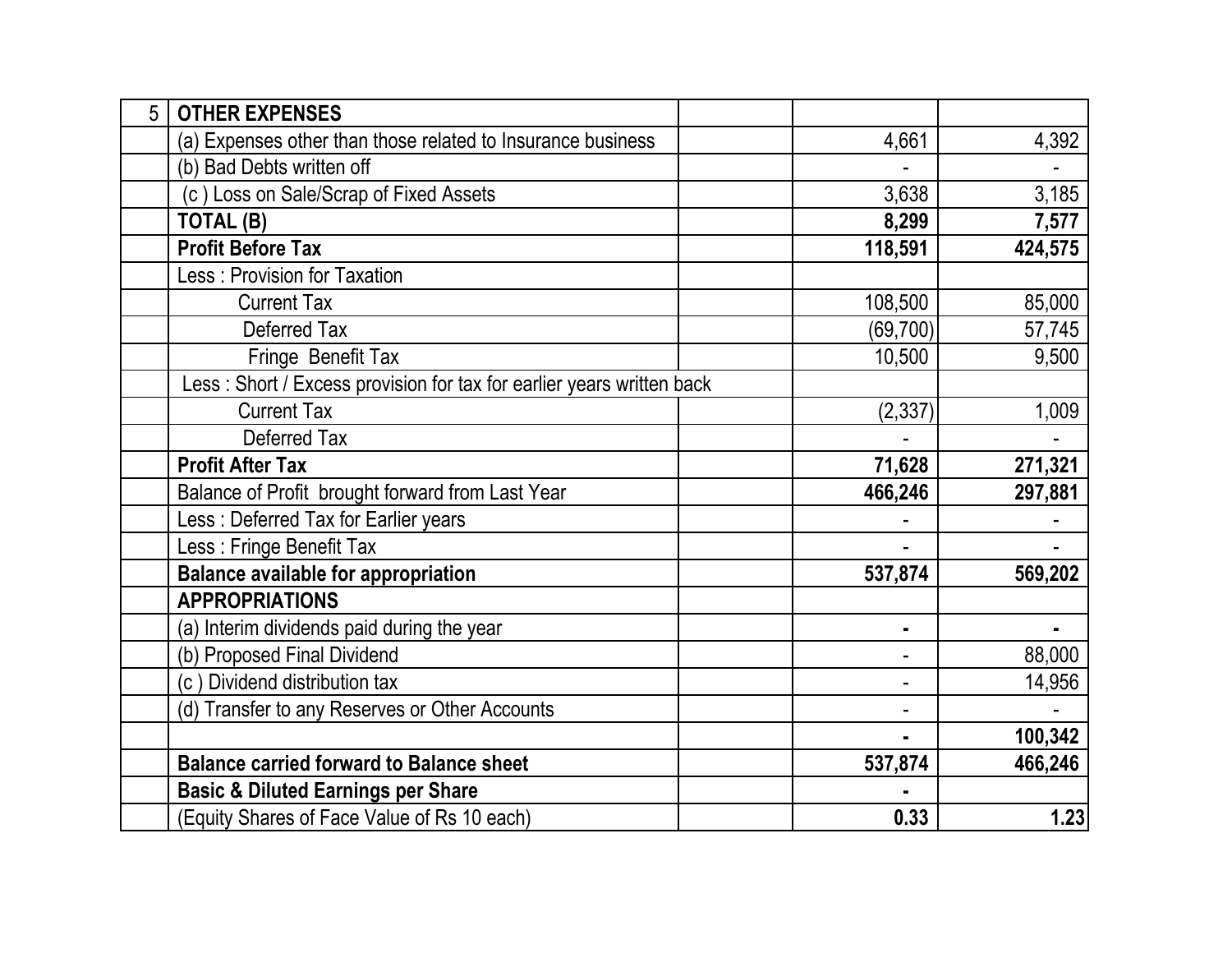| | | | | |
|---|---|---|---|---|
| 5 | **OTHER EXPENSES** | | | |
| | (a) Expenses other than those related to Insurance business | | 4,661 | 4,392 |
| | (b) Bad Debts written off | | - | - |
| | (c ) Loss on Sale/Scrap of Fixed Assets | | 3,638 | 3,185 |
| | **TOTAL (B)** | | **8,299** | **7,577** |
| | **Profit Before Tax** | | **118,591** | **424,575** |
| | Less : Provision for Taxation | | | |
| | Current Tax | | 108,500 | 85,000 |
| | Deferred Tax | | (69,700) | 57,745 |
| | Fringe Benefit Tax | | 10,500 | 9,500 |
| | Less : Short / Excess provision for tax for earlier years written back | | | |
| | Current Tax | | (2,337) | 1,009 |
| | Deferred Tax | | - | - |
| | **Profit After Tax** | | **71,628** | **271,321** |
| | Balance of Profit brought forward from Last Year | | **466,246** | **297,881** |
| | Less : Deferred Tax for Earlier years | | - | - |
| | Less : Fringe Benefit Tax | | - | - |
| | **Balance available for appropriation** | | **537,874** | **569,202** |
| | **APPROPRIATIONS** | | | |
| | (a) Interim dividends paid during the year | | **-** | **-** |
| | (b) Proposed Final Dividend | | - | 88,000 |
| | (c ) Dividend distribution tax | | - | 14,956 |
| | (d) Transfer to any Reserves or Other Accounts | | - | - |
| | | | **-** | **100,342** |
| | **Balance carried forward to Balance sheet** | | **537,874** | **466,246** |
| | **Basic & Diluted Earnings per Share** | | **-** | |
| | (Equity Shares of Face Value of Rs 10 each) | | **0.33** | **1.23** |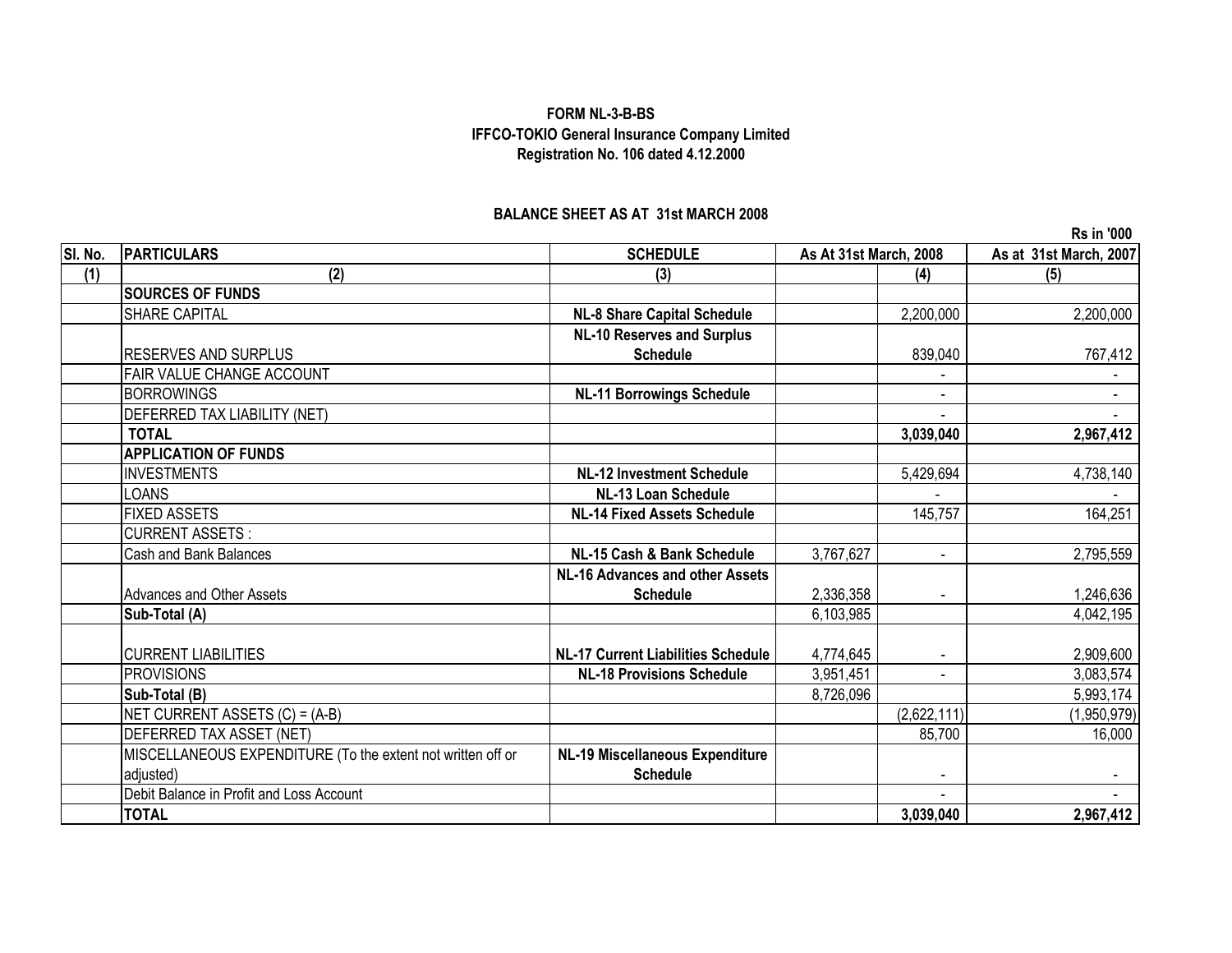**FORM NL-3-B-BS**
**IFFCO-TOKIO General Insurance Company Limited**
**Registration No. 106 dated 4.12.2000**

**BALANCE SHEET AS AT 31st MARCH 2008**

Rs in '000

| Sl. No. | PARTICULARS | SCHEDULE | As At 31st March, 2008 | | As at 31st March, 2007 |
|---|---|---|---|---|---|
| (1) | (2) | (3) | | (4) | (5) |
| | **SOURCES OF FUNDS** | | | | |
| | SHARE CAPITAL | **NL-8 Share Capital Schedule** | | 2,200,000 | 2,200,000 |
| | RESERVES AND SURPLUS | **NL-10 Reserves and Surplus Schedule** | | 839,040 | 767,412 |
| | FAIR VALUE CHANGE ACCOUNT | | | - | - |
| | BORROWINGS | **NL-11 Borrowings Schedule** | | - | - |
| | DEFERRED TAX LIABILITY (NET) | | | - | - |
| | **TOTAL** | | | **3,039,040** | **2,967,412** |
| | **APPLICATION OF FUNDS** | | | | |
| | INVESTMENTS | **NL-12 Investment Schedule** | | 5,429,694 | 4,738,140 |
| | LOANS | **NL-13 Loan Schedule** | | - | - |
| | FIXED ASSETS | **NL-14 Fixed Assets Schedule** | | 145,757 | 164,251 |
| | CURRENT ASSETS : | | | | |
| | Cash and Bank Balances | **NL-15 Cash & Bank Schedule** | 3,767,627 | - | 2,795,559 |
| | Advances and Other Assets | **NL-16 Advances and other Assets Schedule** | 2,336,358 | - | 1,246,636 |
| | **Sub-Total (A)** | | 6,103,985 | | 4,042,195 |
| | CURRENT LIABILITIES | **NL-17 Current Liabilities Schedule** | 4,774,645 | - | 2,909,600 |
| | PROVISIONS | **NL-18 Provisions Schedule** | 3,951,451 | - | 3,083,574 |
| | **Sub-Total (B)** | | 8,726,096 | | 5,993,174 |
| | NET CURRENT ASSETS (C) = (A-B) | | | (2,622,111) | (1,950,979) |
| | DEFERRED TAX ASSET (NET) | | | 85,700 | 16,000 |
| | MISCELLANEOUS EXPENDITURE (To the extent not written off or adjusted) | **NL-19 Miscellaneous Expenditure Schedule** | | - | - |
| | Debit Balance in Profit and Loss Account | | | - | - |
| | **TOTAL** | | | **3,039,040** | **2,967,412** |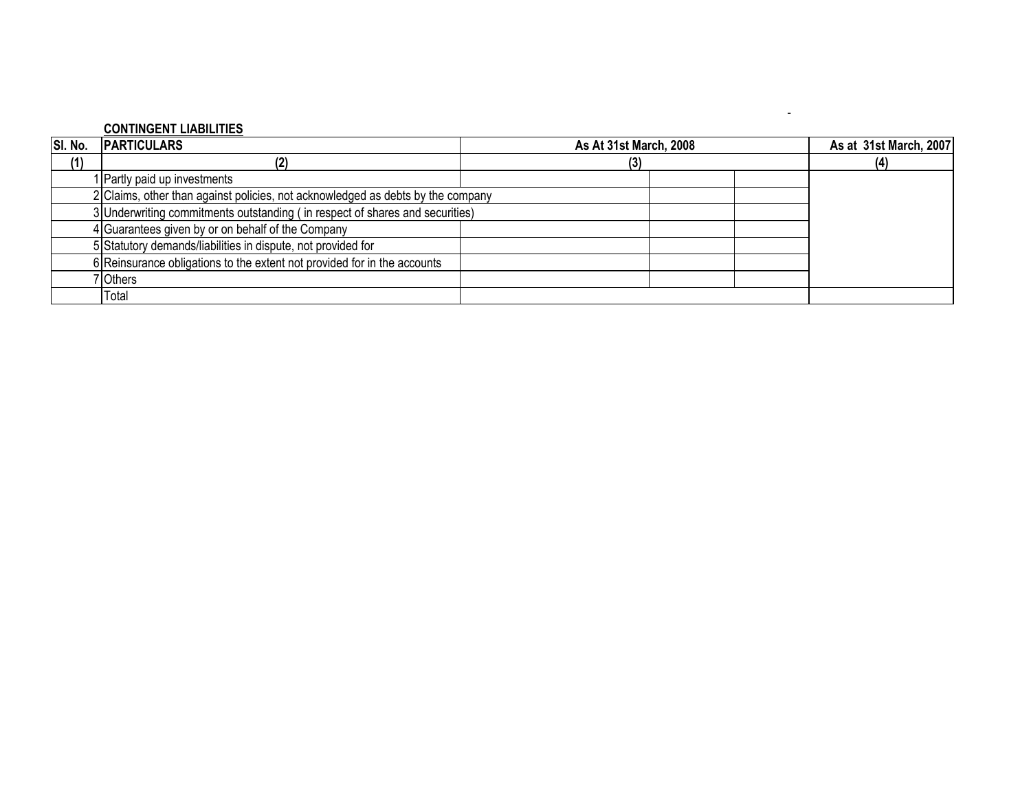**CONTINGENT LIABILITIES**

| Sl. No. | PARTICULARS | As At 31st March, 2008 | As at 31st March, 2007 |
|---|---|---|---|
| (1) | (2) | (3) | (4) |
| 1 | Partly paid up investments | | |
| 2 | Claims, other than against policies, not acknowledged as debts by the company | | |
| 3 | Underwriting commitments outstanding ( in respect of shares and securities) | | |
| 4 | Guarantees given by or on behalf of the Company | | |
| 5 | Statutory demands/liabilities in dispute, not provided for | | |
| 6 | Reinsurance obligations to the extent not provided for in the accounts | | |
| 7 | Others | | |
| | Total | | |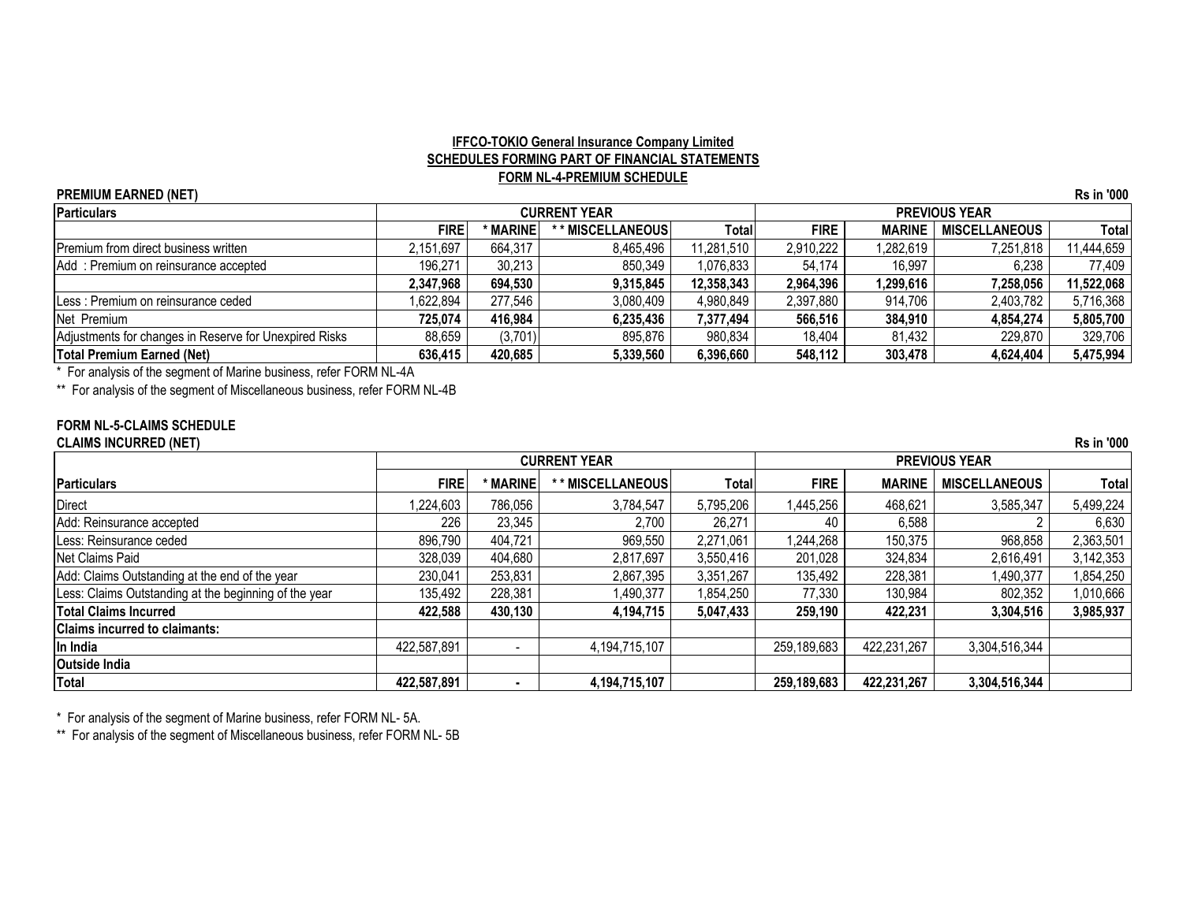**IFFCO-TOKIO General Insurance Company Limited**

**SCHEDULES FORMING PART OF FINANCIAL STATEMENTS**

**FORM NL-4-PREMIUM SCHEDULE**

**PREMIUM EARNED (NET)**

**Rs in '000**

| Particulars | CURRENT YEAR | | | | PREVIOUS YEAR | | | |
|---|---|---|---|---|---|---|---|---|
| | FIRE | * MARINE | * * MISCELLANEOUS | Total | FIRE | MARINE | MISCELLANEOUS | Total |
| Premium from direct business written | 2,151,697 | 664,317 | 8,465,496 | 11,281,510 | 2,910,222 | 1,282,619 | 7,251,818 | 11,444,659 |
| Add : Premium on reinsurance accepted | 196,271 | 30,213 | 850,349 | 1,076,833 | 54,174 | 16,997 | 6,238 | 77,409 |
| | **2,347,968** | **694,530** | **9,315,845** | **12,358,343** | **2,964,396** | **1,299,616** | **7,258,056** | **11,522,068** |
| Less : Premium on reinsurance ceded | 1,622,894 | 277,546 | 3,080,409 | 4,980,849 | 2,397,880 | 914,706 | 2,403,782 | 5,716,368 |
| Net Premium | **725,074** | **416,984** | **6,235,436** | **7,377,494** | **566,516** | **384,910** | **4,854,274** | **5,805,700** |
| Adjustments for changes in Reserve for Unexpired Risks | 88,659 | (3,701) | 895,876 | 980,834 | 18,404 | 81,432 | 229,870 | 329,706 |
| **Total Premium Earned (Net)** | **636,415** | **420,685** | **5,339,560** | **6,396,660** | **548,112** | **303,478** | **4,624,404** | **5,475,994** |

\* For analysis of the segment of Marine business, refer FORM NL-4A

\*\* For analysis of the segment of Miscellaneous business, refer FORM NL-4B

**FORM NL-5-CLAIMS SCHEDULE**

**CLAIMS INCURRED (NET)**

**Rs in '000**

| Particulars | CURRENT YEAR | | | | PREVIOUS YEAR | | | |
|---|---|---|---|---|---|---|---|---|
| | FIRE | * MARINE | * * MISCELLANEOUS | Total | FIRE | MARINE | MISCELLANEOUS | Total |
| Direct | 1,224,603 | 786,056 | 3,784,547 | 5,795,206 | 1,445,256 | 468,621 | 3,585,347 | 5,499,224 |
| Add: Reinsurance accepted | 226 | 23,345 | 2,700 | 26,271 | 40 | 6,588 | 2 | 6,630 |
| Less: Reinsurance ceded | 896,790 | 404,721 | 969,550 | 2,271,061 | 1,244,268 | 150,375 | 968,858 | 2,363,501 |
| Net Claims Paid | 328,039 | 404,680 | 2,817,697 | 3,550,416 | 201,028 | 324,834 | 2,616,491 | 3,142,353 |
| Add: Claims Outstanding at the end of the year | 230,041 | 253,831 | 2,867,395 | 3,351,267 | 135,492 | 228,381 | 1,490,377 | 1,854,250 |
| Less: Claims Outstanding at the beginning of the year | 135,492 | 228,381 | 1,490,377 | 1,854,250 | 77,330 | 130,984 | 802,352 | 1,010,666 |
| **Total Claims Incurred** | **422,588** | **430,130** | **4,194,715** | **5,047,433** | **259,190** | **422,231** | **3,304,516** | **3,985,937** |
| **Claims incurred to claimants:** | | | | | | | | |
| **In India** | 422,587,891 | - | 4,194,715,107 | | 259,189,683 | 422,231,267 | 3,304,516,344 | |
| **Outside India** | | | | | | | | |
| **Total** | **422,587,891** | **-** | **4,194,715,107** | | **259,189,683** | **422,231,267** | **3,304,516,344** | |

\* For analysis of the segment of Marine business, refer FORM NL- 5A.

\*\* For analysis of the segment of Miscellaneous business, refer FORM NL- 5B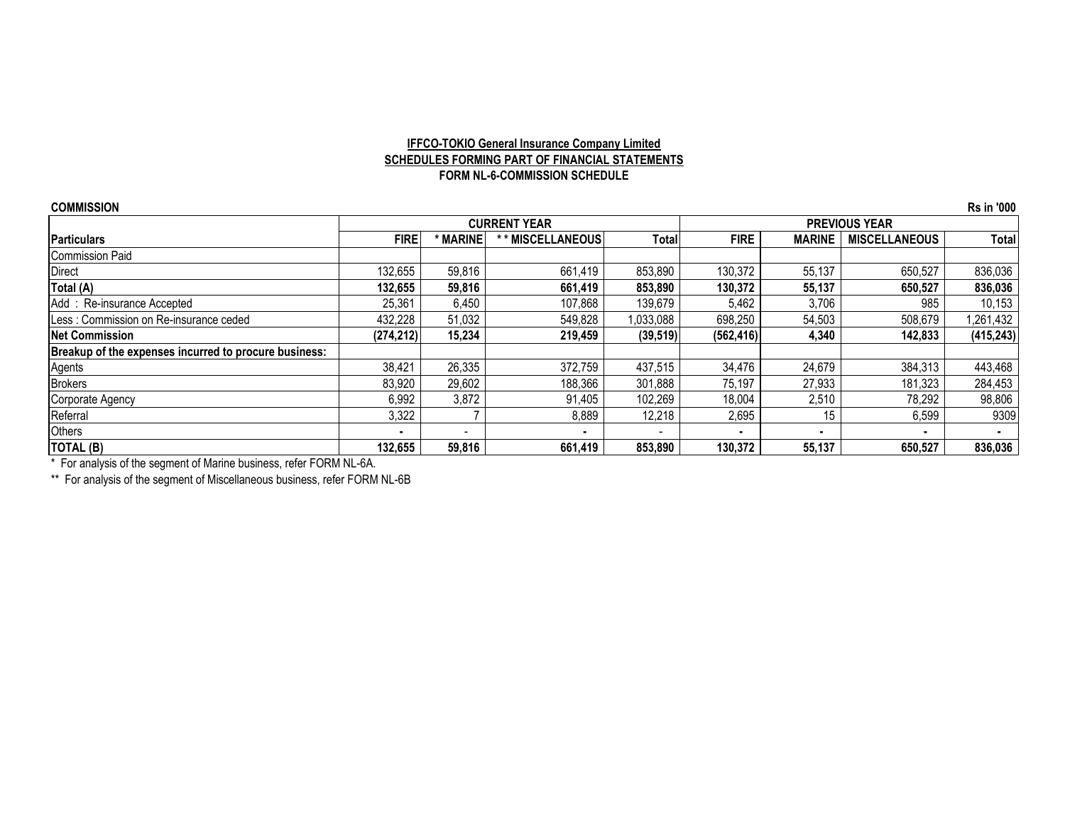**IFFCO-TOKIO General Insurance Company Limited**

**SCHEDULES FORMING PART OF FINANCIAL STATEMENTS**

**FORM NL-6-COMMISSION SCHEDULE**

**COMMISSION** **Rs in '000**

| | CURRENT YEAR | | | | PREVIOUS YEAR | | | |
|---|---|---|---|---|---|---|---|---|
| **Particulars** | **FIRE** | **\* MARINE** | **\* \* MISCELLANEOUS** | **Total** | **FIRE** | **MARINE** | **MISCELLANEOUS** | **Total** |
| Commission Paid | | | | | | | | |
| Direct | 132,655 | 59,816 | 661,419 | 853,890 | 130,372 | 55,137 | 650,527 | 836,036 |
| **Total (A)** | **132,655** | **59,816** | **661,419** | **853,890** | **130,372** | **55,137** | **650,527** | **836,036** |
| Add : Re-insurance Accepted | 25,361 | 6,450 | 107,868 | 139,679 | 5,462 | 3,706 | 985 | 10,153 |
| Less : Commission on Re-insurance ceded | 432,228 | 51,032 | 549,828 | 1,033,088 | 698,250 | 54,503 | 508,679 | 1,261,432 |
| **Net Commission** | **(274,212)** | **15,234** | **219,459** | **(39,519)** | **(562,416)** | **4,340** | **142,833** | **(415,243)** |
| **Breakup of the expenses incurred to procure business:** | | | | | | | | |
| Agents | 38,421 | 26,335 | 372,759 | 437,515 | 34,476 | 24,679 | 384,313 | 443,468 |
| Brokers | 83,920 | 29,602 | 188,366 | 301,888 | 75,197 | 27,933 | 181,323 | 284,453 |
| Corporate Agency | 6,992 | 3,872 | 91,405 | 102,269 | 18,004 | 2,510 | 78,292 | 98,806 |
| Referral | 3,322 | 7 | 8,889 | 12,218 | 2,695 | 15 | 6,599 | 9309 |
| Others | - | - | - | - | - | - | - | - |
| **TOTAL (B)** | **132,655** | **59,816** | **661,419** | **853,890** | **130,372** | **55,137** | **650,527** | **836,036** |

\* For analysis of the segment of Marine business, refer FORM NL-6A.

\*\* For analysis of the segment of Miscellaneous business, refer FORM NL-6B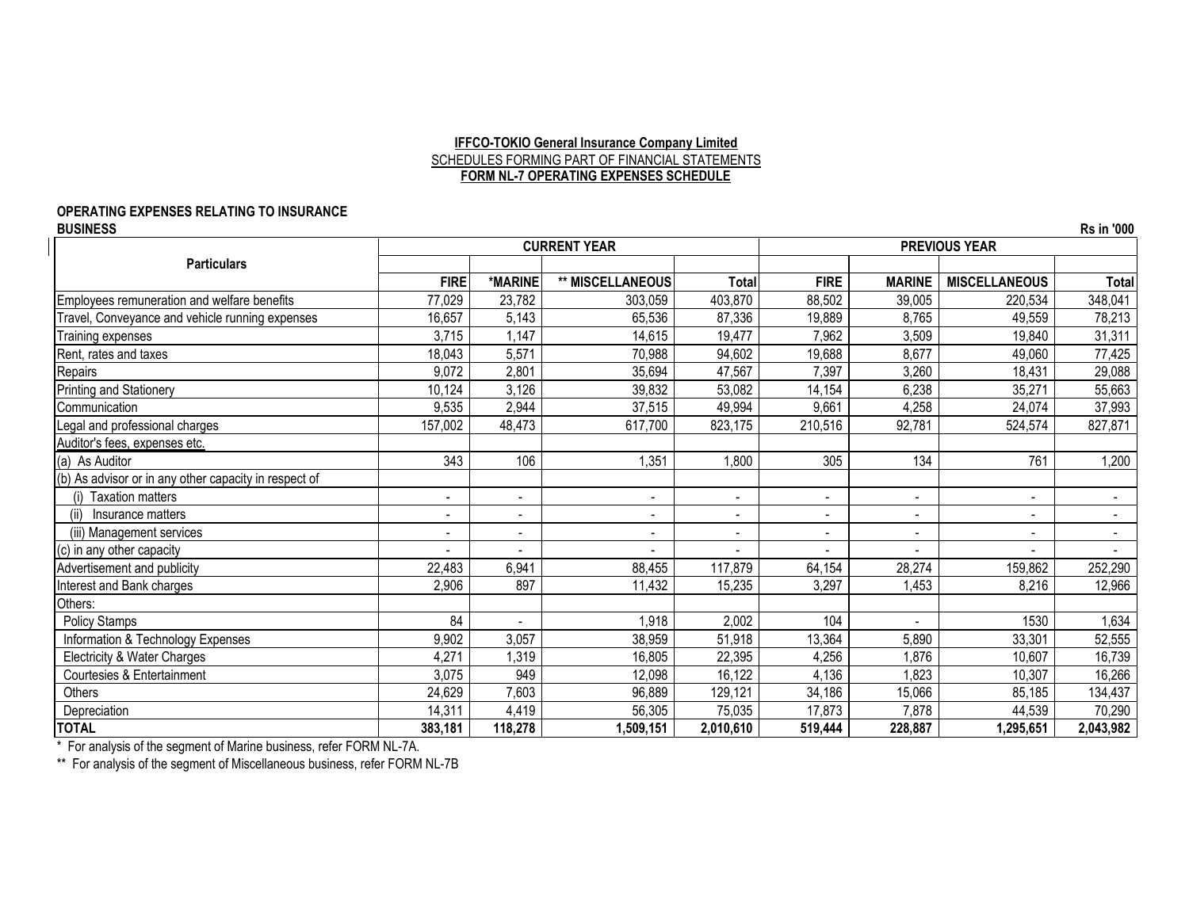**IFFCO-TOKIO General Insurance Company Limited**

SCHEDULES FORMING PART OF FINANCIAL STATEMENTS

**FORM NL-7 OPERATING EXPENSES SCHEDULE**

**OPERATING EXPENSES RELATING TO INSURANCE BUSINESS**

**Rs in '000**

| Particulars | CURRENT YEAR | | | | PREVIOUS YEAR | | | |
|---|---|---|---|---|---|---|---|---|
| | **FIRE** | ***MARINE** | **** MISCELLANEOUS** | **Total** | **FIRE** | **MARINE** | **MISCELLANEOUS** | **Total** |
| Employees remuneration and welfare benefits | 77,029 | 23,782 | 303,059 | 403,870 | 88,502 | 39,005 | 220,534 | 348,041 |
| Travel, Conveyance and vehicle running expenses | 16,657 | 5,143 | 65,536 | 87,336 | 19,889 | 8,765 | 49,559 | 78,213 |
| Training expenses | 3,715 | 1,147 | 14,615 | 19,477 | 7,962 | 3,509 | 19,840 | 31,311 |
| Rent, rates and taxes | 18,043 | 5,571 | 70,988 | 94,602 | 19,688 | 8,677 | 49,060 | 77,425 |
| Repairs | 9,072 | 2,801 | 35,694 | 47,567 | 7,397 | 3,260 | 18,431 | 29,088 |
| Printing and Stationery | 10,124 | 3,126 | 39,832 | 53,082 | 14,154 | 6,238 | 35,271 | 55,663 |
| Communication | 9,535 | 2,944 | 37,515 | 49,994 | 9,661 | 4,258 | 24,074 | 37,993 |
| Legal and professional charges | 157,002 | 48,473 | 617,700 | 823,175 | 210,516 | 92,781 | 524,574 | 827,871 |
| Auditor's fees, expenses etc. | | | | | | | | |
| (a) As Auditor | 343 | 106 | 1,351 | 1,800 | 305 | 134 | 761 | 1,200 |
| (b) As advisor or in any other capacity in respect of | | | | | | | | |
| (i) Taxation matters | - | - | - | - | - | - | - | - |
| (ii) Insurance matters | - | - | - | - | - | - | - | - |
| (iii) Management services | - | - | - | - | - | - | - | - |
| (c) in any other capacity | - | - | - | - | - | - | - | - |
| Advertisement and publicity | 22,483 | 6,941 | 88,455 | 117,879 | 64,154 | 28,274 | 159,862 | 252,290 |
| Interest and Bank charges | 2,906 | 897 | 11,432 | 15,235 | 3,297 | 1,453 | 8,216 | 12,966 |
| Others: | | | | | | | | |
| Policy Stamps | 84 | - | 1,918 | 2,002 | 104 | - | 1530 | 1,634 |
| Information & Technology Expenses | 9,902 | 3,057 | 38,959 | 51,918 | 13,364 | 5,890 | 33,301 | 52,555 |
| Electricity & Water Charges | 4,271 | 1,319 | 16,805 | 22,395 | 4,256 | 1,876 | 10,607 | 16,739 |
| Courtesies & Entertainment | 3,075 | 949 | 12,098 | 16,122 | 4,136 | 1,823 | 10,307 | 16,266 |
| Others | 24,629 | 7,603 | 96,889 | 129,121 | 34,186 | 15,066 | 85,185 | 134,437 |
| Depreciation | 14,311 | 4,419 | 56,305 | 75,035 | 17,873 | 7,878 | 44,539 | 70,290 |
| **TOTAL** | **383,181** | **118,278** | **1,509,151** | **2,010,610** | **519,444** | **228,887** | **1,295,651** | **2,043,982** |

\* For analysis of the segment of Marine business, refer FORM NL-7A.

\*\* For analysis of the segment of Miscellaneous business, refer FORM NL-7B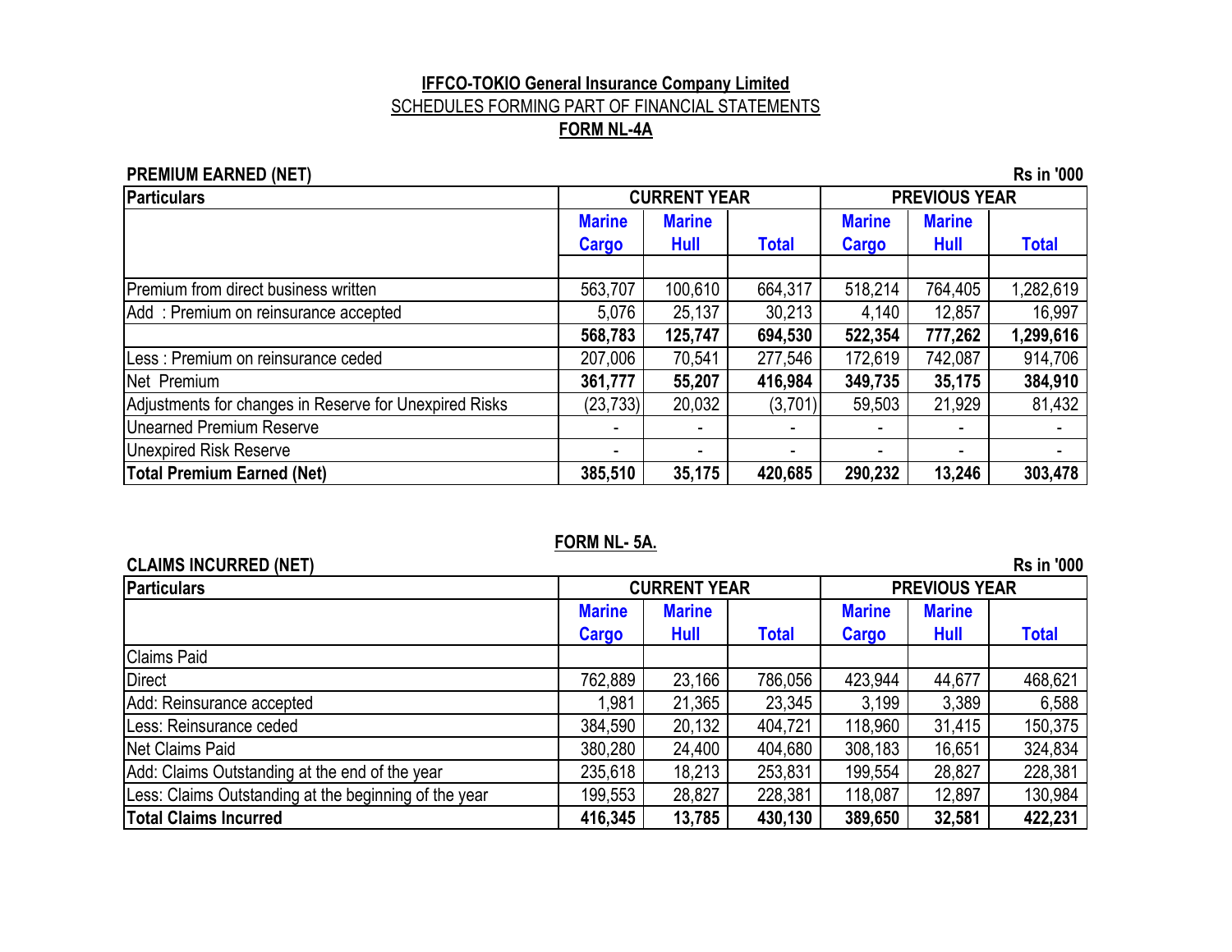**IFFCO-TOKIO General Insurance Company Limited**

SCHEDULES FORMING PART OF FINANCIAL STATEMENTS

**FORM NL-4A**

**PREMIUM EARNED (NET)** **Rs in '000**

| Particulars | CURRENT YEAR | | | PREVIOUS YEAR | | |
|---|---|---|---|---|---|---|
| | Marine Cargo | Marine Hull | Total | Marine Cargo | Marine Hull | Total |
| Premium from direct business written | 563,707 | 100,610 | 664,317 | 518,214 | 764,405 | 1,282,619 |
| Add : Premium on reinsurance accepted | 5,076 | 25,137 | 30,213 | 4,140 | 12,857 | 16,997 |
| | **568,783** | **125,747** | **694,530** | **522,354** | **777,262** | **1,299,616** |
| Less : Premium on reinsurance ceded | 207,006 | 70,541 | 277,546 | 172,619 | 742,087 | 914,706 |
| Net Premium | **361,777** | **55,207** | **416,984** | **349,735** | **35,175** | **384,910** |
| Adjustments for changes in Reserve for Unexpired Risks | (23,733) | 20,032 | (3,701) | 59,503 | 21,929 | 81,432 |
| Unearned Premium Reserve | - | - | - | - | - | - |
| Unexpired Risk Reserve | - | - | - | - | - | - |
| **Total Premium Earned (Net)** | **385,510** | **35,175** | **420,685** | **290,232** | **13,246** | **303,478** |

**FORM NL- 5A.**

**CLAIMS INCURRED (NET)** **Rs in '000**

| Particulars | CURRENT YEAR | | | PREVIOUS YEAR | | |
|---|---|---|---|---|---|---|
| | Marine Cargo | Marine Hull | Total | Marine Cargo | Marine Hull | Total |
| Claims Paid | | | | | | |
| Direct | 762,889 | 23,166 | 786,056 | 423,944 | 44,677 | 468,621 |
| Add: Reinsurance accepted | 1,981 | 21,365 | 23,345 | 3,199 | 3,389 | 6,588 |
| Less: Reinsurance ceded | 384,590 | 20,132 | 404,721 | 118,960 | 31,415 | 150,375 |
| Net Claims Paid | 380,280 | 24,400 | 404,680 | 308,183 | 16,651 | 324,834 |
| Add: Claims Outstanding at the end of the year | 235,618 | 18,213 | 253,831 | 199,554 | 28,827 | 228,381 |
| Less: Claims Outstanding at the beginning of the year | 199,553 | 28,827 | 228,381 | 118,087 | 12,897 | 130,984 |
| **Total Claims Incurred** | **416,345** | **13,785** | **430,130** | **389,650** | **32,581** | **422,231** |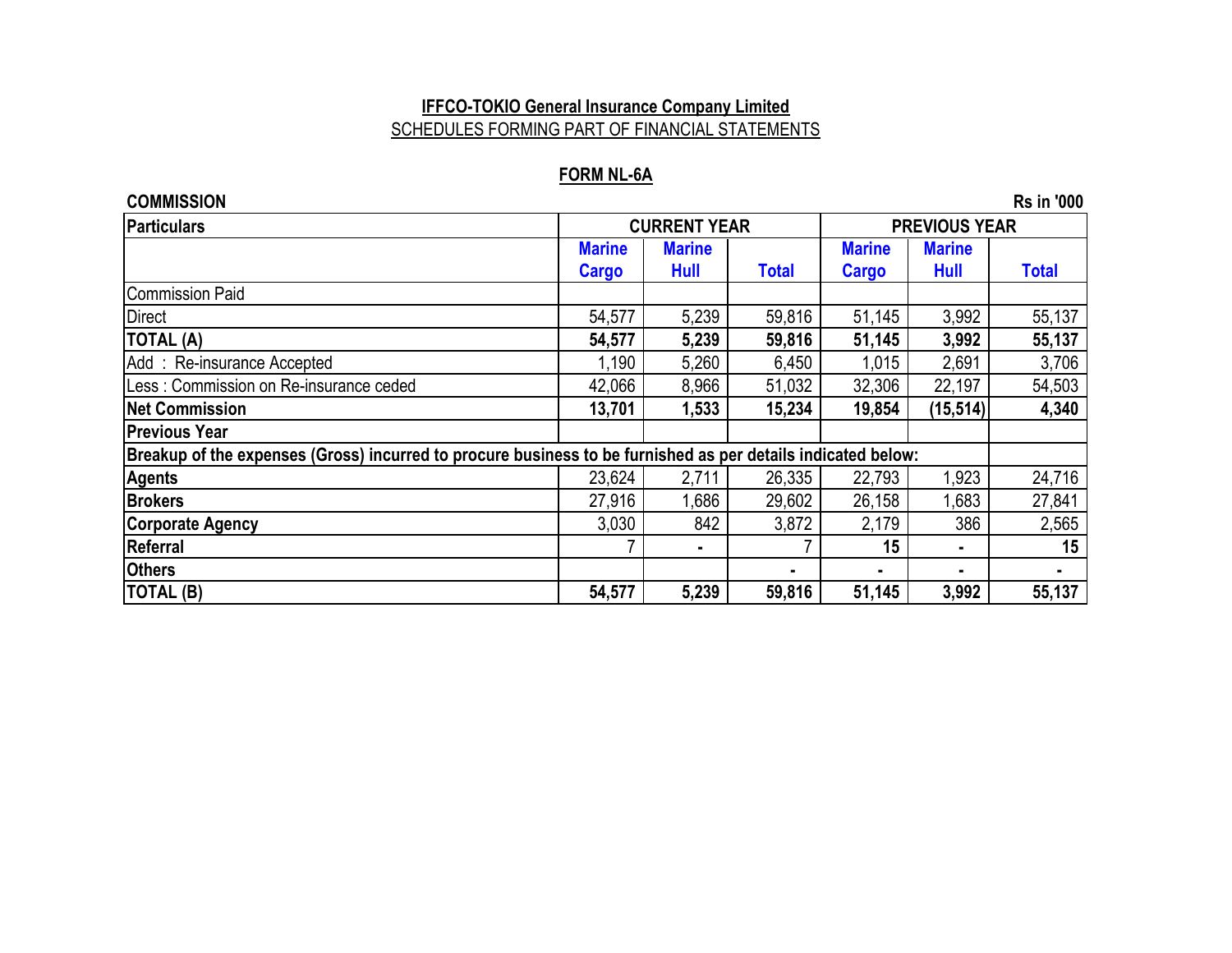**IFFCO-TOKIO General Insurance Company Limited**

SCHEDULES FORMING PART OF FINANCIAL STATEMENTS

**FORM NL-6A**

**COMMISSION** **Rs in '000**

| Particulars | CURRENT YEAR | | | PREVIOUS YEAR | | |
|---|---|---|---|---|---|---|
| | Marine Cargo | Marine Hull | Total | Marine Cargo | Marine Hull | Total |
| Commission Paid | | | | | | |
| Direct | 54,577 | 5,239 | 59,816 | 51,145 | 3,992 | 55,137 |
| **TOTAL (A)** | **54,577** | **5,239** | **59,816** | **51,145** | **3,992** | **55,137** |
| Add : Re-insurance Accepted | 1,190 | 5,260 | 6,450 | 1,015 | 2,691 | 3,706 |
| Less : Commission on Re-insurance ceded | 42,066 | 8,966 | 51,032 | 32,306 | 22,197 | 54,503 |
| **Net Commission** | **13,701** | **1,533** | **15,234** | **19,854** | **(15,514)** | **4,340** |
| **Previous Year** | | | | | | |
| **Breakup of the expenses (Gross) incurred to procure business to be furnished as per details indicated below:** | | | | | | |
| **Agents** | 23,624 | 2,711 | 26,335 | 22,793 | 1,923 | 24,716 |
| **Brokers** | 27,916 | 1,686 | 29,602 | 26,158 | 1,683 | 27,841 |
| **Corporate Agency** | 3,030 | 842 | 3,872 | 2,179 | 386 | 2,565 |
| **Referral** | 7 | - | 7 | 15 | - | 15 |
| **Others** | | | - | - | - | - |
| **TOTAL (B)** | **54,577** | **5,239** | **59,816** | **51,145** | **3,992** | **55,137** |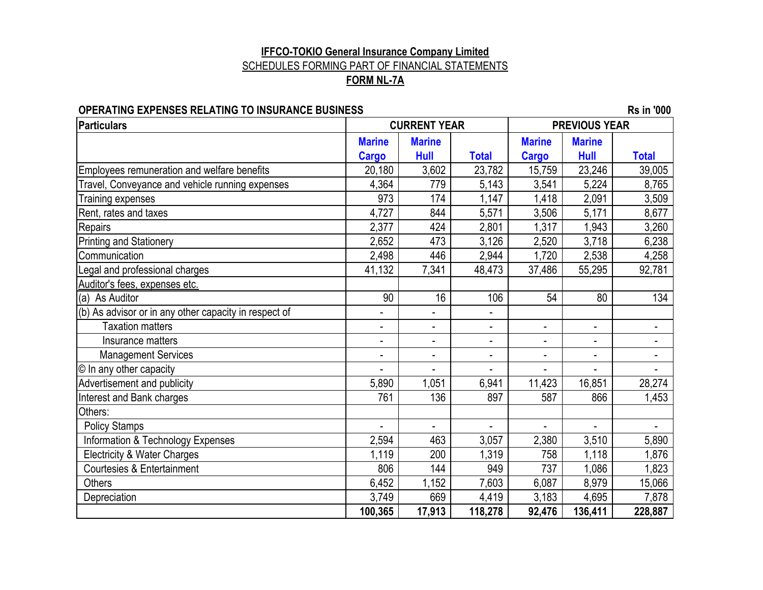**IFFCO-TOKIO General Insurance Company Limited**

SCHEDULES FORMING PART OF FINANCIAL STATEMENTS

**FORM NL-7A**

**OPERATING EXPENSES RELATING TO INSURANCE BUSINESS**

**Rs in '000**

| Particulars | CURRENT YEAR | | | PREVIOUS YEAR | | |
|---|---|---|---|---|---|---|
| | Marine Cargo | Marine Hull | Total | Marine Cargo | Marine Hull | Total |
| Employees remuneration and welfare benefits | 20,180 | 3,602 | 23,782 | 15,759 | 23,246 | 39,005 |
| Travel, Conveyance and vehicle running expenses | 4,364 | 779 | 5,143 | 3,541 | 5,224 | 8,765 |
| Training expenses | 973 | 174 | 1,147 | 1,418 | 2,091 | 3,509 |
| Rent, rates and taxes | 4,727 | 844 | 5,571 | 3,506 | 5,171 | 8,677 |
| Repairs | 2,377 | 424 | 2,801 | 1,317 | 1,943 | 3,260 |
| Printing and Stationery | 2,652 | 473 | 3,126 | 2,520 | 3,718 | 6,238 |
| Communication | 2,498 | 446 | 2,944 | 1,720 | 2,538 | 4,258 |
| Legal and professional charges | 41,132 | 7,341 | 48,473 | 37,486 | 55,295 | 92,781 |
| Auditor's fees, expenses etc. | | | | | | |
| (a) As Auditor | 90 | 16 | 106 | 54 | 80 | 134 |
| (b) As advisor or in any other capacity in respect of | - | - | - | | | |
| Taxation matters | - | - | - | - | - | - |
| Insurance matters | - | - | - | - | - | - |
| Management Services | - | - | - | - | - | - |
| © In any other capacity | - | - | - | - | - | - |
| Advertisement and publicity | 5,890 | 1,051 | 6,941 | 11,423 | 16,851 | 28,274 |
| Interest and Bank charges | 761 | 136 | 897 | 587 | 866 | 1,453 |
| Others: | | | | | | |
| Policy Stamps | - | - | - | - | - | - |
| Information & Technology Expenses | 2,594 | 463 | 3,057 | 2,380 | 3,510 | 5,890 |
| Electricity & Water Charges | 1,119 | 200 | 1,319 | 758 | 1,118 | 1,876 |
| Courtesies & Entertainment | 806 | 144 | 949 | 737 | 1,086 | 1,823 |
| Others | 6,452 | 1,152 | 7,603 | 6,087 | 8,979 | 15,066 |
| Depreciation | 3,749 | 669 | 4,419 | 3,183 | 4,695 | 7,878 |
| | **100,365** | **17,913** | **118,278** | **92,476** | **136,411** | **228,887** |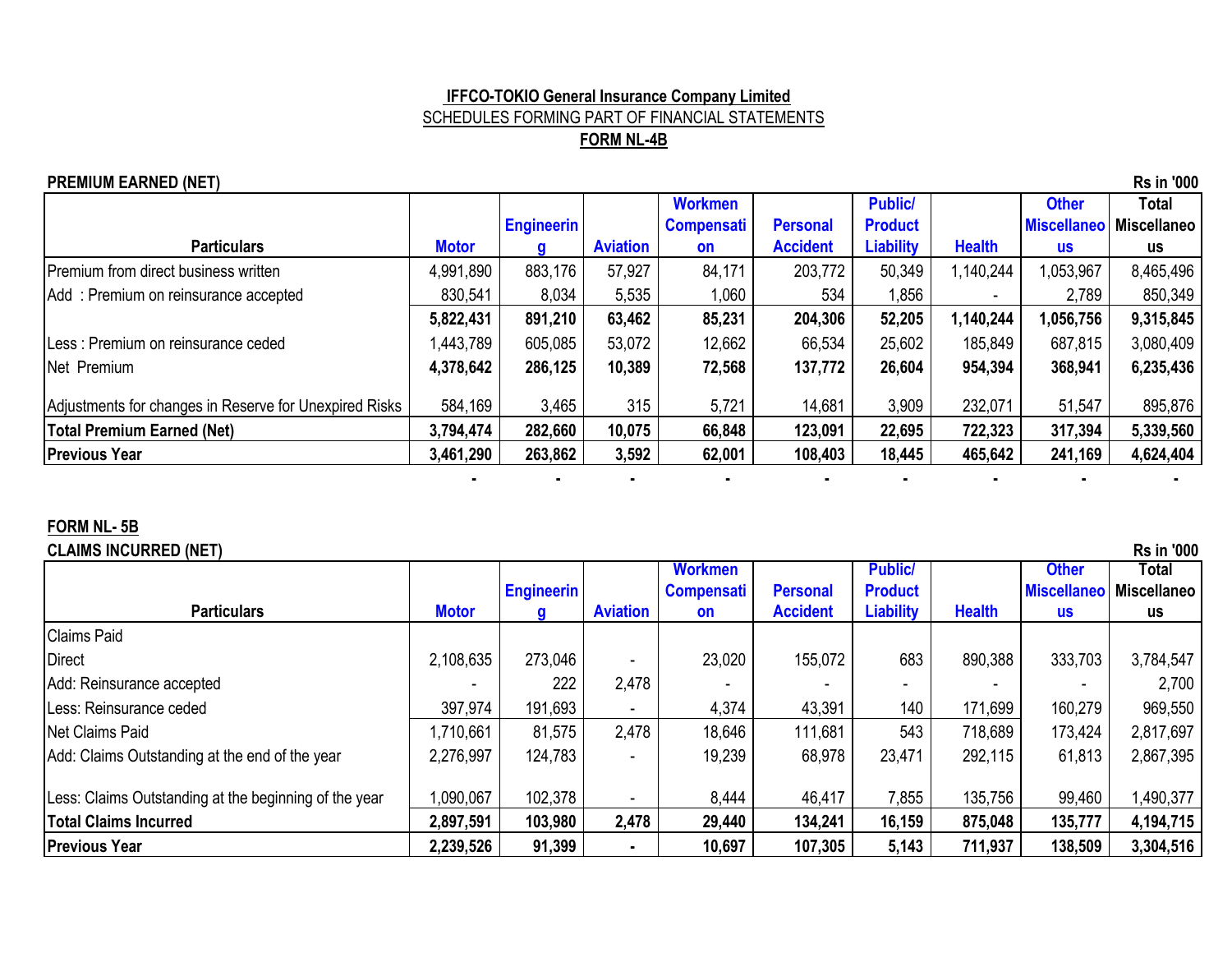**IFFCO-TOKIO General Insurance Company Limited**

SCHEDULES FORMING PART OF FINANCIAL STATEMENTS

**FORM NL-4B**

**PREMIUM EARNED (NET)**

**Rs in '000**

| Particulars | Motor | Engineering | Aviation | Workmen Compensation | Personal Accident | Public/ Product Liability | Health | Other Miscellaneous | Total Miscellaneous |
|---|---|---|---|---|---|---|---|---|---|
| Premium from direct business written | 4,991,890 | 883,176 | 57,927 | 84,171 | 203,772 | 50,349 | 1,140,244 | 1,053,967 | 8,465,496 |
| Add : Premium on reinsurance accepted | 830,541 | 8,034 | 5,535 | 1,060 | 534 | 1,856 | - | 2,789 | 850,349 |
| | **5,822,431** | **891,210** | **63,462** | **85,231** | **204,306** | **52,205** | **1,140,244** | **1,056,756** | **9,315,845** |
| Less : Premium on reinsurance ceded | 1,443,789 | 605,085 | 53,072 | 12,662 | 66,534 | 25,602 | 185,849 | 687,815 | 3,080,409 |
| Net Premium | **4,378,642** | **286,125** | **10,389** | **72,568** | **137,772** | **26,604** | **954,394** | **368,941** | **6,235,436** |
| Adjustments for changes in Reserve for Unexpired Risks | 584,169 | 3,465 | 315 | 5,721 | 14,681 | 3,909 | 232,071 | 51,547 | 895,876 |
| **Total Premium Earned (Net)** | **3,794,474** | **282,660** | **10,075** | **66,848** | **123,091** | **22,695** | **722,323** | **317,394** | **5,339,560** |
| **Previous Year** | **3,461,290** | **263,862** | **3,592** | **62,001** | **108,403** | **18,445** | **465,642** | **241,169** | **4,624,404** |
| | - | - | - | - | - | - | - | - | - |

**FORM NL- 5B**

**CLAIMS INCURRED (NET)**

**Rs in '000**

| Particulars | Motor | Engineering | Aviation | Workmen Compensation | Personal Accident | Public/ Product Liability | Health | Other Miscellaneous | Total Miscellaneous |
|---|---|---|---|---|---|---|---|---|---|
| Claims Paid | | | | | | | | | |
| Direct | 2,108,635 | 273,046 | - | 23,020 | 155,072 | 683 | 890,388 | 333,703 | 3,784,547 |
| Add: Reinsurance accepted | - | 222 | 2,478 | - | - | - | - | - | 2,700 |
| Less: Reinsurance ceded | 397,974 | 191,693 | - | 4,374 | 43,391 | 140 | 171,699 | 160,279 | 969,550 |
| Net Claims Paid | 1,710,661 | 81,575 | 2,478 | 18,646 | 111,681 | 543 | 718,689 | 173,424 | 2,817,697 |
| Add: Claims Outstanding at the end of the year | 2,276,997 | 124,783 | - | 19,239 | 68,978 | 23,471 | 292,115 | 61,813 | 2,867,395 |
| Less: Claims Outstanding at the beginning of the year | 1,090,067 | 102,378 | - | 8,444 | 46,417 | 7,855 | 135,756 | 99,460 | 1,490,377 |
| **Total Claims Incurred** | **2,897,591** | **103,980** | **2,478** | **29,440** | **134,241** | **16,159** | **875,048** | **135,777** | **4,194,715** |
| **Previous Year** | **2,239,526** | **91,399** | **-** | **10,697** | **107,305** | **5,143** | **711,937** | **138,509** | **3,304,516** |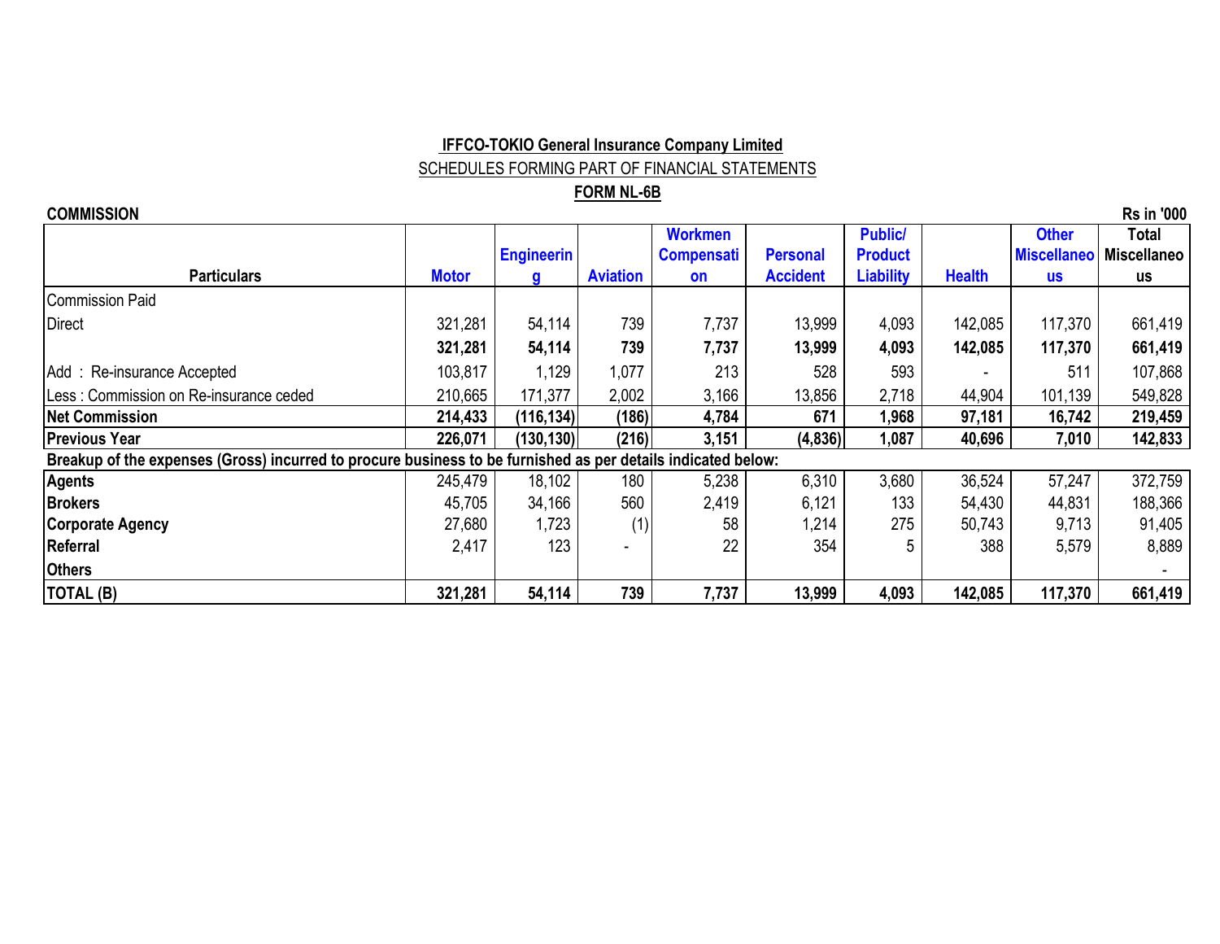**IFFCO-TOKIO General Insurance Company Limited**

SCHEDULES FORMING PART OF FINANCIAL STATEMENTS

**FORM NL-6B**

**COMMISSION** — Rs in '000

| Particulars | Motor | Engineering | Aviation | Workmen Compensation | Personal Accident | Public/ Product Liability | Health | Other Miscellaneous | Total Miscellaneous |
|---|---|---|---|---|---|---|---|---|---|
| Commission Paid | | | | | | | | | |
| Direct | 321,281 | 54,114 | 739 | 7,737 | 13,999 | 4,093 | 142,085 | 117,370 | 661,419 |
| | **321,281** | **54,114** | **739** | **7,737** | **13,999** | **4,093** | **142,085** | **117,370** | **661,419** |
| Add : Re-insurance Accepted | 103,817 | 1,129 | 1,077 | 213 | 528 | 593 | - | 511 | 107,868 |
| Less : Commission on Re-insurance ceded | 210,665 | 171,377 | 2,002 | 3,166 | 13,856 | 2,718 | 44,904 | 101,139 | 549,828 |
| **Net Commission** | **214,433** | **(116,134)** | **(186)** | **4,784** | **671** | **1,968** | **97,181** | **16,742** | **219,459** |
| **Previous Year** | **226,071** | **(130,130)** | **(216)** | **3,151** | **(4,836)** | **1,087** | **40,696** | **7,010** | **142,833** |
| **Breakup of the expenses (Gross) incurred to procure business to be furnished as per details indicated below:** | | | | | | | | | |
| **Agents** | 245,479 | 18,102 | 180 | 5,238 | 6,310 | 3,680 | 36,524 | 57,247 | 372,759 |
| **Brokers** | 45,705 | 34,166 | 560 | 2,419 | 6,121 | 133 | 54,430 | 44,831 | 188,366 |
| **Corporate Agency** | 27,680 | 1,723 | (1) | 58 | 1,214 | 275 | 50,743 | 9,713 | 91,405 |
| **Referral** | 2,417 | 123 | - | 22 | 354 | 5 | 388 | 5,579 | 8,889 |
| **Others** | | | | | | | | | - |
| **TOTAL (B)** | **321,281** | **54,114** | **739** | **7,737** | **13,999** | **4,093** | **142,085** | **117,370** | **661,419** |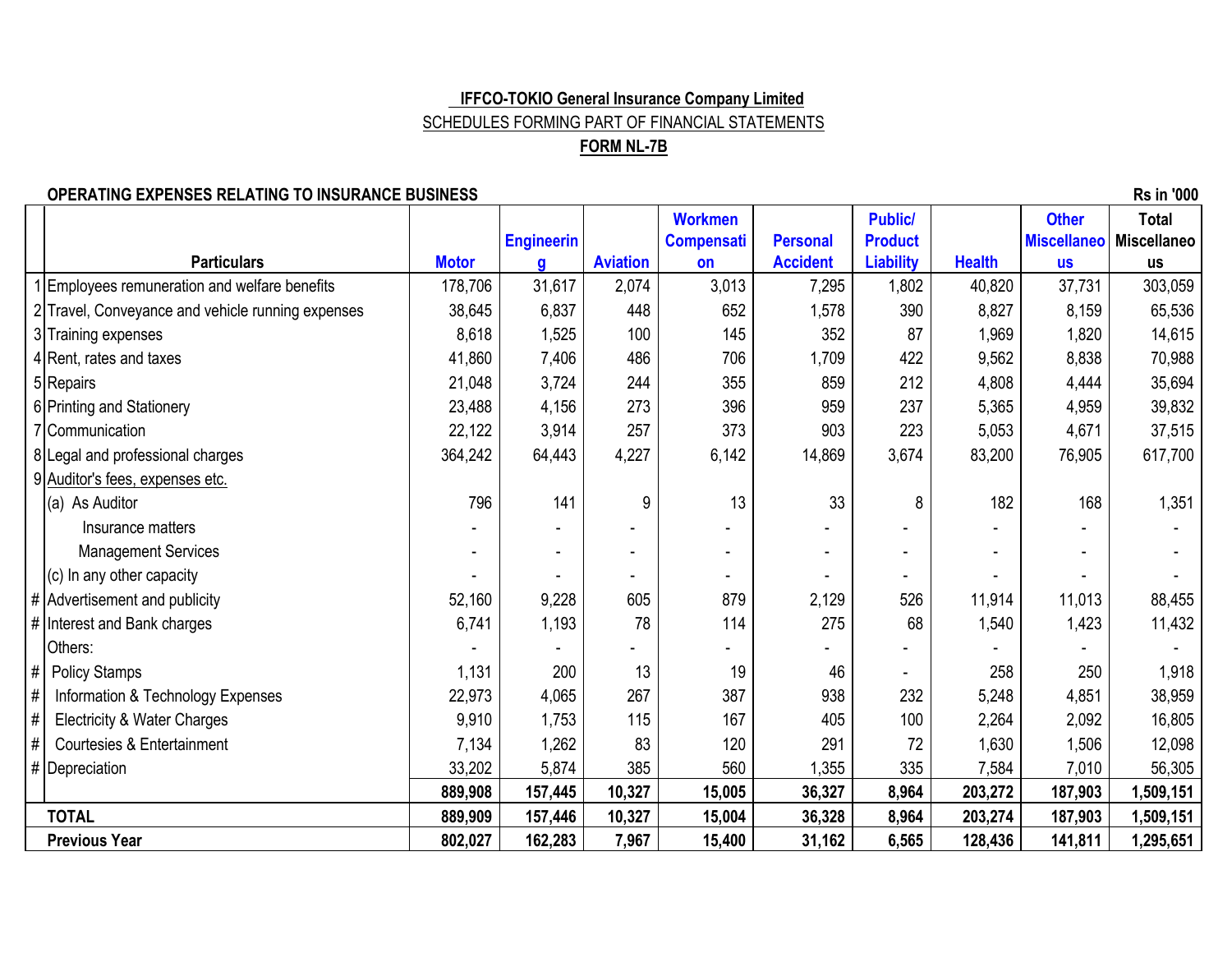**IFFCO-TOKIO General Insurance Company Limited**

SCHEDULES FORMING PART OF FINANCIAL STATEMENTS

**FORM NL-7B**

**OPERATING EXPENSES RELATING TO INSURANCE BUSINESS**

**Rs in '000**

| | Particulars | Motor | Engineering | Aviation | Workmen Compensation | Personal Accident | Public/ Product Liability | Health | Other Miscellaneous | Total Miscellaneous |
|---|---|---|---|---|---|---|---|---|---|---|
| 1 | Employees remuneration and welfare benefits | 178,706 | 31,617 | 2,074 | 3,013 | 7,295 | 1,802 | 40,820 | 37,731 | 303,059 |
| 2 | Travel, Conveyance and vehicle running expenses | 38,645 | 6,837 | 448 | 652 | 1,578 | 390 | 8,827 | 8,159 | 65,536 |
| 3 | Training expenses | 8,618 | 1,525 | 100 | 145 | 352 | 87 | 1,969 | 1,820 | 14,615 |
| 4 | Rent, rates and taxes | 41,860 | 7,406 | 486 | 706 | 1,709 | 422 | 9,562 | 8,838 | 70,988 |
| 5 | Repairs | 21,048 | 3,724 | 244 | 355 | 859 | 212 | 4,808 | 4,444 | 35,694 |
| 6 | Printing and Stationery | 23,488 | 4,156 | 273 | 396 | 959 | 237 | 5,365 | 4,959 | 39,832 |
| 7 | Communication | 22,122 | 3,914 | 257 | 373 | 903 | 223 | 5,053 | 4,671 | 37,515 |
| 8 | Legal and professional charges | 364,242 | 64,443 | 4,227 | 6,142 | 14,869 | 3,674 | 83,200 | 76,905 | 617,700 |
| 9 | Auditor's fees, expenses etc. | | | | | | | | | |
| | (a) As Auditor | 796 | 141 | 9 | 13 | 33 | 8 | 182 | 168 | 1,351 |
| | Insurance matters | - | - | - | - | - | - | - | - | - |
| | Management Services | - | - | - | - | - | - | - | - | - |
| | (c) In any other capacity | - | - | - | - | - | - | - | - | - |
| # | Advertisement and publicity | 52,160 | 9,228 | 605 | 879 | 2,129 | 526 | 11,914 | 11,013 | 88,455 |
| # | Interest and Bank charges | 6,741 | 1,193 | 78 | 114 | 275 | 68 | 1,540 | 1,423 | 11,432 |
| | Others: | - | - | - | - | - | - | - | - | - |
| # | Policy Stamps | 1,131 | 200 | 13 | 19 | 46 | - | 258 | 250 | 1,918 |
| # | Information & Technology Expenses | 22,973 | 4,065 | 267 | 387 | 938 | 232 | 5,248 | 4,851 | 38,959 |
| # | Electricity & Water Charges | 9,910 | 1,753 | 115 | 167 | 405 | 100 | 2,264 | 2,092 | 16,805 |
| # | Courtesies & Entertainment | 7,134 | 1,262 | 83 | 120 | 291 | 72 | 1,630 | 1,506 | 12,098 |
| # | Depreciation | 33,202 | 5,874 | 385 | 560 | 1,355 | 335 | 7,584 | 7,010 | 56,305 |
| | | **889,908** | **157,445** | **10,327** | **15,005** | **36,327** | **8,964** | **203,272** | **187,903** | **1,509,151** |
| | **TOTAL** | **889,909** | **157,446** | **10,327** | **15,004** | **36,328** | **8,964** | **203,274** | **187,903** | **1,509,151** |
| | **Previous Year** | **802,027** | **162,283** | **7,967** | **15,400** | **31,162** | **6,565** | **128,436** | **141,811** | **1,295,651** |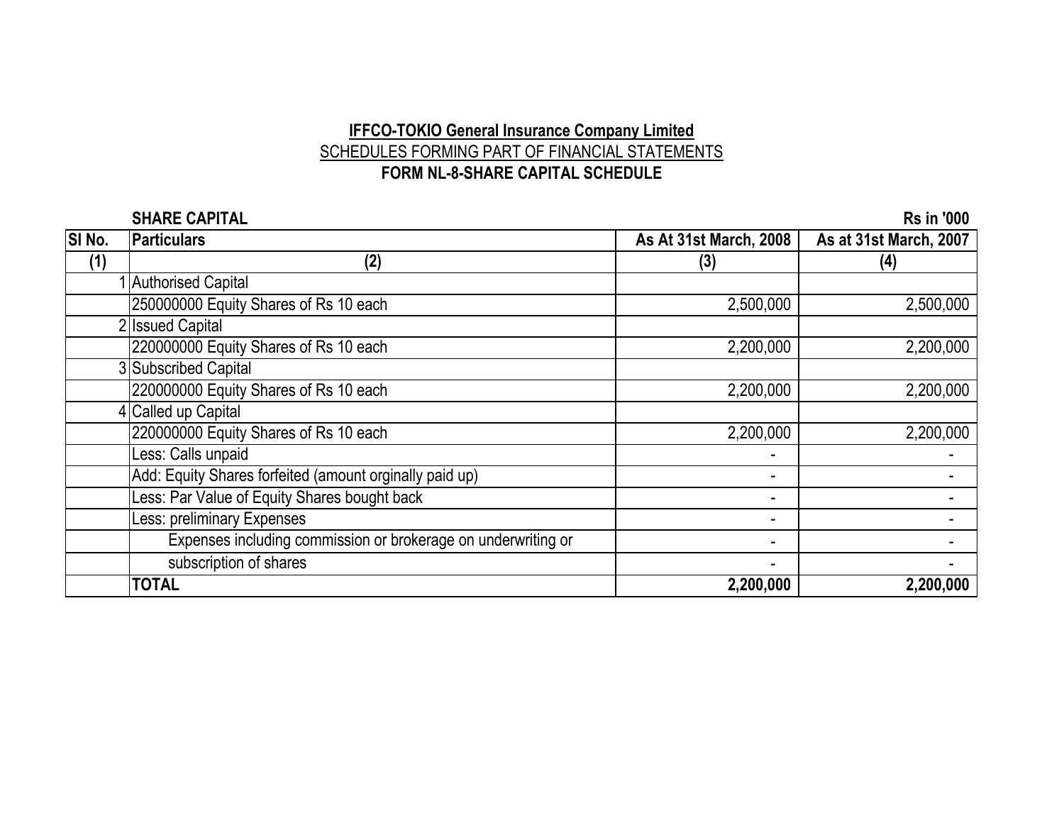**IFFCO-TOKIO General Insurance Company Limited**

SCHEDULES FORMING PART OF FINANCIAL STATEMENTS

**FORM NL-8-SHARE CAPITAL SCHEDULE**

**SHARE CAPITAL** **Rs in '000**

| SI No. | Particulars | As At 31st March, 2008 | As at 31st March, 2007 |
|---|---|---|---|
| (1) | (2) | (3) | (4) |
| 1 | Authorised Capital | | |
| | 250000000 Equity Shares of Rs 10 each | 2,500,000 | 2,500,000 |
| 2 | Issued Capital | | |
| | 220000000 Equity Shares of Rs 10 each | 2,200,000 | 2,200,000 |
| 3 | Subscribed Capital | | |
| | 220000000 Equity Shares of Rs 10 each | 2,200,000 | 2,200,000 |
| 4 | Called up Capital | | |
| | 220000000 Equity Shares of Rs 10 each | 2,200,000 | 2,200,000 |
| | Less: Calls unpaid | - | - |
| | Add: Equity Shares forfeited (amount orginally paid up) | - | - |
| | Less: Par Value of Equity Shares bought back | - | - |
| | Less: preliminary Expenses | - | - |
| | Expenses including commission or brokerage on underwriting or | - | - |
| | subscription of shares | - | - |
| | **TOTAL** | **2,200,000** | **2,200,000** |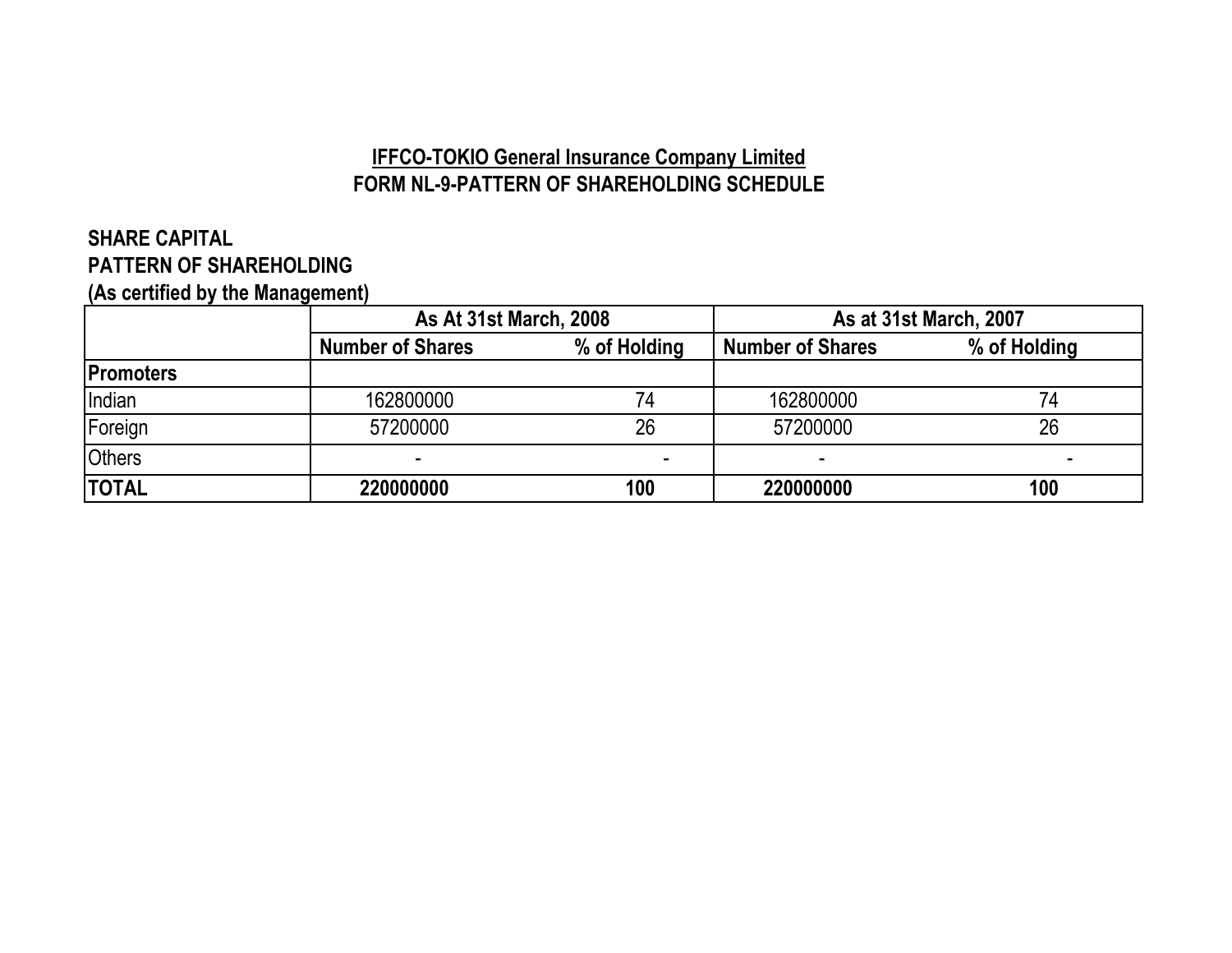## IFFCO-TOKIO General Insurance Company Limited

## FORM NL-9-PATTERN OF SHAREHOLDING SCHEDULE

**SHARE CAPITAL**

**PATTERN OF SHAREHOLDING**

**(As certified by the Management)**

| | As At 31st March, 2008 | | As at 31st March, 2007 | |
|---|---|---|---|---|
| | **Number of Shares** | **% of Holding** | **Number of Shares** | **% of Holding** |
| **Promoters** | | | | |
| Indian | 162800000 | 74 | 162800000 | 74 |
| Foreign | 57200000 | 26 | 57200000 | 26 |
| Others | - | - | - | - |
| **TOTAL** | **220000000** | **100** | **220000000** | **100** |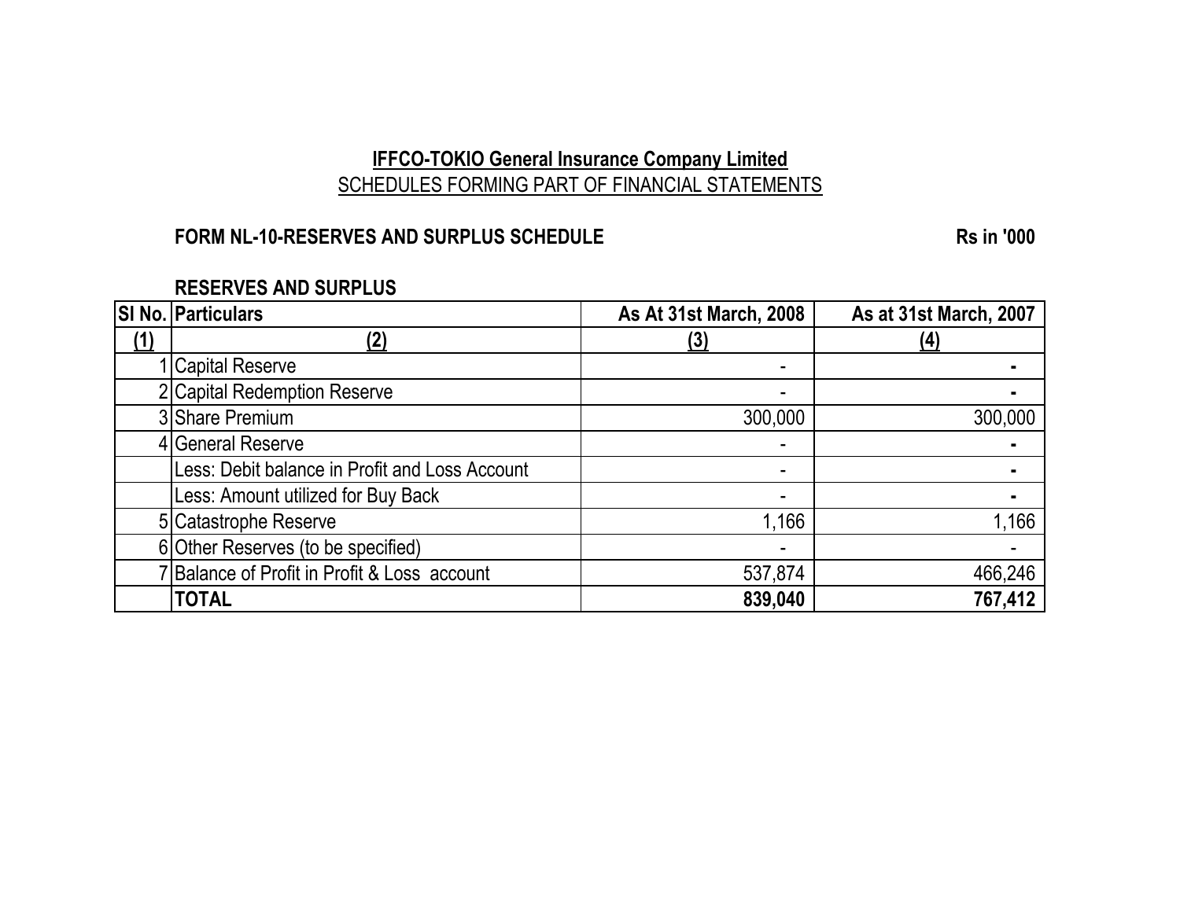**IFFCO-TOKIO General Insurance Company Limited**

SCHEDULES FORMING PART OF FINANCIAL STATEMENTS

**FORM NL-10-RESERVES AND SURPLUS SCHEDULE** **Rs in '000**

**RESERVES AND SURPLUS**

| SI No. | Particulars | As At 31st March, 2008 | As at 31st March, 2007 |
|---|---|---|---|
| (1) | (2) | (3) | (4) |
| 1 | Capital Reserve | - | - |
| 2 | Capital Redemption Reserve | - | - |
| 3 | Share Premium | 300,000 | 300,000 |
| 4 | General Reserve | - | - |
| | Less: Debit balance in Profit and Loss Account | - | - |
| | Less: Amount utilized for Buy Back | - | - |
| 5 | Catastrophe Reserve | 1,166 | 1,166 |
| 6 | Other Reserves (to be specified) | - | - |
| 7 | Balance of Profit in Profit & Loss account | 537,874 | 466,246 |
| | **TOTAL** | **839,040** | **767,412** |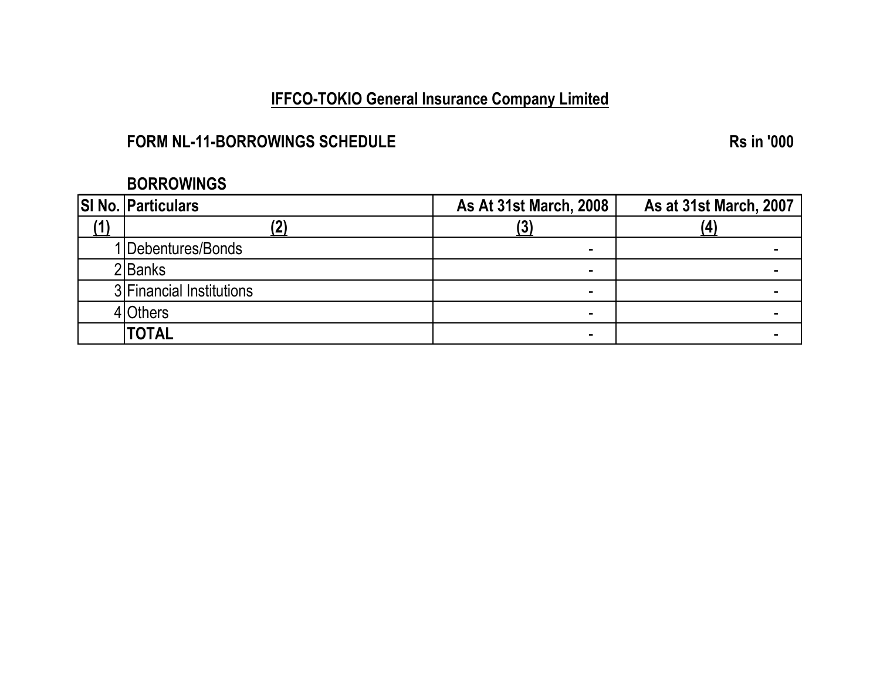# IFFCO-TOKIO General Insurance Company Limited

## FORM NL-11-BORROWINGS SCHEDULE

Rs in '000

### BORROWINGS

| Sl No. | Particulars | As At 31st March, 2008 | As at 31st March, 2007 |
|---|---|---|---|
| (1) | (2) | (3) | (4) |
| 1 | Debentures/Bonds | - | - |
| 2 | Banks | - | - |
| 3 | Financial Institutions | - | - |
| 4 | Others | - | - |
| | **TOTAL** | - | - |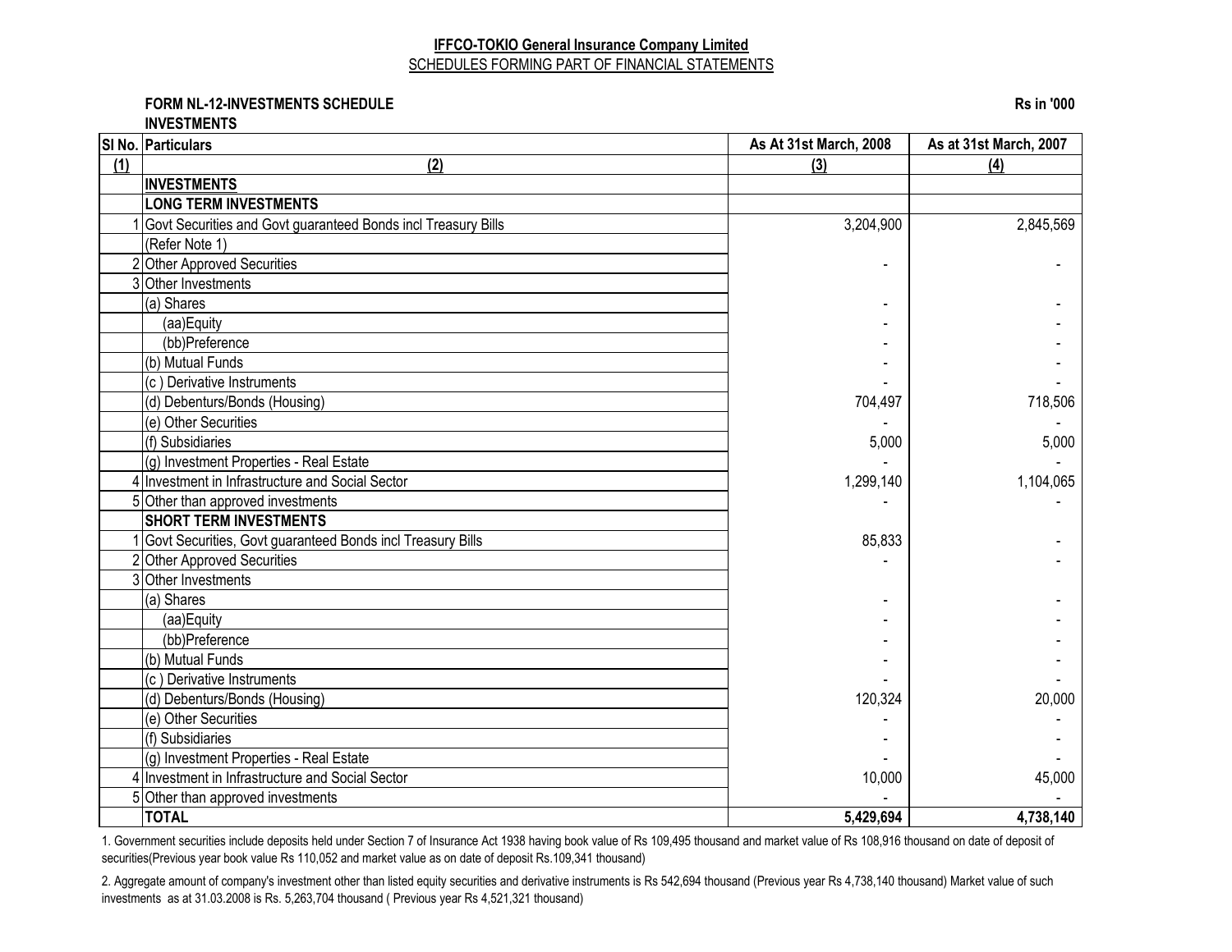**IFFCO-TOKIO General Insurance Company Limited**

SCHEDULES FORMING PART OF FINANCIAL STATEMENTS

**FORM NL-12-INVESTMENTS SCHEDULE**

**INVESTMENTS**

**Rs in '000**

| Sl No. | Particulars | As At 31st March, 2008 | As at 31st March, 2007 |
|---|---|---|---|
| (1) | (2) | (3) | (4) |
| | **INVESTMENTS** | | |
| | **LONG TERM INVESTMENTS** | | |
| 1 | Govt Securities and Govt guaranteed Bonds incl Treasury Bills | 3,204,900 | 2,845,569 |
| | (Refer Note 1) | | |
| 2 | Other Approved Securities | - | - |
| 3 | Other Investments | | |
| | (a) Shares | - | - |
| | (aa)Equity | - | - |
| | (bb)Preference | - | - |
| | (b) Mutual Funds | - | - |
| | (c ) Derivative Instruments | - | - |
| | (d) Debenturs/Bonds (Housing) | 704,497 | 718,506 |
| | (e) Other Securities | - | - |
| | (f) Subsidiaries | 5,000 | 5,000 |
| | (g) Investment Properties - Real Estate | - | - |
| 4 | Investment in Infrastructure and Social Sector | 1,299,140 | 1,104,065 |
| 5 | Other than approved investments | - | - |
| | **SHORT TERM INVESTMENTS** | | |
| 1 | Govt Securities, Govt guaranteed Bonds incl Treasury Bills | 85,833 | - |
| 2 | Other Approved Securities | - | - |
| 3 | Other Investments | | |
| | (a) Shares | - | - |
| | (aa)Equity | - | - |
| | (bb)Preference | - | - |
| | (b) Mutual Funds | - | - |
| | (c ) Derivative Instruments | - | - |
| | (d) Debenturs/Bonds (Housing) | 120,324 | 20,000 |
| | (e) Other Securities | - | - |
| | (f) Subsidiaries | - | - |
| | (g) Investment Properties - Real Estate | - | - |
| 4 | Investment in Infrastructure and Social Sector | 10,000 | 45,000 |
| 5 | Other than approved investments | - | - |
| | **TOTAL** | **5,429,694** | **4,738,140** |

1. Government securities include deposits held under Section 7 of Insurance Act 1938 having book value of Rs 109,495 thousand and market value of Rs 108,916 thousand on date of deposit of securities(Previous year book value Rs 110,052 and market value as on date of deposit Rs.109,341 thousand)

2. Aggregate amount of company's investment other than listed equity securities and derivative instruments is Rs 542,694 thousand (Previous year Rs 4,738,140 thousand) Market value of such investments as at 31.03.2008 is Rs. 5,263,704 thousand ( Previous year Rs 4,521,321 thousand)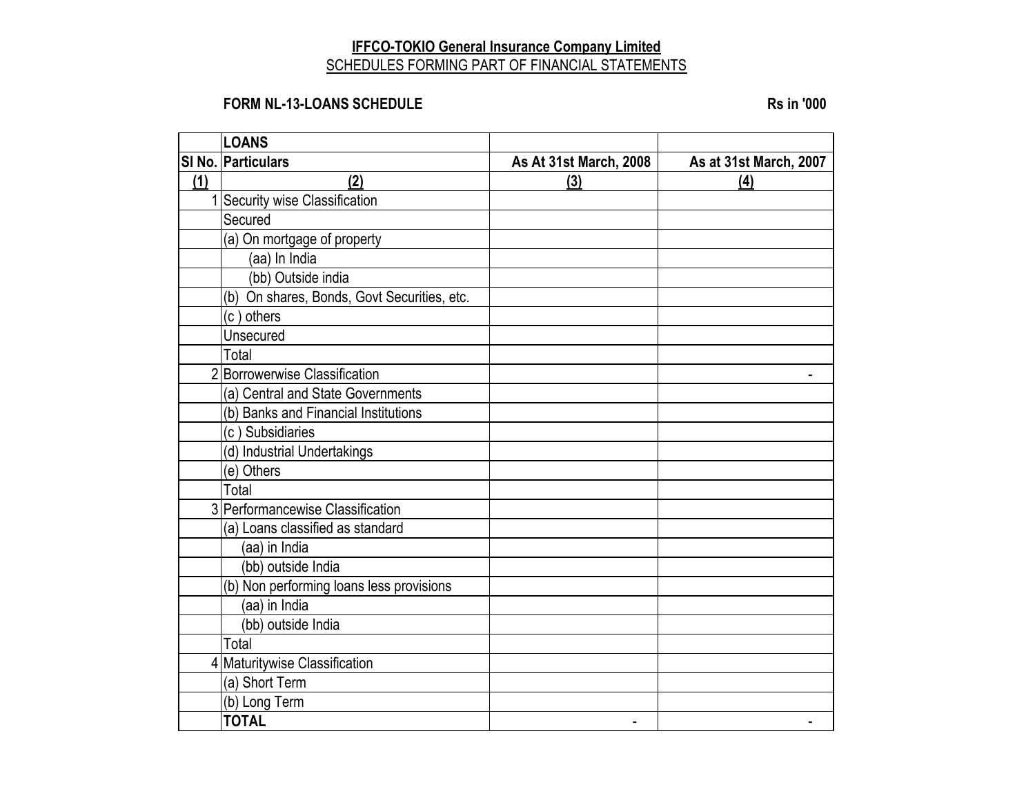**IFFCO-TOKIO General Insurance Company Limited**

SCHEDULES FORMING PART OF FINANCIAL STATEMENTS

**FORM NL-13-LOANS SCHEDULE** **Rs in '000**

| | **LOANS** | | |
|---|---|---|---|
| **Sl No.** | **Particulars** | **As At 31st March, 2008** | **As at 31st March, 2007** |
| **(1)** | **(2)** | **(3)** | **(4)** |
| 1 | Security wise Classification | | |
| | Secured | | |
| | (a) On mortgage of property | | |
| | (aa) In India | | |
| | (bb) Outside india | | |
| | (b) On shares, Bonds, Govt Securities, etc. | | |
| | (c ) others | | |
| | Unsecured | | |
| | Total | | |
| 2 | Borrowerwise Classification | | - |
| | (a) Central and State Governments | | |
| | (b) Banks and Financial Institutions | | |
| | (c ) Subsidiaries | | |
| | (d) Industrial Undertakings | | |
| | (e) Others | | |
| | Total | | |
| 3 | Performancewise Classification | | |
| | (a) Loans classified as standard | | |
| | (aa) in India | | |
| | (bb) outside India | | |
| | (b) Non performing loans less provisions | | |
| | (aa) in India | | |
| | (bb) outside India | | |
| | Total | | |
| 4 | Maturitywise Classification | | |
| | (a) Short Term | | |
| | (b) Long Term | | |
| | **TOTAL** | - | - |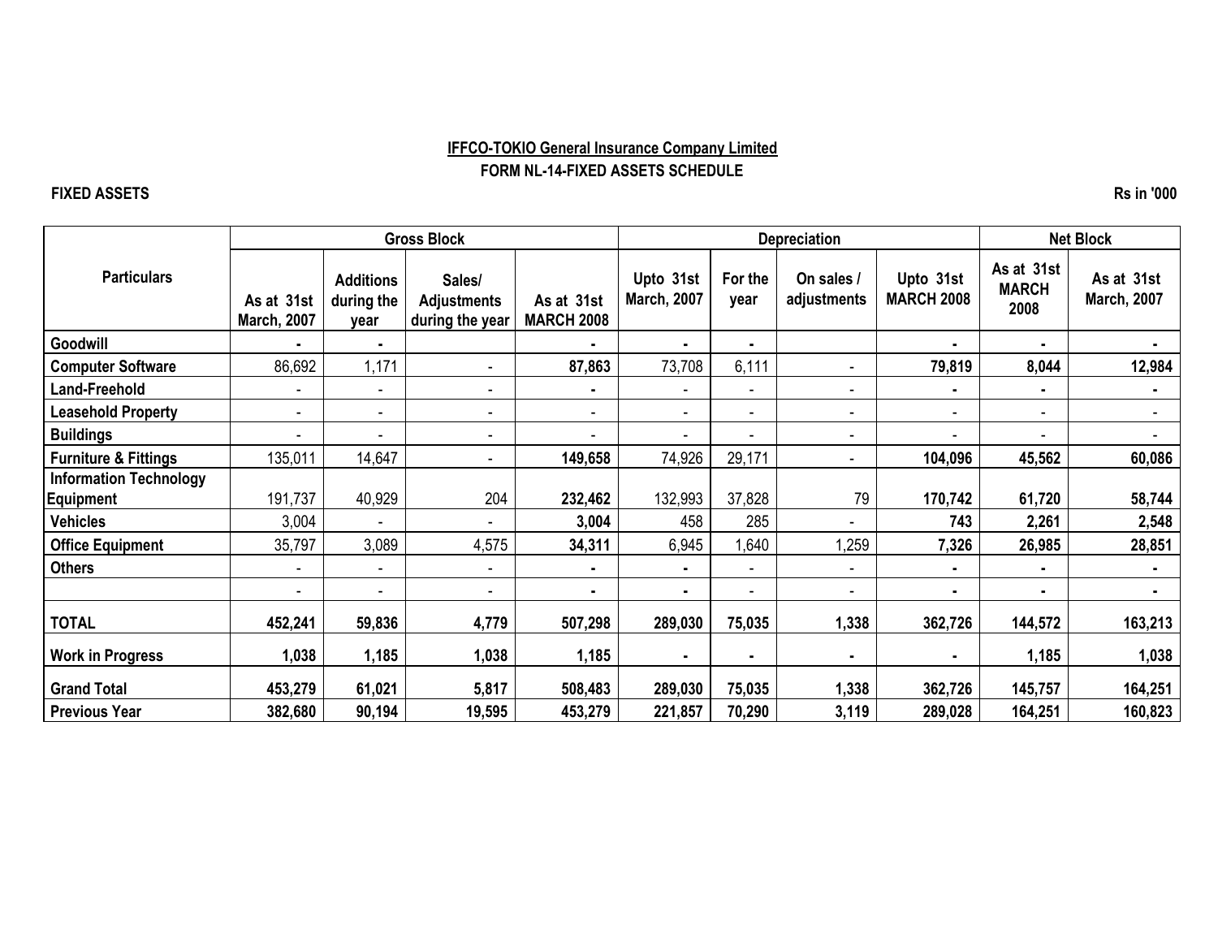**IFFCO-TOKIO General Insurance Company Limited**

**FORM NL-14-FIXED ASSETS SCHEDULE**

**FIXED ASSETS** **Rs in '000**

| Particulars | Gross Block | | | | Depreciation | | | | Net Block | |
|---|---|---|---|---|---|---|---|---|---|---|
| | As at 31st March, 2007 | Additions during the year | Sales/ Adjustments during the year | As at 31st MARCH 2008 | Upto 31st March, 2007 | For the year | On sales / adjustments | Upto 31st MARCH 2008 | As at 31st MARCH 2008 | As at 31st March, 2007 |
| Goodwill | - | - | | - | - | - | | - | - | - |
| Computer Software | 86,692 | 1,171 | - | 87,863 | 73,708 | 6,111 | - | 79,819 | 8,044 | 12,984 |
| Land-Freehold | - | - | - | - | - | - | - | - | - | - |
| Leasehold Property | - | - | - | - | - | - | - | - | - | - |
| Buildings | - | - | - | - | - | - | - | - | - | - |
| Furniture & Fittings | 135,011 | 14,647 | - | 149,658 | 74,926 | 29,171 | - | 104,096 | 45,562 | 60,086 |
| Information Technology Equipment | 191,737 | 40,929 | 204 | 232,462 | 132,993 | 37,828 | 79 | 170,742 | 61,720 | 58,744 |
| Vehicles | 3,004 | - | - | 3,004 | 458 | 285 | - | 743 | 2,261 | 2,548 |
| Office Equipment | 35,797 | 3,089 | 4,575 | 34,311 | 6,945 | 1,640 | 1,259 | 7,326 | 26,985 | 28,851 |
| Others | - | - | - | - | - | - | - | - | - | - |
| | - | - | - | - | - | - | - | - | - | - |
| **TOTAL** | **452,241** | **59,836** | **4,779** | **507,298** | **289,030** | **75,035** | **1,338** | **362,726** | **144,572** | **163,213** |
| **Work in Progress** | **1,038** | **1,185** | **1,038** | **1,185** | - | - | - | - | **1,185** | **1,038** |
| **Grand Total** | **453,279** | **61,021** | **5,817** | **508,483** | **289,030** | **75,035** | **1,338** | **362,726** | **145,757** | **164,251** |
| **Previous Year** | **382,680** | **90,194** | **19,595** | **453,279** | **221,857** | **70,290** | **3,119** | **289,028** | **164,251** | **160,823** |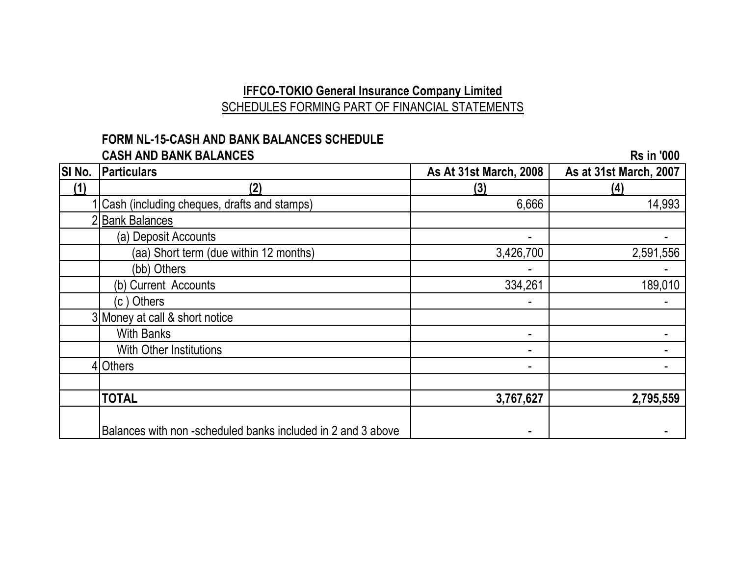**IFFCO-TOKIO General Insurance Company Limited**

SCHEDULES FORMING PART OF FINANCIAL STATEMENTS

**FORM NL-15-CASH AND BANK BALANCES SCHEDULE**

**CASH AND BANK BALANCES**

**Rs in '000**

| Sl No. | Particulars | As At 31st March, 2008 | As at 31st March, 2007 |
|---|---|---|---|
| (1) | (2) | (3) | (4) |
| 1 | Cash (including cheques, drafts and stamps) | 6,666 | 14,993 |
| 2 | Bank Balances | | |
| | (a) Deposit Accounts | - | - |
| | (aa) Short term (due within 12 months) | 3,426,700 | 2,591,556 |
| | (bb) Others | - | - |
| | (b) Current Accounts | 334,261 | 189,010 |
| | (c ) Others | - | - |
| 3 | Money at call & short notice | | |
| | With Banks | - | - |
| | With Other Institutions | - | - |
| 4 | Others | - | - |
| | | | |
| | **TOTAL** | **3,767,627** | **2,795,559** |
| | Balances with non -scheduled banks included in 2 and 3 above | - | - |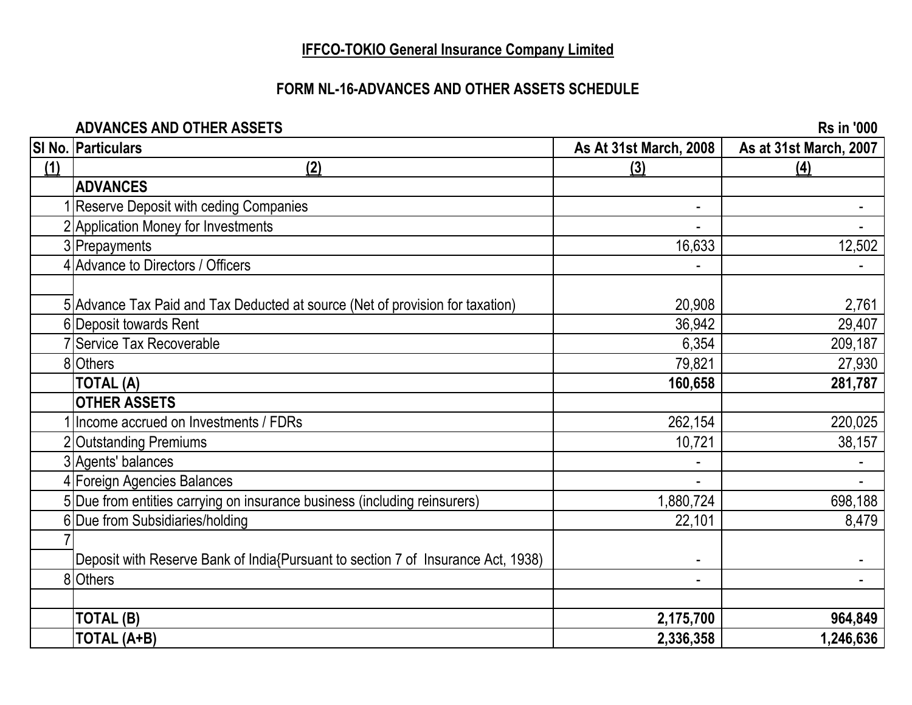**IFFCO-TOKIO General Insurance Company Limited**

**FORM NL-16-ADVANCES AND OTHER ASSETS SCHEDULE**

**ADVANCES AND OTHER ASSETS** — **Rs in '000**

| Sl No. | Particulars | As At 31st March, 2008 | As at 31st March, 2007 |
|---|---|---|---|
| (1) | (2) | (3) | (4) |
| | **ADVANCES** | | |
| 1 | Reserve Deposit with ceding Companies | - | - |
| 2 | Application Money for Investments | - | - |
| 3 | Prepayments | 16,633 | 12,502 |
| 4 | Advance to Directors / Officers | - | - |
| 5 | Advance Tax Paid and Tax Deducted at source (Net of provision for taxation) | 20,908 | 2,761 |
| 6 | Deposit towards Rent | 36,942 | 29,407 |
| 7 | Service Tax Recoverable | 6,354 | 209,187 |
| 8 | Others | 79,821 | 27,930 |
| | **TOTAL (A)** | **160,658** | **281,787** |
| | **OTHER ASSETS** | | |
| 1 | Income accrued on Investments / FDRs | 262,154 | 220,025 |
| 2 | Outstanding Premiums | 10,721 | 38,157 |
| 3 | Agents' balances | - | - |
| 4 | Foreign Agencies Balances | - | - |
| 5 | Due from entities carrying on insurance business (including reinsurers) | 1,880,724 | 698,188 |
| 6 | Due from Subsidiaries/holding | 22,101 | 8,479 |
| 7 | Deposit with Reserve Bank of India{Pursuant to section 7 of Insurance Act, 1938) | - | - |
| 8 | Others | - | - |
| | **TOTAL (B)** | **2,175,700** | **964,849** |
| | **TOTAL (A+B)** | **2,336,358** | **1,246,636** |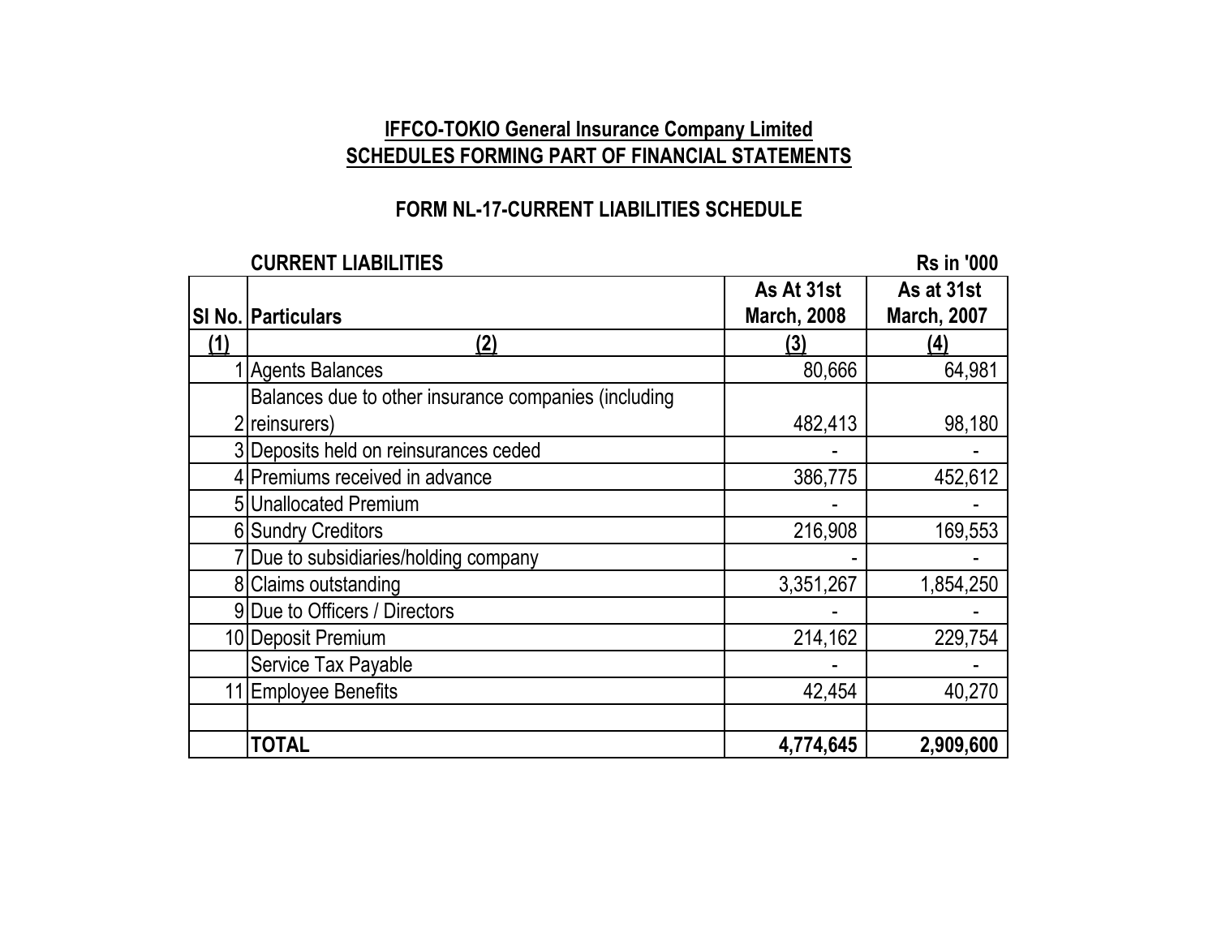## IFFCO-TOKIO General Insurance Company Limited
## SCHEDULES FORMING PART OF FINANCIAL STATEMENTS

### FORM NL-17-CURRENT LIABILITIES SCHEDULE

**CURRENT LIABILITIES** — Rs in '000

| Sl No. | Particulars | As At 31st March, 2008 | As at 31st March, 2007 |
|---|---|---|---|
| (1) | (2) | (3) | (4) |
| 1 | Agents Balances | 80,666 | 64,981 |
| 2 | Balances due to other insurance companies (including reinsurers) | 482,413 | 98,180 |
| 3 | Deposits held on reinsurances ceded | - | - |
| 4 | Premiums received in advance | 386,775 | 452,612 |
| 5 | Unallocated Premium | - | - |
| 6 | Sundry Creditors | 216,908 | 169,553 |
| 7 | Due to subsidiaries/holding company | - | - |
| 8 | Claims outstanding | 3,351,267 | 1,854,250 |
| 9 | Due to Officers / Directors | - | - |
| 10 | Deposit Premium | 214,162 | 229,754 |
| | Service Tax Payable | - | - |
| 11 | Employee Benefits | 42,454 | 40,270 |
| | | | |
| | **TOTAL** | **4,774,645** | **2,909,600** |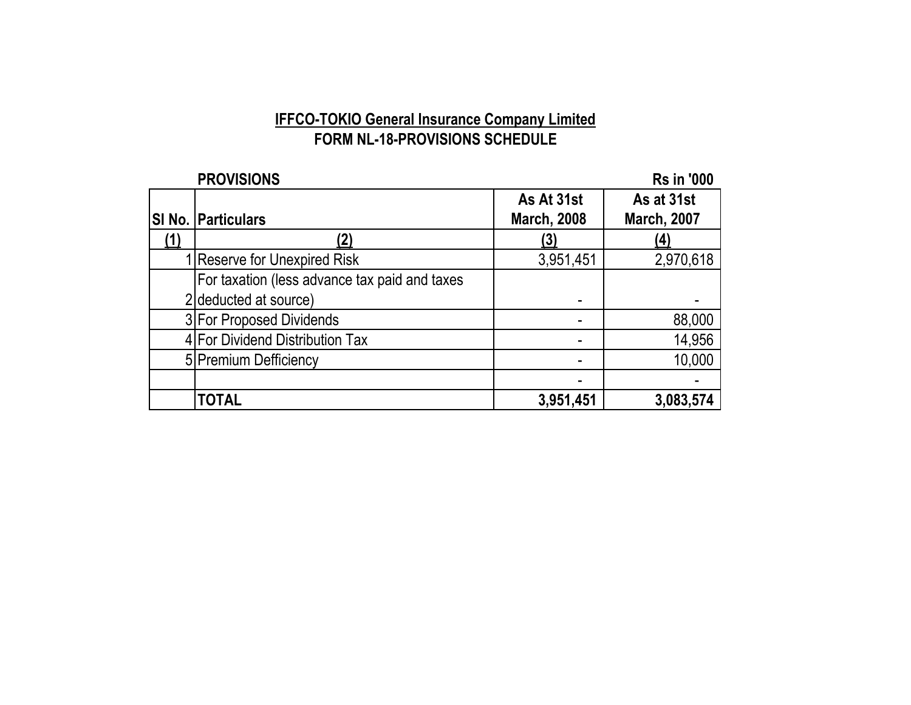**IFFCO-TOKIO General Insurance Company Limited**

**FORM NL-18-PROVISIONS SCHEDULE**

**PROVISIONS** **Rs in '000**

| Sl No. | Particulars | As At 31st March, 2008 | As at 31st March, 2007 |
|---|---|---|---|
| (1) | (2) | (3) | (4) |
| 1 | Reserve for Unexpired Risk | 3,951,451 | 2,970,618 |
| 2 | For taxation (less advance tax paid and taxes deducted at source) | - | - |
| 3 | For Proposed Dividends | - | 88,000 |
| 4 | For Dividend Distribution Tax | - | 14,956 |
| 5 | Premium Defficiency | - | 10,000 |
| | | - | - |
| | **TOTAL** | **3,951,451** | **3,083,574** |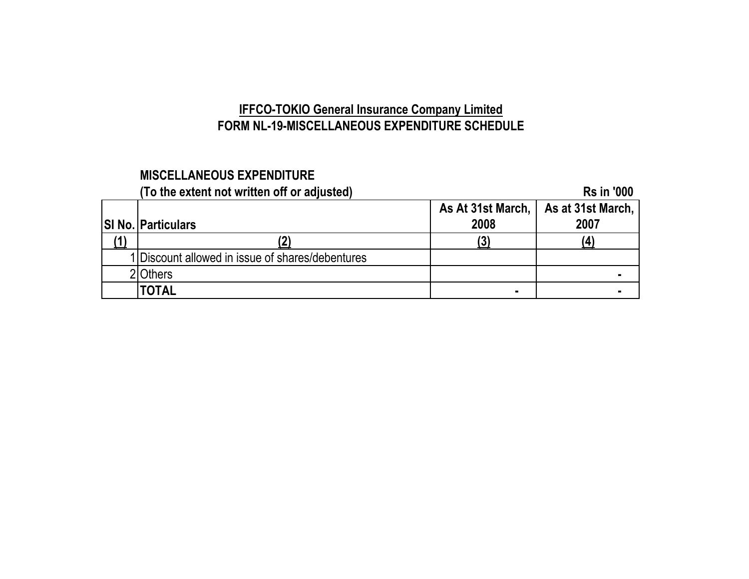# IFFCO-TOKIO General Insurance Company Limited

## FORM NL-19-MISCELLANEOUS EXPENDITURE SCHEDULE

**MISCELLANEOUS EXPENDITURE**

**(To the extent not written off or adjusted)** **Rs in '000**

| SI No. | Particulars | As At 31st March, 2008 | As at 31st March, 2007 |
|---|---|---|---|
| (1) | (2) | (3) | (4) |
| 1 | Discount allowed in issue of shares/debentures | | |
| 2 | Others | | - |
| | **TOTAL** | - | - |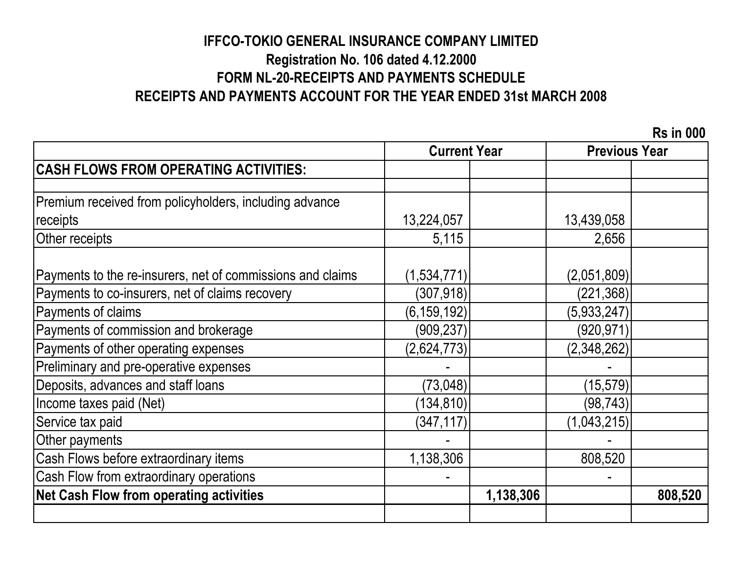**IFFCO-TOKIO GENERAL INSURANCE COMPANY LIMITED**

**Registration No. 106 dated 4.12.2000**

**FORM NL-20-RECEIPTS AND PAYMENTS SCHEDULE**

**RECEIPTS AND PAYMENTS ACCOUNT FOR THE YEAR ENDED 31st MARCH 2008**

**Rs in 000**

| | Current Year | | Previous Year | |
|---|---|---|---|---|
| **CASH FLOWS FROM OPERATING ACTIVITIES:** | | | | |
| | | | | |
| Premium received from policyholders, including advance receipts | 13,224,057 | | 13,439,058 | |
| Other receipts | 5,115 | | 2,656 | |
| | | | | |
| Payments to the re-insurers, net of commissions and claims | (1,534,771) | | (2,051,809) | |
| Payments to co-insurers, net of claims recovery | (307,918) | | (221,368) | |
| Payments of claims | (6,159,192) | | (5,933,247) | |
| Payments of commission and brokerage | (909,237) | | (920,971) | |
| Payments of other operating expenses | (2,624,773) | | (2,348,262) | |
| Preliminary and pre-operative expenses | - | | - | |
| Deposits, advances and staff loans | (73,048) | | (15,579) | |
| Income taxes paid (Net) | (134,810) | | (98,743) | |
| Service tax paid | (347,117) | | (1,043,215) | |
| Other payments | - | | - | |
| Cash Flows before extraordinary items | 1,138,306 | | 808,520 | |
| Cash Flow from extraordinary operations | - | | - | |
| **Net Cash Flow from operating activities** | | **1,138,306** | | **808,520** |
| | | | | |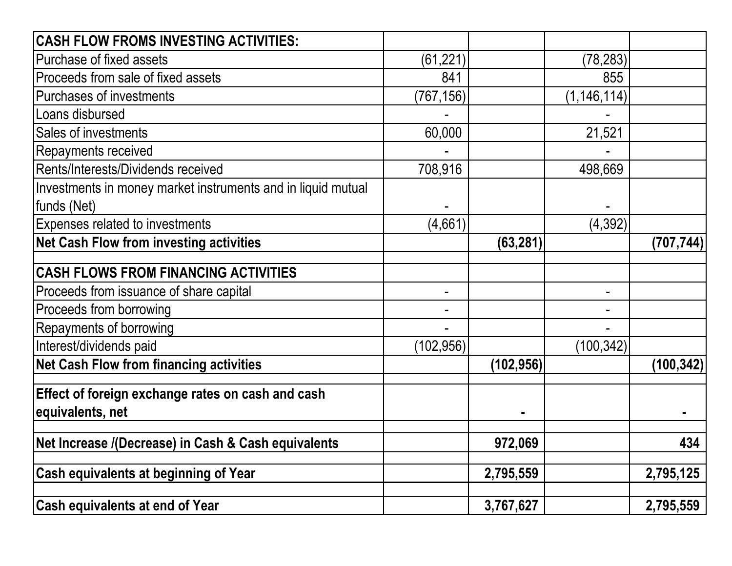| CASH FLOW FROMS INVESTING ACTIVITIES: | | | | |
|---|---|---|---|---|
| Purchase of fixed assets | (61,221) | | (78,283) | |
| Proceeds from sale of fixed assets | 841 | | 855 | |
| Purchases of investments | (767,156) | | (1,146,114) | |
| Loans disbursed | - | | - | |
| Sales of investments | 60,000 | | 21,521 | |
| Repayments received | - | | - | |
| Rents/Interests/Dividends received | 708,916 | | 498,669 | |
| Investments in money market instruments and in liquid mutual funds (Net) | - | | - | |
| Expenses related to investments | (4,661) | | (4,392) | |
| **Net Cash Flow from investing activities** | | **(63,281)** | | **(707,744)** |
| | | | | |
| **CASH FLOWS FROM FINANCING ACTIVITIES** | | | | |
| Proceeds from issuance of share capital | - | | - | |
| Proceeds from borrowing | - | | - | |
| Repayments of borrowing | - | | - | |
| Interest/dividends paid | (102,956) | | (100,342) | |
| **Net Cash Flow from financing activities** | | **(102,956)** | | **(100,342)** |
| | | | | |
| **Effect of foreign exchange rates on cash and cash equivalents, net** | | **-** | | **-** |
| | | | | |
| **Net Increase /(Decrease) in Cash & Cash equivalents** | | **972,069** | | **434** |
| | | | | |
| **Cash equivalents at beginning of Year** | | **2,795,559** | | **2,795,125** |
| | | | | |
| **Cash equivalents at end of Year** | | **3,767,627** | | **2,795,559** |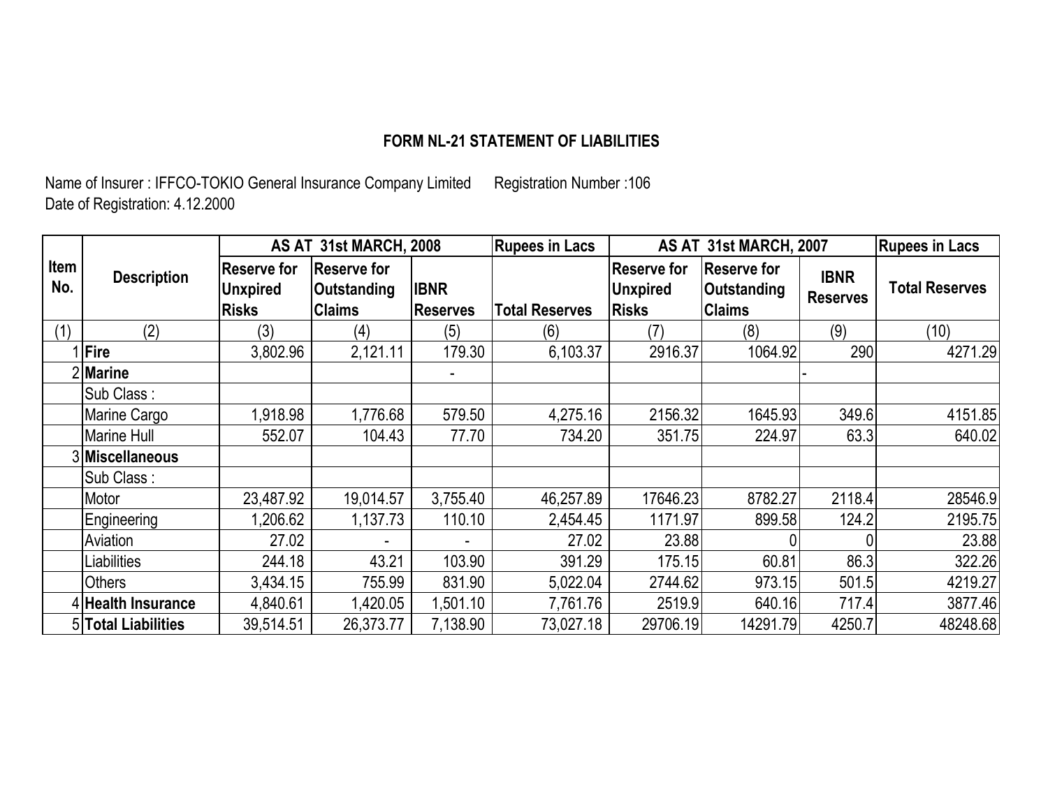# FORM NL-21 STATEMENT OF LIABILITIES

Name of Insurer : IFFCO-TOKIO General Insurance Company Limited Registration Number :106
Date of Registration: 4.12.2000

| Item No. | Description | AS AT 31st MARCH, 2008 | | | Rupees in Lacs | AS AT 31st MARCH, 2007 | | | Rupees in Lacs |
|---|---|---|---|---|---|---|---|---|---|
| | | Reserve for Unxpired Risks | Reserve for Outstanding Claims | IBNR Reserves | Total Reserves | Reserve for Unxpired Risks | Reserve for Outstanding Claims | IBNR Reserves | Total Reserves |
| (1) | (2) | (3) | (4) | (5) | (6) | (7) | (8) | (9) | (10) |
| 1 | **Fire** | 3,802.96 | 2,121.11 | 179.30 | 6,103.37 | 2916.37 | 1064.92 | 290 | 4271.29 |
| 2 | **Marine** | | | - | | | | - | |
| | Sub Class : | | | | | | | | |
| | Marine Cargo | 1,918.98 | 1,776.68 | 579.50 | 4,275.16 | 2156.32 | 1645.93 | 349.6 | 4151.85 |
| | Marine Hull | 552.07 | 104.43 | 77.70 | 734.20 | 351.75 | 224.97 | 63.3 | 640.02 |
| 3 | **Miscellaneous** | | | | | | | | |
| | Sub Class : | | | | | | | | |
| | Motor | 23,487.92 | 19,014.57 | 3,755.40 | 46,257.89 | 17646.23 | 8782.27 | 2118.4 | 28546.9 |
| | Engineering | 1,206.62 | 1,137.73 | 110.10 | 2,454.45 | 1171.97 | 899.58 | 124.2 | 2195.75 |
| | Aviation | 27.02 | - | - | 27.02 | 23.88 | 0 | 0 | 23.88 |
| | Liabilities | 244.18 | 43.21 | 103.90 | 391.29 | 175.15 | 60.81 | 86.3 | 322.26 |
| | Others | 3,434.15 | 755.99 | 831.90 | 5,022.04 | 2744.62 | 973.15 | 501.5 | 4219.27 |
| 4 | **Health Insurance** | 4,840.61 | 1,420.05 | 1,501.10 | 7,761.76 | 2519.9 | 640.16 | 717.4 | 3877.46 |
| 5 | **Total Liabilities** | 39,514.51 | 26,373.77 | 7,138.90 | 73,027.18 | 29706.19 | 14291.79 | 4250.7 | 48248.68 |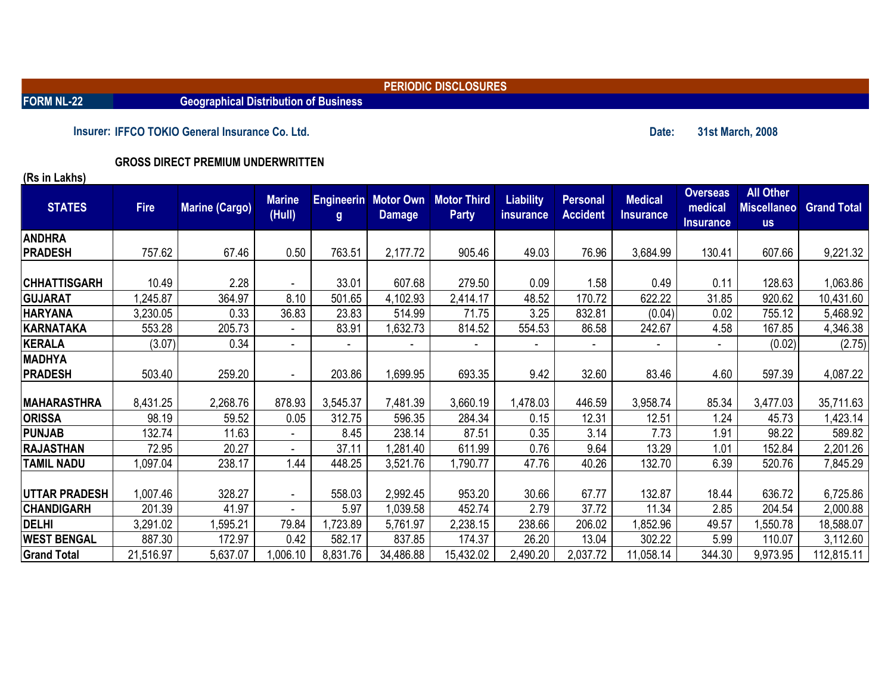**PERIODIC DISCLOSURES**

**FORM NL-22** **Geographical Distribution of Business**

**Insurer: IFFCO TOKIO General Insurance Co. Ltd.** **Date: 31st March, 2008**

**GROSS DIRECT PREMIUM UNDERWRITTEN**

**(Rs in Lakhs)**

| STATES | Fire | Marine (Cargo) | Marine (Hull) | Engineering | Motor Own Damage | Motor Third Party | Liability insurance | Personal Accident | Medical Insurance | Overseas medical Insurance | All Other Miscellaneous | Grand Total |
|---|---|---|---|---|---|---|---|---|---|---|---|---|
| ANDHRA PRADESH | 757.62 | 67.46 | 0.50 | 763.51 | 2,177.72 | 905.46 | 49.03 | 76.96 | 3,684.99 | 130.41 | 607.66 | 9,221.32 |
| CHHATTISGARH | 10.49 | 2.28 | - | 33.01 | 607.68 | 279.50 | 0.09 | 1.58 | 0.49 | 0.11 | 128.63 | 1,063.86 |
| GUJARAT | 1,245.87 | 364.97 | 8.10 | 501.65 | 4,102.93 | 2,414.17 | 48.52 | 170.72 | 622.22 | 31.85 | 920.62 | 10,431.60 |
| HARYANA | 3,230.05 | 0.33 | 36.83 | 23.83 | 514.99 | 71.75 | 3.25 | 832.81 | (0.04) | 0.02 | 755.12 | 5,468.92 |
| KARNATAKA | 553.28 | 205.73 | - | 83.91 | 1,632.73 | 814.52 | 554.53 | 86.58 | 242.67 | 4.58 | 167.85 | 4,346.38 |
| KERALA | (3.07) | 0.34 | - | - | - | - | - | - | - | - | (0.02) | (2.75) |
| MADHYA PRADESH | 503.40 | 259.20 | - | 203.86 | 1,699.95 | 693.35 | 9.42 | 32.60 | 83.46 | 4.60 | 597.39 | 4,087.22 |
| MAHARASTHRA | 8,431.25 | 2,268.76 | 878.93 | 3,545.37 | 7,481.39 | 3,660.19 | 1,478.03 | 446.59 | 3,958.74 | 85.34 | 3,477.03 | 35,711.63 |
| ORISSA | 98.19 | 59.52 | 0.05 | 312.75 | 596.35 | 284.34 | 0.15 | 12.31 | 12.51 | 1.24 | 45.73 | 1,423.14 |
| PUNJAB | 132.74 | 11.63 | - | 8.45 | 238.14 | 87.51 | 0.35 | 3.14 | 7.73 | 1.91 | 98.22 | 589.82 |
| RAJASTHAN | 72.95 | 20.27 | - | 37.11 | 1,281.40 | 611.99 | 0.76 | 9.64 | 13.29 | 1.01 | 152.84 | 2,201.26 |
| TAMIL NADU | 1,097.04 | 238.17 | 1.44 | 448.25 | 3,521.76 | 1,790.77 | 47.76 | 40.26 | 132.70 | 6.39 | 520.76 | 7,845.29 |
| UTTAR PRADESH | 1,007.46 | 328.27 | - | 558.03 | 2,992.45 | 953.20 | 30.66 | 67.77 | 132.87 | 18.44 | 636.72 | 6,725.86 |
| CHANDIGARH | 201.39 | 41.97 | - | 5.97 | 1,039.58 | 452.74 | 2.79 | 37.72 | 11.34 | 2.85 | 204.54 | 2,000.88 |
| DELHI | 3,291.02 | 1,595.21 | 79.84 | 1,723.89 | 5,761.97 | 2,238.15 | 238.66 | 206.02 | 1,852.96 | 49.57 | 1,550.78 | 18,588.07 |
| WEST BENGAL | 887.30 | 172.97 | 0.42 | 582.17 | 837.85 | 174.37 | 26.20 | 13.04 | 302.22 | 5.99 | 110.07 | 3,112.60 |
| Grand Total | 21,516.97 | 5,637.07 | 1,006.10 | 8,831.76 | 34,486.88 | 15,432.02 | 2,490.20 | 2,037.72 | 11,058.14 | 344.30 | 9,973.95 | 112,815.11 |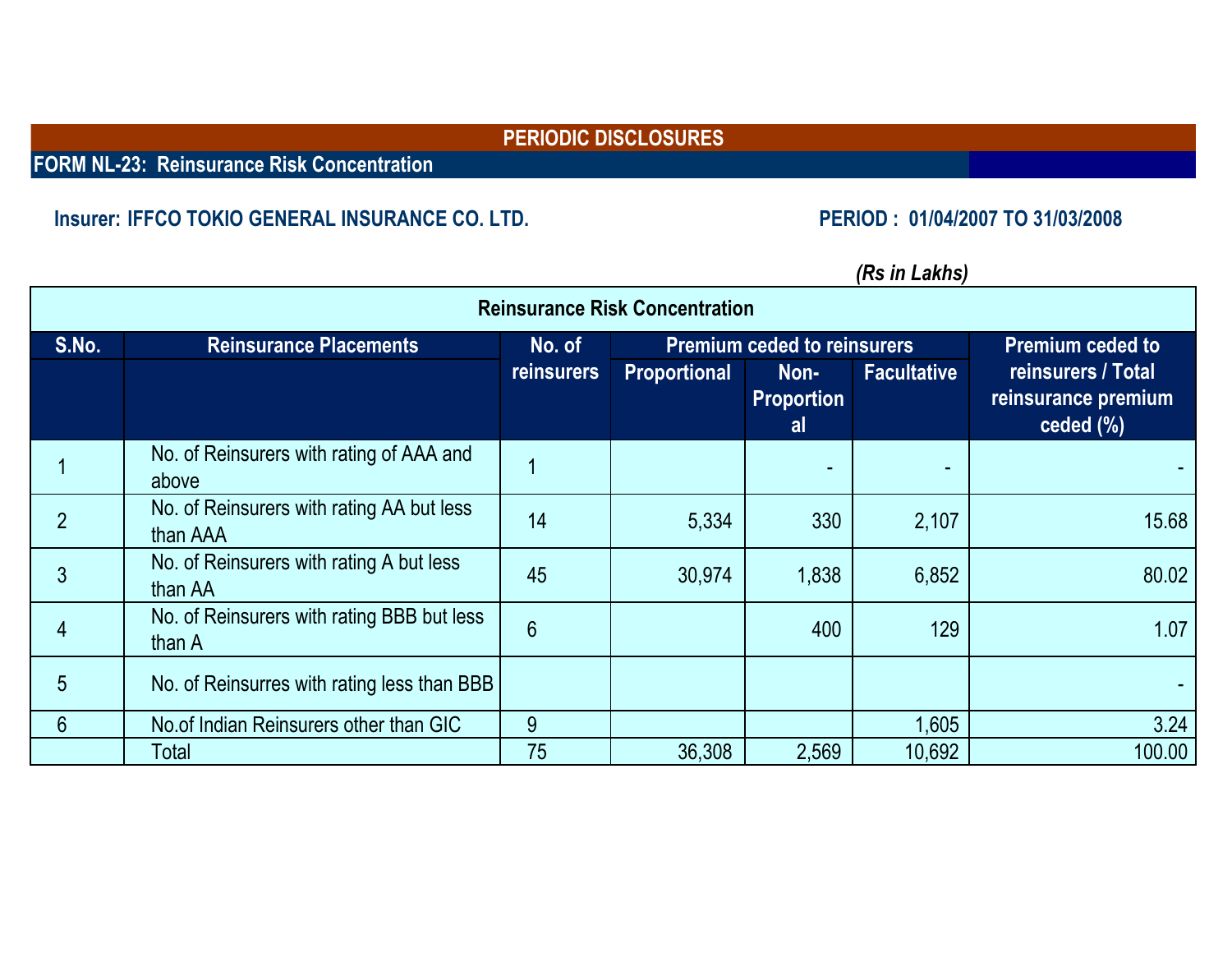# PERIODIC DISCLOSURES

## FORM NL-23: Reinsurance Risk Concentration

**Insurer: IFFCO TOKIO GENERAL INSURANCE CO. LTD.**

**PERIOD : 01/04/2007 TO 31/03/2008**

*(Rs in Lakhs)*

**Reinsurance Risk Concentration**

| S.No. | Reinsurance Placements | No. of reinsurers | Premium ceded to reinsurers | | | Premium ceded to reinsurers / Total reinsurance premium ceded (%) |
|---|---|---|---|---|---|---|
| | | | Proportional | Non-Proportional | Facultative | |
| 1 | No. of Reinsurers with rating of AAA and above | 1 | | - | - | - |
| 2 | No. of Reinsurers with rating AA but less than AAA | 14 | 5,334 | 330 | 2,107 | 15.68 |
| 3 | No. of Reinsurers with rating A but less than AA | 45 | 30,974 | 1,838 | 6,852 | 80.02 |
| 4 | No. of Reinsurers with rating BBB but less than A | 6 | | 400 | 129 | 1.07 |
| 5 | No. of Reinsurres with rating less than BBB | | | | | - |
| 6 | No.of Indian Reinsurers other than GIC | 9 | | | 1,605 | 3.24 |
| | Total | 75 | 36,308 | 2,569 | 10,692 | 100.00 |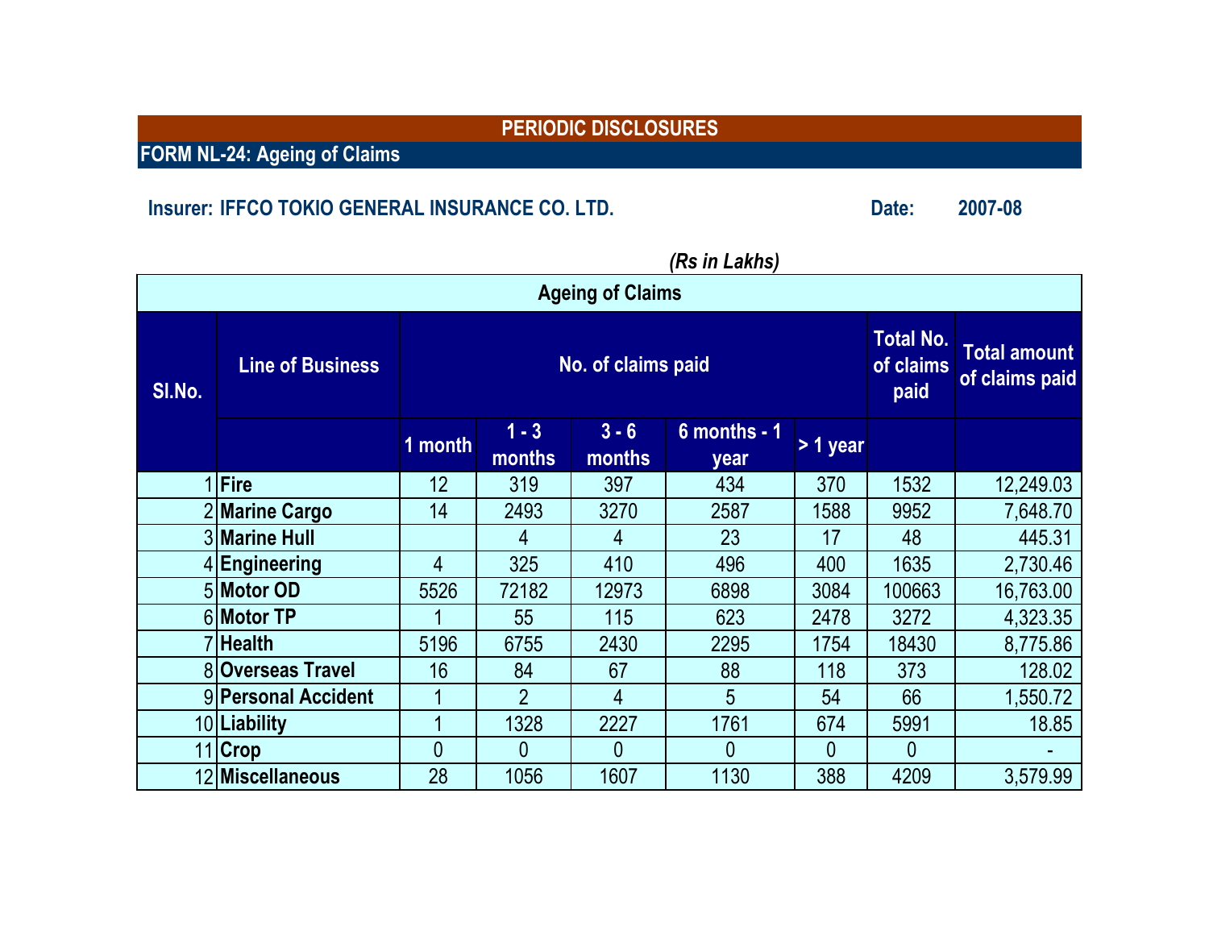**PERIODIC DISCLOSURES**

## FORM NL-24: Ageing of Claims

**Insurer: IFFCO TOKIO GENERAL INSURANCE CO. LTD.** **Date: 2007-08**

*(Rs in Lakhs)*

| Ageing of Claims | | | | | | | | |
|---|---|---|---|---|---|---|---|---|
| Sl.No. | Line of Business | No. of claims paid | | | | | Total No. of claims paid | Total amount of claims paid |
| | | 1 month | 1 - 3 months | 3 - 6 months | 6 months - 1 year | > 1 year | | |
| 1 | **Fire** | 12 | 319 | 397 | 434 | 370 | 1532 | 12,249.03 |
| 2 | **Marine Cargo** | 14 | 2493 | 3270 | 2587 | 1588 | 9952 | 7,648.70 |
| 3 | **Marine Hull** | | 4 | 4 | 23 | 17 | 48 | 445.31 |
| 4 | **Engineering** | 4 | 325 | 410 | 496 | 400 | 1635 | 2,730.46 |
| 5 | **Motor OD** | 5526 | 72182 | 12973 | 6898 | 3084 | 100663 | 16,763.00 |
| 6 | **Motor TP** | 1 | 55 | 115 | 623 | 2478 | 3272 | 4,323.35 |
| 7 | **Health** | 5196 | 6755 | 2430 | 2295 | 1754 | 18430 | 8,775.86 |
| 8 | **Overseas Travel** | 16 | 84 | 67 | 88 | 118 | 373 | 128.02 |
| 9 | **Personal Accident** | 1 | 2 | 4 | 5 | 54 | 66 | 1,550.72 |
| 10 | **Liability** | 1 | 1328 | 2227 | 1761 | 674 | 5991 | 18.85 |
| 11 | **Crop** | 0 | 0 | 0 | 0 | 0 | 0 | - |
| 12 | **Miscellaneous** | 28 | 1056 | 1607 | 1130 | 388 | 4209 | 3,579.99 |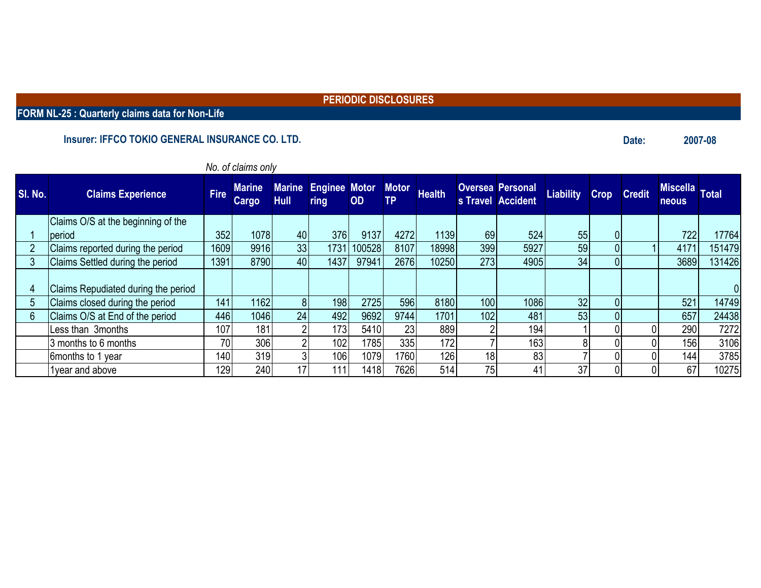# PERIODIC DISCLOSURES

## FORM NL-25 : Quarterly claims data for Non-Life

**Insurer: IFFCO TOKIO GENERAL INSURANCE CO. LTD.** **Date: 2007-08**

*No. of claims only*

| Sl. No. | Claims Experience | Fire | Marine Cargo | Marine Hull | Engineering | Motor OD | Motor TP | Health | Overseas Travel | Personal Accident | Liability | Crop | Credit | Miscellaneous | Total |
|---|---|---|---|---|---|---|---|---|---|---|---|---|---|---|---|
| 1 | Claims O/S at the beginning of the period | 352 | 1078 | 40 | 376 | 9137 | 4272 | 1139 | 69 | 524 | 55 | 0 | | 722 | 17764 |
| 2 | Claims reported during the period | 1609 | 9916 | 33 | 1731 | 100528 | 8107 | 18998 | 399 | 5927 | 59 | 0 | 1 | 4171 | 151479 |
| 3 | Claims Settled during the period | 1391 | 8790 | 40 | 1437 | 97941 | 2676 | 10250 | 273 | 4905 | 34 | 0 | | 3689 | 131426 |
| 4 | Claims Repudiated during the period | | | | | | | | | | | | | | 0 |
| 5 | Claims closed during the period | 141 | 1162 | 8 | 198 | 2725 | 596 | 8180 | 100 | 1086 | 32 | 0 | | 521 | 14749 |
| 6 | Claims O/S at End of the period | 446 | 1046 | 24 | 492 | 9692 | 9744 | 1701 | 102 | 481 | 53 | 0 | | 657 | 24438 |
| | Less than 3months | 107 | 181 | 2 | 173 | 5410 | 23 | 889 | 2 | 194 | 1 | 0 | 0 | 290 | 7272 |
| | 3 months to 6 months | 70 | 306 | 2 | 102 | 1785 | 335 | 172 | 7 | 163 | 8 | 0 | 0 | 156 | 3106 |
| | 6months to 1 year | 140 | 319 | 3 | 106 | 1079 | 1760 | 126 | 18 | 83 | 7 | 0 | 0 | 144 | 3785 |
| | 1year and above | 129 | 240 | 17 | 111 | 1418 | 7626 | 514 | 75 | 41 | 37 | 0 | 0 | 67 | 10275 |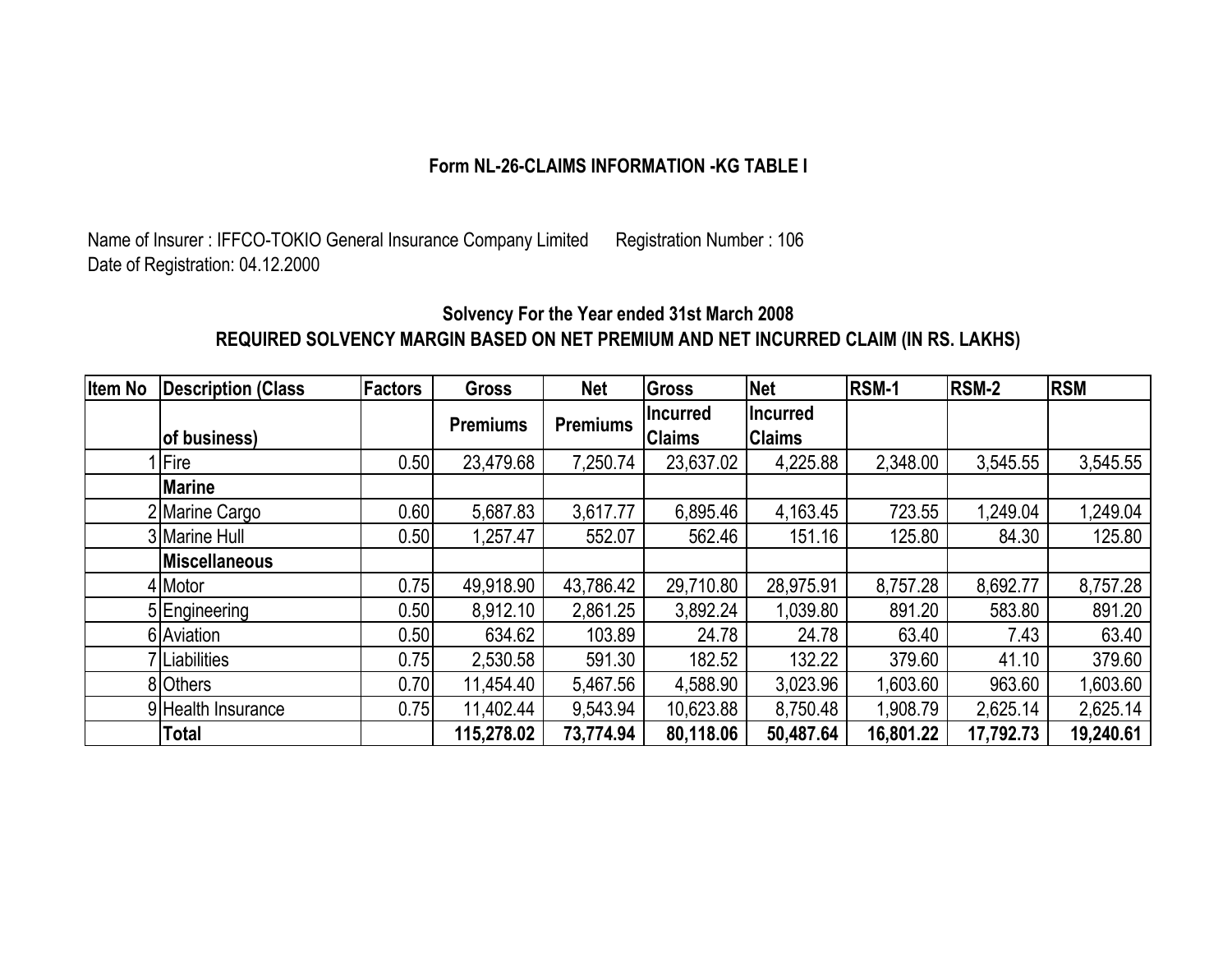## Form NL-26-CLAIMS INFORMATION -KG TABLE I

Name of Insurer : IFFCO-TOKIO General Insurance Company Limited      Registration Number : 106
Date of Registration: 04.12.2000

### Solvency For the Year ended 31st March 2008
### REQUIRED SOLVENCY MARGIN BASED ON NET PREMIUM AND NET INCURRED CLAIM (IN RS. LAKHS)

| Item No | Description (Class of business) | Factors | Gross Premiums | Net Premiums | Gross Incurred Claims | Net Incurred Claims | RSM-1 | RSM-2 | RSM |
|---|---|---|---|---|---|---|---|---|---|
| 1 | Fire | 0.50 | 23,479.68 | 7,250.74 | 23,637.02 | 4,225.88 | 2,348.00 | 3,545.55 | 3,545.55 |
| | **Marine** | | | | | | | | |
| 2 | Marine Cargo | 0.60 | 5,687.83 | 3,617.77 | 6,895.46 | 4,163.45 | 723.55 | 1,249.04 | 1,249.04 |
| 3 | Marine Hull | 0.50 | 1,257.47 | 552.07 | 562.46 | 151.16 | 125.80 | 84.30 | 125.80 |
| | **Miscellaneous** | | | | | | | | |
| 4 | Motor | 0.75 | 49,918.90 | 43,786.42 | 29,710.80 | 28,975.91 | 8,757.28 | 8,692.77 | 8,757.28 |
| 5 | Engineering | 0.50 | 8,912.10 | 2,861.25 | 3,892.24 | 1,039.80 | 891.20 | 583.80 | 891.20 |
| 6 | Aviation | 0.50 | 634.62 | 103.89 | 24.78 | 24.78 | 63.40 | 7.43 | 63.40 |
| 7 | Liabilities | 0.75 | 2,530.58 | 591.30 | 182.52 | 132.22 | 379.60 | 41.10 | 379.60 |
| 8 | Others | 0.70 | 11,454.40 | 5,467.56 | 4,588.90 | 3,023.96 | 1,603.60 | 963.60 | 1,603.60 |
| 9 | Health Insurance | 0.75 | 11,402.44 | 9,543.94 | 10,623.88 | 8,750.48 | 1,908.79 | 2,625.14 | 2,625.14 |
| | **Total** | | **115,278.02** | **73,774.94** | **80,118.06** | **50,487.64** | **16,801.22** | **17,792.73** | **19,240.61** |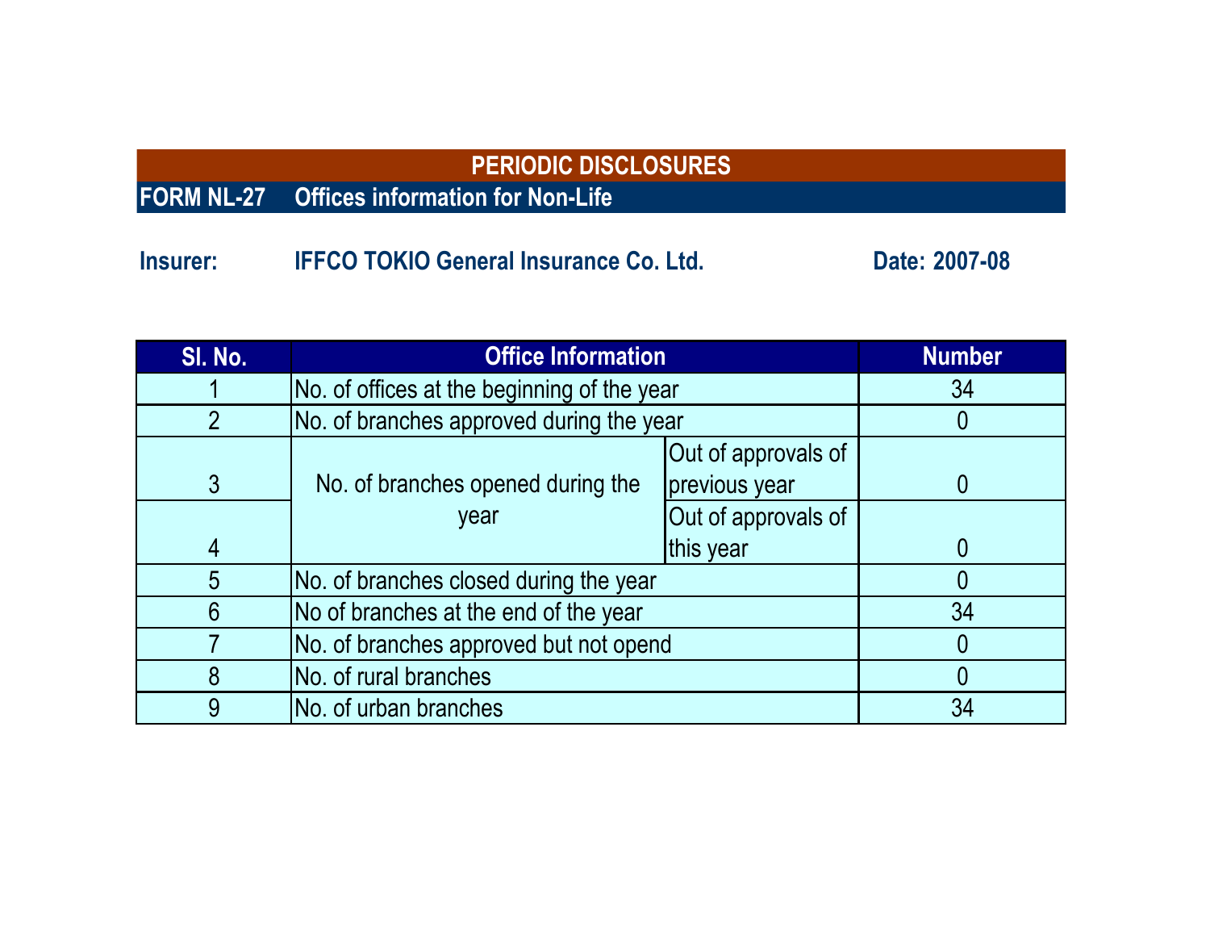# PERIODIC DISCLOSURES

## FORM NL-27 Offices information for Non-Life

**Insurer:** IFFCO TOKIO General Insurance Co. Ltd. **Date: 2007-08**

| Sl. No. | Office Information | | Number |
|---|---|---|---|
| 1 | No. of offices at the beginning of the year | | 34 |
| 2 | No. of branches approved during the year | | 0 |
| 3 | No. of branches opened during the year | Out of approvals of previous year | 0 |
| 4 | | Out of approvals of this year | 0 |
| 5 | No. of branches closed during the year | | 0 |
| 6 | No of branches at the end of the year | | 34 |
| 7 | No. of branches approved but not opend | | 0 |
| 8 | No. of rural branches | | 0 |
| 9 | No. of urban branches | | 34 |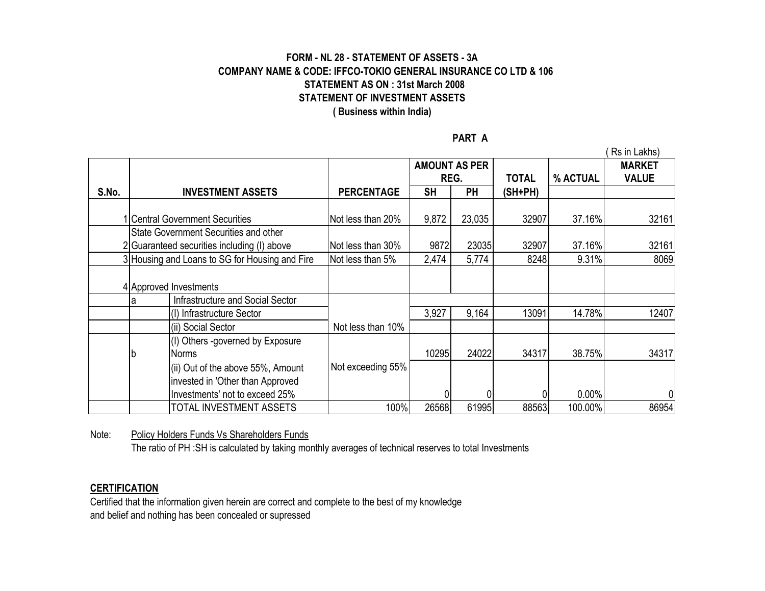# FORM - NL 28 - STATEMENT OF ASSETS - 3A

**COMPANY NAME & CODE: IFFCO-TOKIO GENERAL INSURANCE CO LTD & 106**

**STATEMENT AS ON : 31st March 2008**

**STATEMENT OF INVESTMENT ASSETS**

**( Business within India)**

**PART A**

( Rs in Lakhs)

| S.No. | | INVESTMENT ASSETS | PERCENTAGE | AMOUNT AS PER REG. | | TOTAL (SH+PH) | % ACTUAL | MARKET VALUE |
|---|---|---|---|---|---|---|---|---|
| | | | | SH | PH | | | |
| 1 | Central Government Securities | | Not less than 20% | 9,872 | 23,035 | 32907 | 37.16% | 32161 |
| 2 | State Government Securities and other Guaranteed securities including (I) above | | Not less than 30% | 9872 | 23035 | 32907 | 37.16% | 32161 |
| 3 | Housing and Loans to SG for Housing and Fire | | Not less than 5% | 2,474 | 5,774 | 8248 | 9.31% | 8069 |
| 4 | Approved Investments | | | | | | | |
| | a | Infrastructure and Social Sector | | | | | | |
| | | (I) Infrastructure Sector | | 3,927 | 9,164 | 13091 | 14.78% | 12407 |
| | | (ii) Social Sector | Not less than 10% | | | | | |
| | b | (I) Others -governed by Exposure Norms | | 10295 | 24022 | 34317 | 38.75% | 34317 |
| | | (ii) Out of the above 55%, Amount invested in 'Other than Approved Investments' not to exceed 25% | Not exceeding 55% | 0 | 0 | 0 | 0.00% | 0 |
| | | TOTAL INVESTMENT ASSETS | 100% | 26568 | 61995 | 88563 | 100.00% | 86954 |

Note: Policy Holders Funds Vs Shareholders Funds

The ratio of PH :SH is calculated by taking monthly averages of technical reserves to total Investments

**CERTIFICATION**

Certified that the information given herein are correct and complete to the best of my knowledge and belief and nothing has been concealed or supressed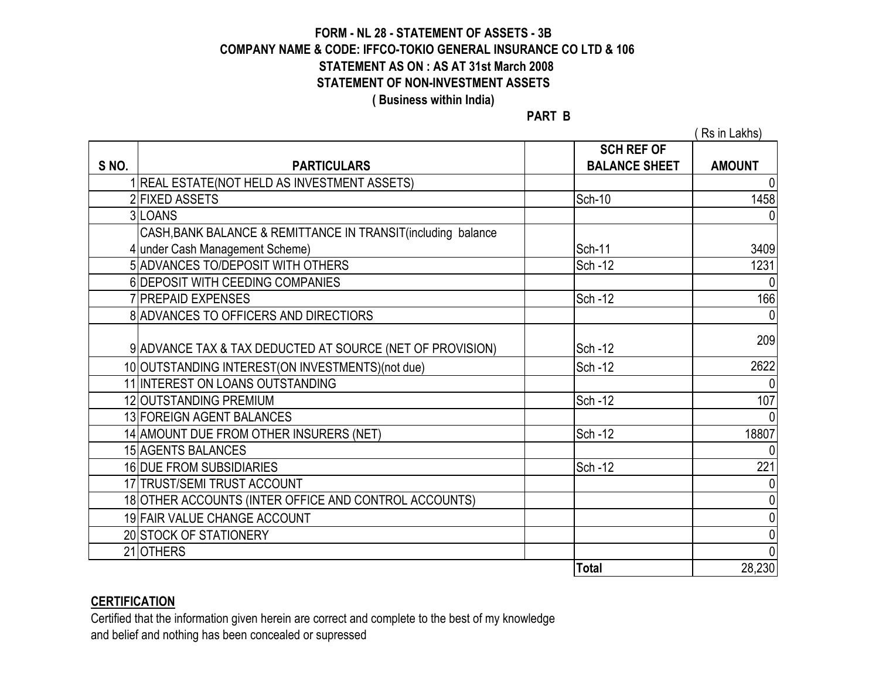**FORM - NL 28 - STATEMENT OF ASSETS - 3B**
**COMPANY NAME & CODE: IFFCO-TOKIO GENERAL INSURANCE CO LTD & 106**
**STATEMENT AS ON : AS AT 31st March 2008**
**STATEMENT OF NON-INVESTMENT ASSETS**
**( Business within India)**

**PART B**

( Rs in Lakhs)

| S NO. | PARTICULARS | | SCH REF OF BALANCE SHEET | AMOUNT |
|---|---|---|---|---|
| 1 | REAL ESTATE(NOT HELD AS INVESTMENT ASSETS) | | | 0 |
| 2 | FIXED ASSETS | | Sch-10 | 1458 |
| 3 | LOANS | | | 0 |
| 4 | CASH,BANK BALANCE & REMITTANCE IN TRANSIT(including balance under Cash Management Scheme) | | Sch-11 | 3409 |
| 5 | ADVANCES TO/DEPOSIT WITH OTHERS | | Sch -12 | 1231 |
| 6 | DEPOSIT WITH CEEDING COMPANIES | | | 0 |
| 7 | PREPAID EXPENSES | | Sch -12 | 166 |
| 8 | ADVANCES TO OFFICERS AND DIRECTIORS | | | 0 |
| 9 | ADVANCE TAX & TAX DEDUCTED AT SOURCE (NET OF PROVISION) | | Sch -12 | 209 |
| 10 | OUTSTANDING INTEREST(ON INVESTMENTS)(not due) | | Sch -12 | 2622 |
| 11 | INTEREST ON LOANS OUTSTANDING | | | 0 |
| 12 | OUTSTANDING PREMIUM | | Sch -12 | 107 |
| 13 | FOREIGN AGENT BALANCES | | | 0 |
| 14 | AMOUNT DUE FROM OTHER INSURERS (NET) | | Sch -12 | 18807 |
| 15 | AGENTS BALANCES | | | 0 |
| 16 | DUE FROM SUBSIDIARIES | | Sch -12 | 221 |
| 17 | TRUST/SEMI TRUST ACCOUNT | | | 0 |
| 18 | OTHER ACCOUNTS (INTER OFFICE AND CONTROL ACCOUNTS) | | | 0 |
| 19 | FAIR VALUE CHANGE ACCOUNT | | | 0 |
| 20 | STOCK OF STATIONERY | | | 0 |
| 21 | OTHERS | | | 0 |
| | | | **Total** | 28,230 |

**CERTIFICATION**

Certified that the information given herein are correct and complete to the best of my knowledge and belief and nothing has been concealed or supressed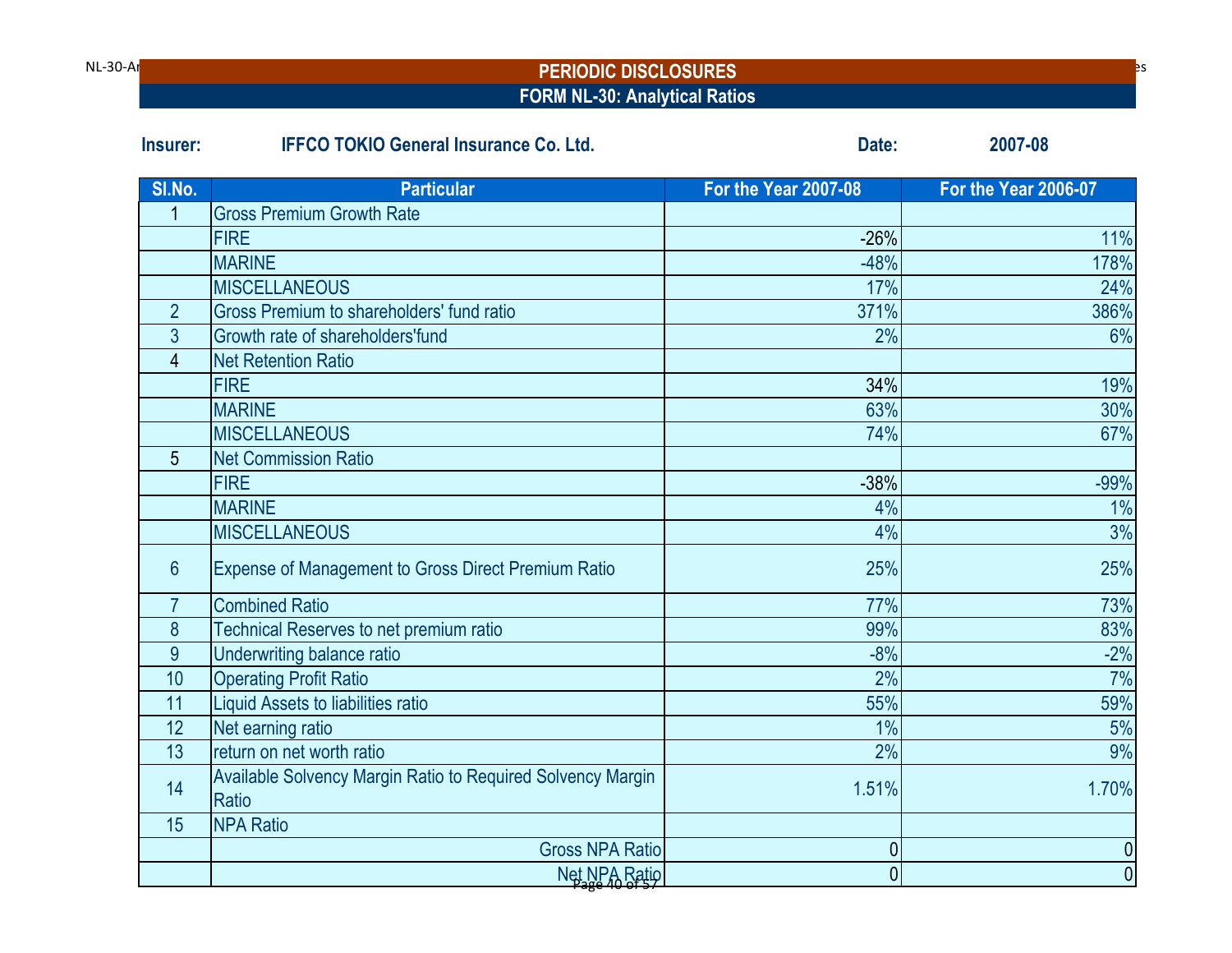# PERIODIC DISCLOSURES

## FORM NL-30: Analytical Ratios

**Insurer:** **IFFCO TOKIO General Insurance Co. Ltd.** **Date:** **2007-08**

| Sl.No. | Particular | For the Year 2007-08 | For the Year 2006-07 |
|---|---|---|---|
| 1 | Gross Premium Growth Rate | | |
| | FIRE | -26% | 11% |
| | MARINE | -48% | 178% |
| | MISCELLANEOUS | 17% | 24% |
| 2 | Gross Premium to shareholders' fund ratio | 371% | 386% |
| 3 | Growth rate of shareholders'fund | 2% | 6% |
| 4 | Net Retention Ratio | | |
| | FIRE | 34% | 19% |
| | MARINE | 63% | 30% |
| | MISCELLANEOUS | 74% | 67% |
| 5 | Net Commission Ratio | | |
| | FIRE | -38% | -99% |
| | MARINE | 4% | 1% |
| | MISCELLANEOUS | 4% | 3% |
| 6 | Expense of Management to Gross Direct Premium Ratio | 25% | 25% |
| 7 | Combined Ratio | 77% | 73% |
| 8 | Technical Reserves to net premium ratio | 99% | 83% |
| 9 | Underwriting balance ratio | -8% | -2% |
| 10 | Operating Profit Ratio | 2% | 7% |
| 11 | Liquid Assets to liabilities ratio | 55% | 59% |
| 12 | Net earning ratio | 1% | 5% |
| 13 | return on net worth ratio | 2% | 9% |
| 14 | Available Solvency Margin Ratio to Required Solvency Margin Ratio | 1.51% | 1.70% |
| 15 | NPA Ratio | | |
| | Gross NPA Ratio | 0 | 0 |
| | Net NPA Ratio | 0 | 0 |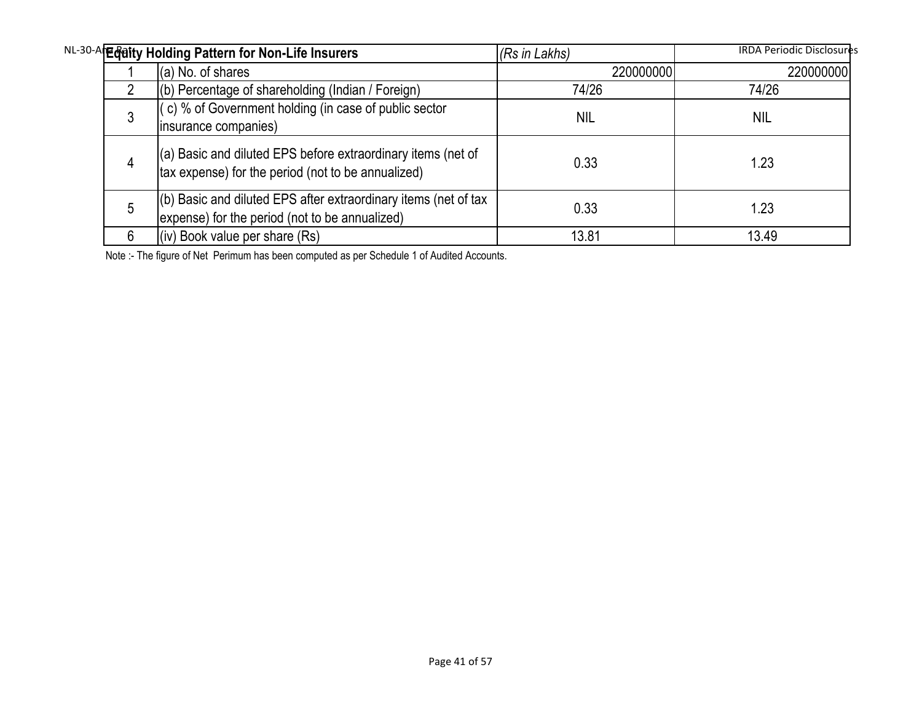NL-30-Analytical Ratios

| | Equity Holding Pattern for Non-Life Insurers | (Rs in Lakhs) | |
|---|---|---|---|
| 1 | (a) No. of shares | 220000000 | 220000000 |
| 2 | (b) Percentage of shareholding (Indian / Foreign) | 74/26 | 74/26 |
| 3 | ( c) % of Government holding (in case of public sector insurance companies) | NIL | NIL |
| 4 | (a) Basic and diluted EPS before extraordinary items (net of tax expense) for the period (not to be annualized) | 0.33 | 1.23 |
| 5 | (b) Basic and diluted EPS after extraordinary items (net of tax expense) for the period (not to be annualized) | 0.33 | 1.23 |
| 6 | (iv) Book value per share (Rs) | 13.81 | 13.49 |

Note :- The figure of Net Perimum has been computed as per Schedule 1 of Audited Accounts.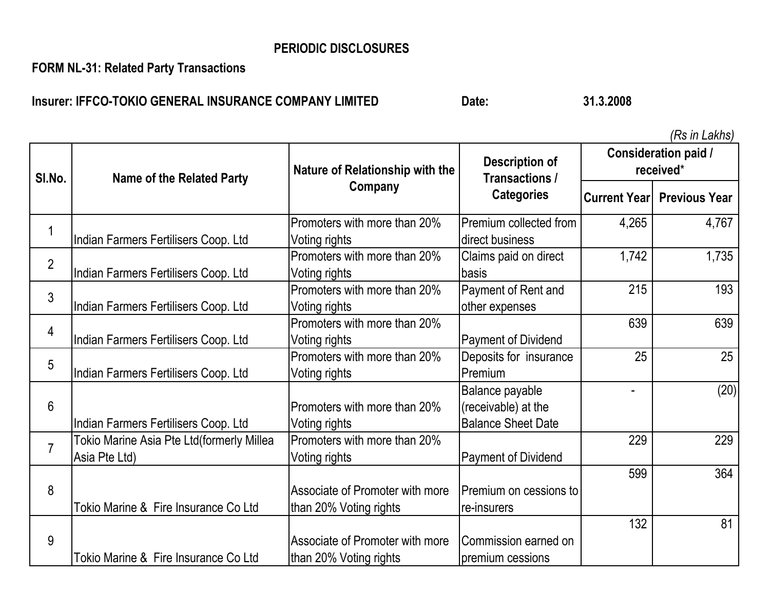# PERIODIC DISCLOSURES

**FORM NL-31: Related Party Transactions**

**Insurer: IFFCO-TOKIO GENERAL INSURANCE COMPANY LIMITED** **Date: 31.3.2008**

*(Rs in Lakhs)*

| Sl.No. | Name of the Related Party | Nature of Relationship with the Company | Description of Transactions / Categories | Consideration paid / received* | |
|---|---|---|---|---|---|
| | | | | Current Year | Previous Year |
| 1 | Indian Farmers Fertilisers Coop. Ltd | Promoters with more than 20% Voting rights | Premium collected from direct business | 4,265 | 4,767 |
| 2 | Indian Farmers Fertilisers Coop. Ltd | Promoters with more than 20% Voting rights | Claims paid on direct basis | 1,742 | 1,735 |
| 3 | Indian Farmers Fertilisers Coop. Ltd | Promoters with more than 20% Voting rights | Payment of Rent and other expenses | 215 | 193 |
| 4 | Indian Farmers Fertilisers Coop. Ltd | Promoters with more than 20% Voting rights | Payment of Dividend | 639 | 639 |
| 5 | Indian Farmers Fertilisers Coop. Ltd | Promoters with more than 20% Voting rights | Deposits for insurance Premium | 25 | 25 |
| 6 | Indian Farmers Fertilisers Coop. Ltd | Promoters with more than 20% Voting rights | Balance payable (receivable) at the Balance Sheet Date | - | (20) |
| 7 | Tokio Marine Asia Pte Ltd(formerly Millea Asia Pte Ltd) | Promoters with more than 20% Voting rights | Payment of Dividend | 229 | 229 |
| 8 | Tokio Marine & Fire Insurance Co Ltd | Associate of Promoter with more than 20% Voting rights | Premium on cessions to re-insurers | 599 | 364 |
| 9 | Tokio Marine & Fire Insurance Co Ltd | Associate of Promoter with more than 20% Voting rights | Commission earned on premium cessions | 132 | 81 |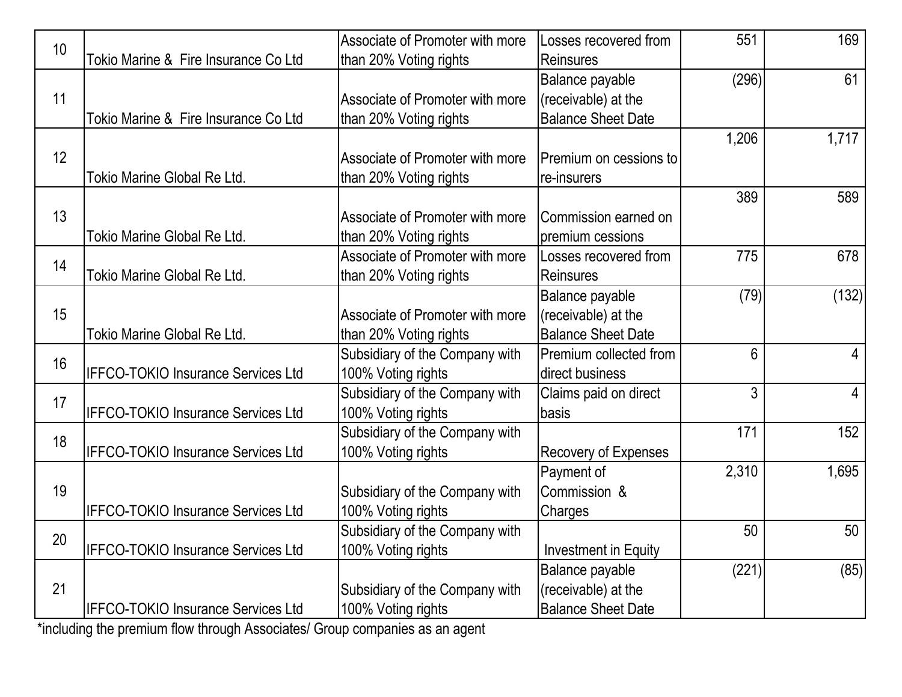| | | | | | |
|---|---|---|---|---|---|
| 10 | Tokio Marine & Fire Insurance Co Ltd | Associate of Promoter with more than 20% Voting rights | Losses recovered from Reinsures | 551 | 169 |
| 11 | Tokio Marine & Fire Insurance Co Ltd | Associate of Promoter with more than 20% Voting rights | Balance payable (receivable) at the Balance Sheet Date | (296) | 61 |
| 12 | Tokio Marine Global Re Ltd. | Associate of Promoter with more than 20% Voting rights | Premium on cessions to re-insurers | 1,206 | 1,717 |
| 13 | Tokio Marine Global Re Ltd. | Associate of Promoter with more than 20% Voting rights | Commission earned on premium cessions | 389 | 589 |
| 14 | Tokio Marine Global Re Ltd. | Associate of Promoter with more than 20% Voting rights | Losses recovered from Reinsures | 775 | 678 |
| 15 | Tokio Marine Global Re Ltd. | Associate of Promoter with more than 20% Voting rights | Balance payable (receivable) at the Balance Sheet Date | (79) | (132) |
| 16 | IFFCO-TOKIO Insurance Services Ltd | Subsidiary of the Company with 100% Voting rights | Premium collected from direct business | 6 | 4 |
| 17 | IFFCO-TOKIO Insurance Services Ltd | Subsidiary of the Company with 100% Voting rights | Claims paid on direct basis | 3 | 4 |
| 18 | IFFCO-TOKIO Insurance Services Ltd | Subsidiary of the Company with 100% Voting rights | Recovery of Expenses | 171 | 152 |
| 19 | IFFCO-TOKIO Insurance Services Ltd | Subsidiary of the Company with 100% Voting rights | Payment of Commission & Charges | 2,310 | 1,695 |
| 20 | IFFCO-TOKIO Insurance Services Ltd | Subsidiary of the Company with 100% Voting rights | Investment in Equity | 50 | 50 |
| 21 | IFFCO-TOKIO Insurance Services Ltd | Subsidiary of the Company with 100% Voting rights | Balance payable (receivable) at the Balance Sheet Date | (221) | (85) |

*including the premium flow through Associates/ Group companies as an agent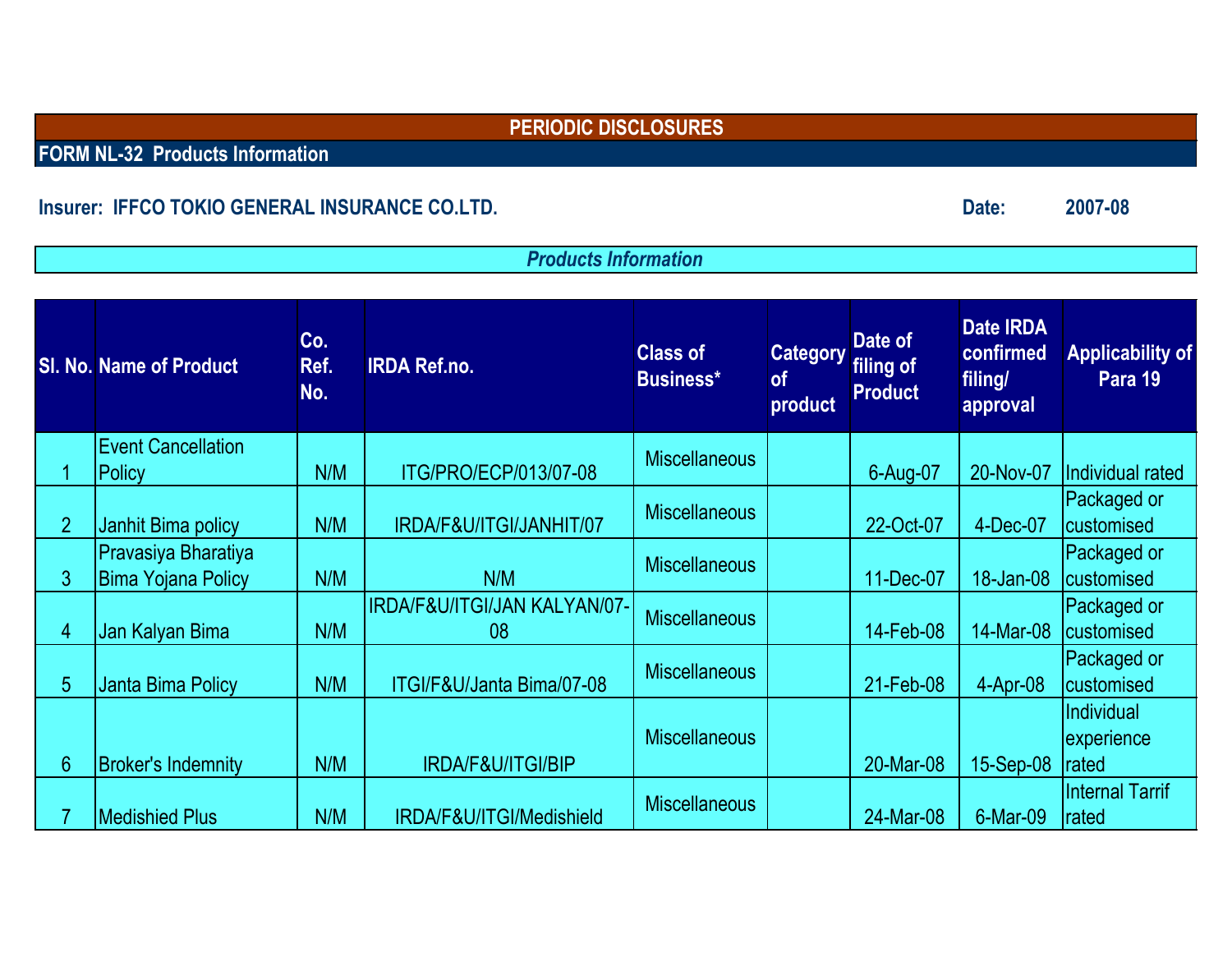## PERIODIC DISCLOSURES

### FORM NL-32 Products Information

**Insurer: IFFCO TOKIO GENERAL INSURANCE CO.LTD.** **Date: 2007-08**

*Products Information*

| Sl. No. | Name of Product | Co. Ref. No. | IRDA Ref.no. | Class of Business* | Category of product | Date of filing of Product | Date IRDA confirmed filing/ approval | Applicability of Para 19 |
|---|---|---|---|---|---|---|---|---|
| 1 | Event Cancellation Policy | N/M | ITG/PRO/ECP/013/07-08 | Miscellaneous | | 6-Aug-07 | 20-Nov-07 | Individual rated |
| 2 | Janhit Bima policy | N/M | IRDA/F&U/ITGI/JANHIT/07 | Miscellaneous | | 22-Oct-07 | 4-Dec-07 | Packaged or customised |
| 3 | Pravasiya Bharatiya Bima Yojana Policy | N/M | N/M | Miscellaneous | | 11-Dec-07 | 18-Jan-08 | Packaged or customised |
| 4 | Jan Kalyan Bima | N/M | IRDA/F&U/ITGI/JAN KALYAN/07-08 | Miscellaneous | | 14-Feb-08 | 14-Mar-08 | Packaged or customised |
| 5 | Janta Bima Policy | N/M | ITGI/F&U/Janta Bima/07-08 | Miscellaneous | | 21-Feb-08 | 4-Apr-08 | Packaged or customised |
| 6 | Broker's Indemnity | N/M | IRDA/F&U/ITGI/BIP | Miscellaneous | | 20-Mar-08 | 15-Sep-08 | Individual experience rated |
| 7 | Medishied Plus | N/M | IRDA/F&U/ITGI/Medishield | Miscellaneous | | 24-Mar-08 | 6-Mar-09 | Internal Tarrif rated |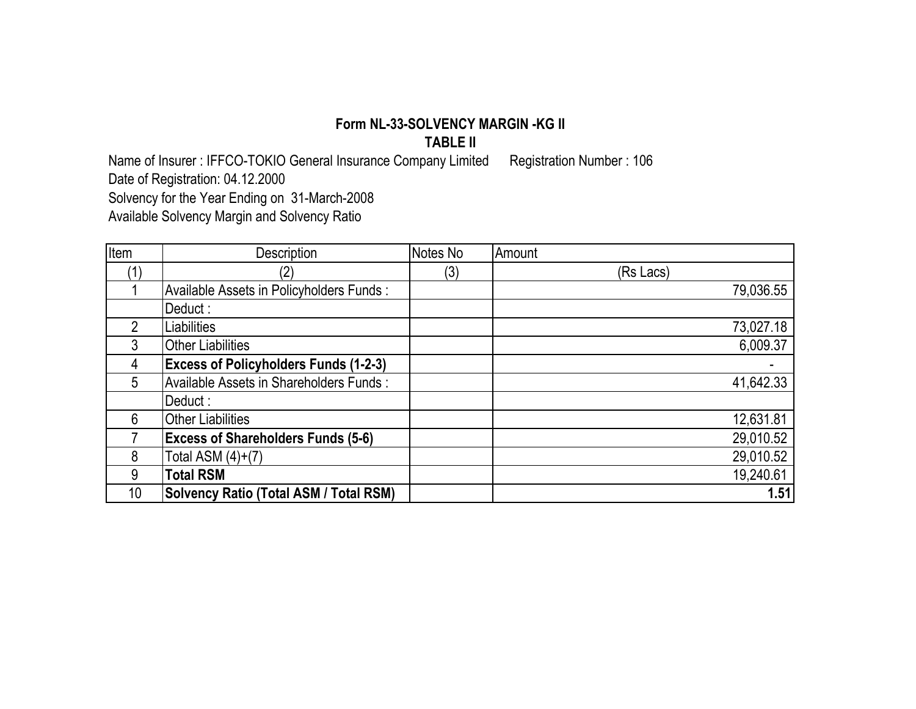# Form NL-33-SOLVENCY MARGIN -KG II

## TABLE II

Name of Insurer : IFFCO-TOKIO General Insurance Company Limited      Registration Number : 106

Date of Registration: 04.12.2000

Solvency for the Year Ending on 31-March-2008

Available Solvency Margin and Solvency Ratio

| Item | Description | Notes No | Amount |
|---|---|---|---|
| (1) | (2) | (3) | (Rs Lacs) |
| 1 | Available Assets in Policyholders Funds : | | 79,036.55 |
| | Deduct : | | |
| 2 | Liabilities | | 73,027.18 |
| 3 | Other Liabilities | | 6,009.37 |
| 4 | **Excess of Policyholders Funds (1-2-3)** | | - |
| 5 | Available Assets in Shareholders Funds : | | 41,642.33 |
| | Deduct : | | |
| 6 | Other Liabilities | | 12,631.81 |
| 7 | **Excess of Shareholders Funds (5-6)** | | 29,010.52 |
| 8 | Total ASM (4)+(7) | | 29,010.52 |
| 9 | **Total RSM** | | 19,240.61 |
| 10 | **Solvency Ratio (Total ASM / Total RSM)** | | **1.51** |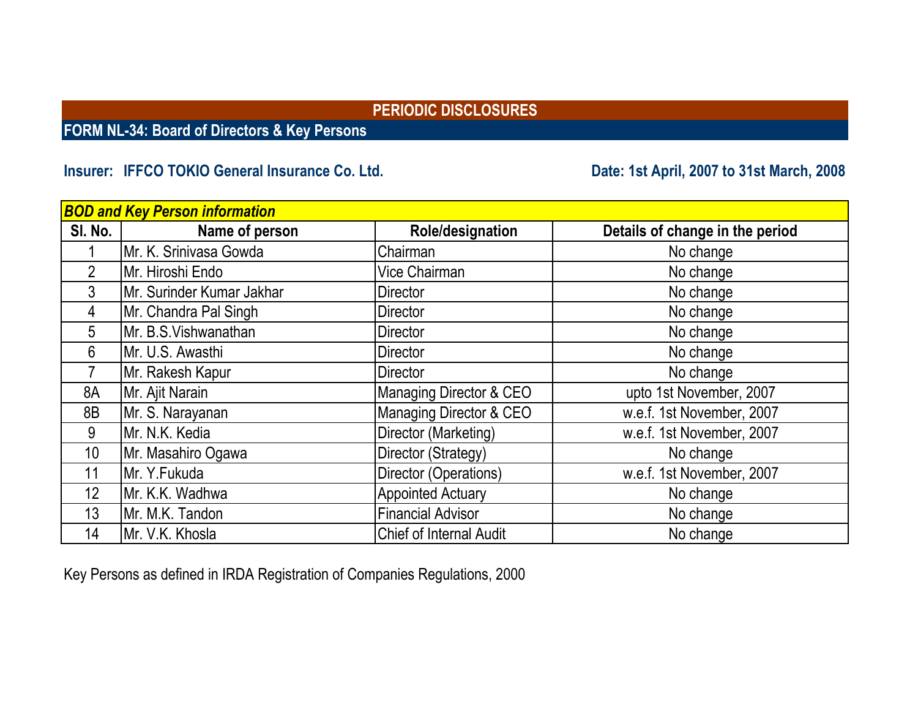## PERIODIC DISCLOSURES

### FORM NL-34: Board of Directors & Key Persons

**Insurer: IFFCO TOKIO General Insurance Co. Ltd.**

**Date: 1st April, 2007 to 31st March, 2008**

| ***BOD and Key Person information*** | | | |
|---|---|---|---|
| **Sl. No.** | **Name of person** | **Role/designation** | **Details of change in the period** |
| 1 | Mr. K. Srinivasa Gowda | Chairman | No change |
| 2 | Mr. Hiroshi Endo | Vice Chairman | No change |
| 3 | Mr. Surinder Kumar Jakhar | Director | No change |
| 4 | Mr. Chandra Pal Singh | Director | No change |
| 5 | Mr. B.S.Vishwanathan | Director | No change |
| 6 | Mr. U.S. Awasthi | Director | No change |
| 7 | Mr. Rakesh Kapur | Director | No change |
| 8A | Mr. Ajit Narain | Managing Director & CEO | upto 1st November, 2007 |
| 8B | Mr. S. Narayanan | Managing Director & CEO | w.e.f. 1st November, 2007 |
| 9 | Mr. N.K. Kedia | Director (Marketing) | w.e.f. 1st November, 2007 |
| 10 | Mr. Masahiro Ogawa | Director (Strategy) | No change |
| 11 | Mr. Y.Fukuda | Director (Operations) | w.e.f. 1st November, 2007 |
| 12 | Mr. K.K. Wadhwa | Appointed Actuary | No change |
| 13 | Mr. M.K. Tandon | Financial Advisor | No change |
| 14 | Mr. V.K. Khosla | Chief of Internal Audit | No change |

Key Persons as defined in IRDA Registration of Companies Regulations, 2000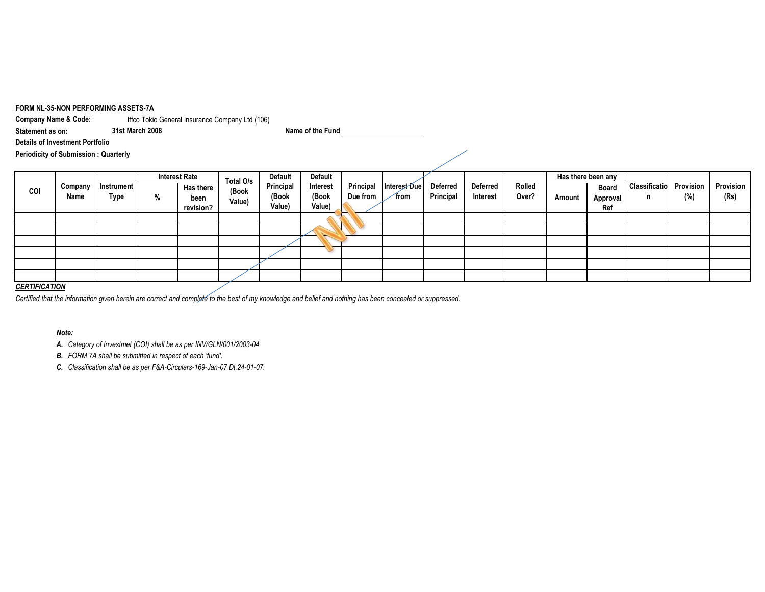**FORM NL-35-NON PERFORMING ASSETS-7A**

**Company Name & Code:** Iffco Tokio General Insurance Company Ltd (106)

**Statement as on:** 31st March 2008 **Name of the Fund** ____________

**Details of Investment Portfolio**

**Periodicity of Submission : Quarterly**

| COI | Company Name | Instrument Type | Interest Rate | | Total O/s (Book Value) | Default Principal (Book Value) | Default Interest (Book Value) | Principal Due from | Interest Due from | Deferred Principal | Deferred Interest | Rolled Over? | Has there been any | | Classification | Provision (%) | Provision (Rs) |
|---|---|---|---|---|---|---|---|---|---|---|---|---|---|---|---|---|---|
| | | | % | Has there been revision? | | | | | | | | | Amount | Board Approval Ref | | | |
| | | | | | | | | | | | | | | | | | |
| | | | | | | | | | | | | | | | | | |
| | | | | | | | | | | | | | | | | | |
| | | | | | | | | | | | | | | | | | |
| | | | | | | | | | | | | | | | | | |
| | | | | | | | | | | | | | | | | | |

Nil

***CERTIFICATION***

*Certified that the information given herein are correct and complete to the best of my knowledge and belief and nothing has been concealed or suppressed.*

***Note:***

***A.*** *Category of Investmet (COI) shall be as per INV/GLN/001/2003-04*

***B.*** *FORM 7A shall be submitted in respect of each 'fund'.*

***C.*** *Classification shall be as per F&A-Circulars-169-Jan-07 Dt.24-01-07.*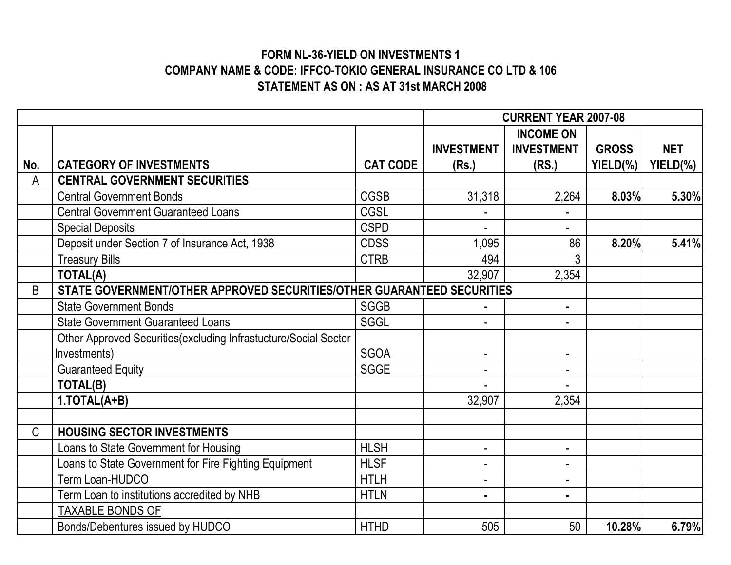**FORM NL-36-YIELD ON INVESTMENTS 1**
**COMPANY NAME & CODE: IFFCO-TOKIO GENERAL INSURANCE CO LTD & 106**
**STATEMENT AS ON : AS AT 31st MARCH 2008**

| | | | CURRENT YEAR 2007-08 | | | |
|---|---|---|---|---|---|---|
| No. | CATEGORY OF INVESTMENTS | CAT CODE | INVESTMENT (Rs.) | INCOME ON INVESTMENT (RS.) | GROSS YIELD(%) | NET YIELD(%) |
| A | **CENTRAL GOVERNMENT SECURITIES** | | | | | |
| | Central Government Bonds | CGSB | 31,318 | 2,264 | **8.03%** | **5.30%** |
| | Central Government Guaranteed Loans | CGSL | - | - | | |
| | Special Deposits | CSPD | - | - | | |
| | Deposit under Section 7 of Insurance Act, 1938 | CDSS | 1,095 | 86 | **8.20%** | **5.41%** |
| | Treasury Bills | CTRB | 494 | 3 | | |
| | **TOTAL(A)** | | 32,907 | 2,354 | | |
| B | **STATE GOVERNMENT/OTHER APPROVED SECURITIES/OTHER GUARANTEED SECURITIES** | | | | | |
| | State Government Bonds | SGGB | - | - | | |
| | State Government Guaranteed Loans | SGGL | - | - | | |
| | Other Approved Securities(excluding Infrastucture/Social Sector Investments) | SGOA | - | - | | |
| | Guaranteed Equity | SGGE | - | - | | |
| | **TOTAL(B)** | | - | - | | |
| | **1.TOTAL(A+B)** | | 32,907 | 2,354 | | |
| | | | | | | |
| C | **HOUSING SECTOR INVESTMENTS** | | | | | |
| | Loans to State Government for Housing | HLSH | - | - | | |
| | Loans to State Government for Fire Fighting Equipment | HLSF | - | - | | |
| | Term Loan-HUDCO | HTLH | - | - | | |
| | Term Loan to institutions accredited by NHB | HTLN | - | - | | |
| | TAXABLE BONDS OF | | | | | |
| | Bonds/Debentures issued by HUDCO | HTHD | 505 | 50 | **10.28%** | **6.79%** |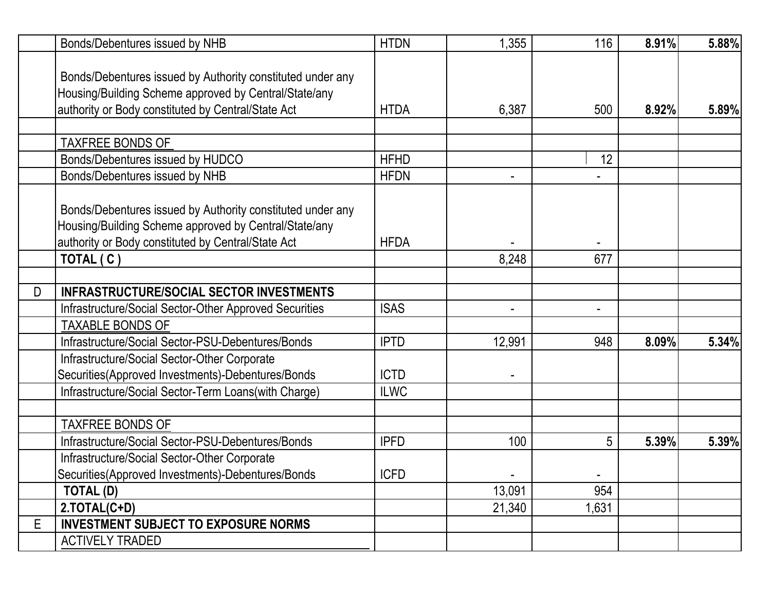| | | | | | | |
|---|---|---|---|---|---|---|
| | Bonds/Debentures issued by NHB | HTDN | 1,355 | 116 | **8.91%** | **5.88%** |
| | Bonds/Debentures issued by Authority constituted under any Housing/Building Scheme approved by Central/State/any authority or Body constituted by Central/State Act | HTDA | 6,387 | 500 | **8.92%** | **5.89%** |
| | | | | | | |
| | TAXFREE BONDS OF | | | | | |
| | Bonds/Debentures issued by HUDCO | HFHD | | 12 | | |
| | Bonds/Debentures issued by NHB | HFDN | - | - | | |
| | Bonds/Debentures issued by Authority constituted under any Housing/Building Scheme approved by Central/State/any authority or Body constituted by Central/State Act | HFDA | - | - | | |
| | **TOTAL ( C )** | | 8,248 | 677 | | |
| | | | | | | |
| D | **INFRASTRUCTURE/SOCIAL SECTOR INVESTMENTS** | | | | | |
| | Infrastructure/Social Sector-Other Approved Securities | ISAS | - | - | | |
| | TAXABLE BONDS OF | | | | | |
| | Infrastructure/Social Sector-PSU-Debentures/Bonds | IPTD | 12,991 | 948 | **8.09%** | **5.34%** |
| | Infrastructure/Social Sector-Other Corporate Securities(Approved Investments)-Debentures/Bonds | ICTD | - | | | |
| | Infrastructure/Social Sector-Term Loans(with Charge) | ILWC | | | | |
| | | | | | | |
| | TAXFREE BONDS OF | | | | | |
| | Infrastructure/Social Sector-PSU-Debentures/Bonds | IPFD | 100 | 5 | **5.39%** | **5.39%** |
| | Infrastructure/Social Sector-Other Corporate Securities(Approved Investments)-Debentures/Bonds | ICFD | - | - | | |
| | **TOTAL (D)** | | 13,091 | 954 | | |
| | **2.TOTAL(C+D)** | | 21,340 | 1,631 | | |
| E | **INVESTMENT SUBJECT TO EXPOSURE NORMS** | | | | | |
| | ACTIVELY TRADED | | | | | |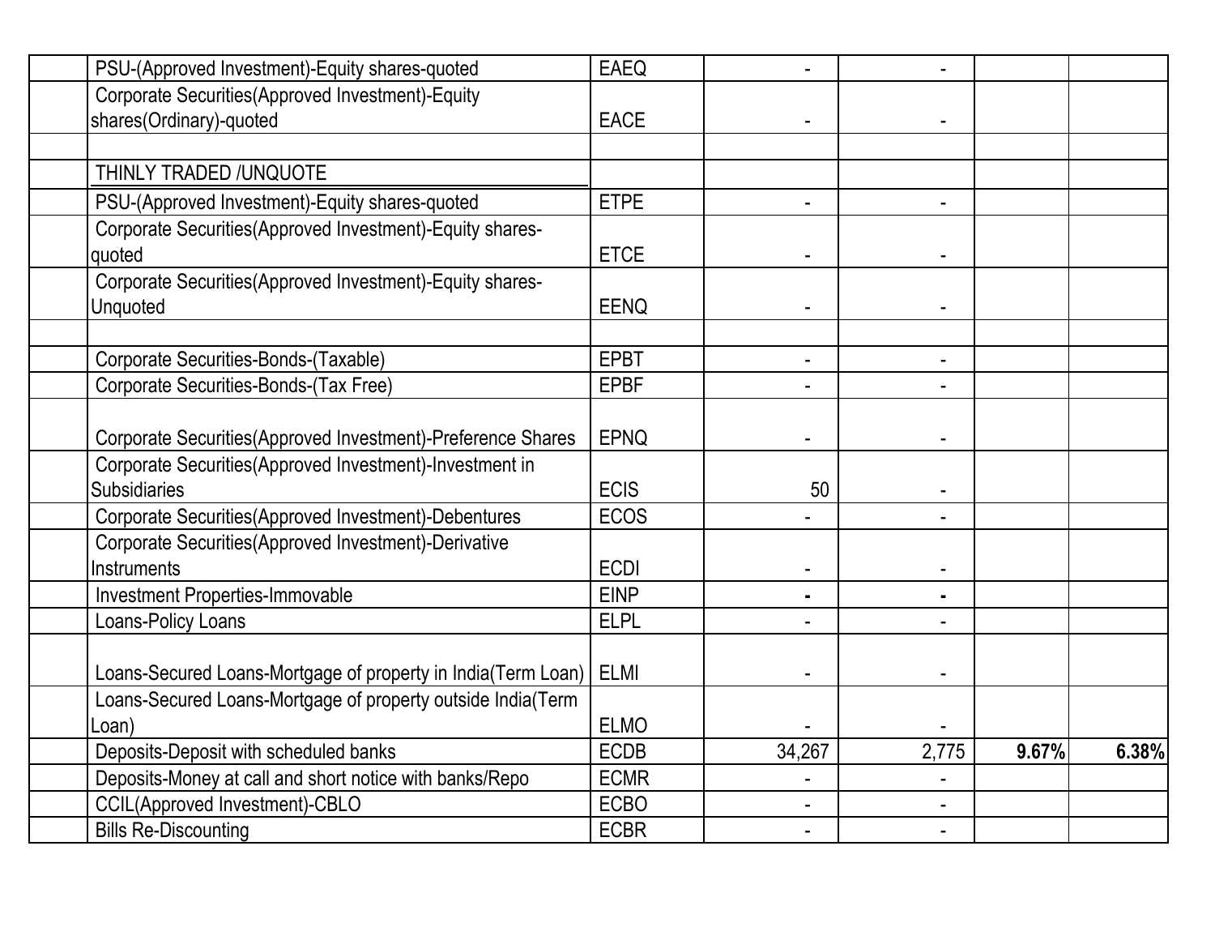| | | | | | | |
|---|---|---|---|---|---|---|
| | PSU-(Approved Investment)-Equity shares-quoted | EAEQ | - | - | | |
| | Corporate Securities(Approved Investment)-Equity shares(Ordinary)-quoted | EACE | - | - | | |
| | | | | | | |
| | THINLY TRADED /UNQUOTE | | | | | |
| | PSU-(Approved Investment)-Equity shares-quoted | ETPE | - | - | | |
| | Corporate Securities(Approved Investment)-Equity shares-quoted | ETCE | - | - | | |
| | Corporate Securities(Approved Investment)-Equity shares-Unquoted | EENQ | - | - | | |
| | | | | | | |
| | Corporate Securities-Bonds-(Taxable) | EPBT | - | - | | |
| | Corporate Securities-Bonds-(Tax Free) | EPBF | - | - | | |
| | Corporate Securities(Approved Investment)-Preference Shares | EPNQ | - | - | | |
| | Corporate Securities(Approved Investment)-Investment in Subsidiaries | ECIS | 50 | - | | |
| | Corporate Securities(Approved Investment)-Debentures | ECOS | - | - | | |
| | Corporate Securities(Approved Investment)-Derivative Instruments | ECDI | - | - | | |
| | Investment Properties-Immovable | EINP | - | - | | |
| | Loans-Policy Loans | ELPL | - | - | | |
| | Loans-Secured Loans-Mortgage of property in India(Term Loan) | ELMI | - | - | | |
| | Loans-Secured Loans-Mortgage of property outside India(Term Loan) | ELMO | - | - | | |
| | Deposits-Deposit with scheduled banks | ECDB | 34,267 | 2,775 | **9.67%** | **6.38%** |
| | Deposits-Money at call and short notice with banks/Repo | ECMR | - | - | | |
| | CCIL(Approved Investment)-CBLO | ECBO | - | - | | |
| | Bills Re-Discounting | ECBR | - | - | | |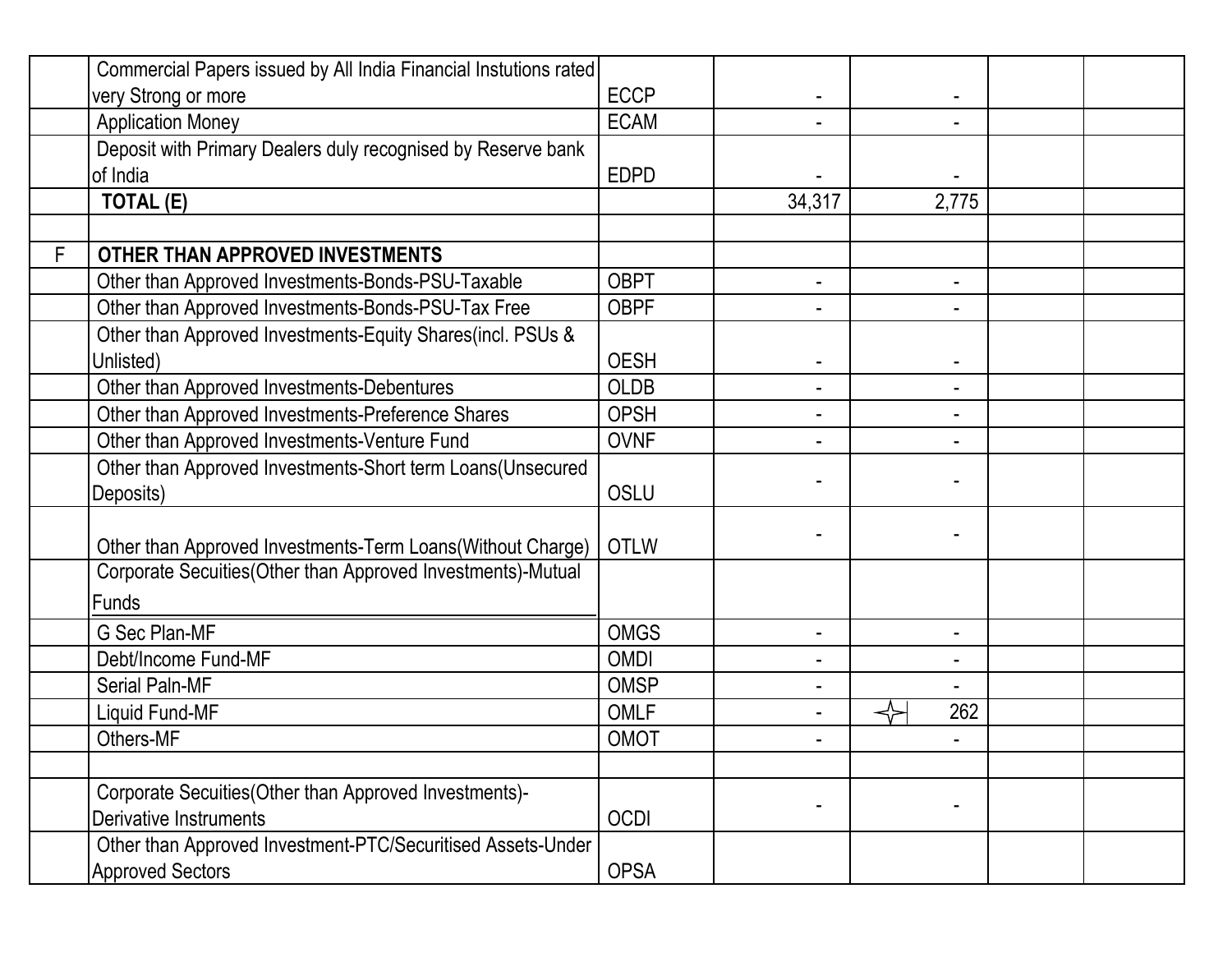| | | | | | | |
|---|---|---|---|---|---|---|
| | Commercial Papers issued by All India Financial Instutions rated very Strong or more | ECCP | - | - | | |
| | Application Money | ECAM | - | - | | |
| | Deposit with Primary Dealers duly recognised by Reserve bank of India | EDPD | - | - | | |
| | **TOTAL (E)** | | 34,317 | 2,775 | | |
| | | | | | | |
| F | **OTHER THAN APPROVED INVESTMENTS** | | | | | |
| | Other than Approved Investments-Bonds-PSU-Taxable | OBPT | - | - | | |
| | Other than Approved Investments-Bonds-PSU-Tax Free | OBPF | - | - | | |
| | Other than Approved Investments-Equity Shares(incl. PSUs & Unlisted) | OESH | - | - | | |
| | Other than Approved Investments-Debentures | OLDB | - | - | | |
| | Other than Approved Investments-Preference Shares | OPSH | - | - | | |
| | Other than Approved Investments-Venture Fund | OVNF | - | - | | |
| | Other than Approved Investments-Short term Loans(Unsecured Deposits) | OSLU | - | - | | |
| | Other than Approved Investments-Term Loans(Without Charge) | OTLW | - | - | | |
| | Corporate Secuities(Other than Approved Investments)-Mutual Funds | | | | | |
| | G Sec Plan-MF | OMGS | - | - | | |
| | Debt/Income Fund-MF | OMDI | - | - | | |
| | Serial Paln-MF | OMSP | - | - | | |
| | Liquid Fund-MF | OMLF | - | 262 | | |
| | Others-MF | OMOT | - | - | | |
| | | | | | | |
| | Corporate Secuities(Other than Approved Investments)-Derivative Instruments | OCDI | - | - | | |
| | Other than Approved Investment-PTC/Securitised Assets-Under Approved Sectors | OPSA | | | | |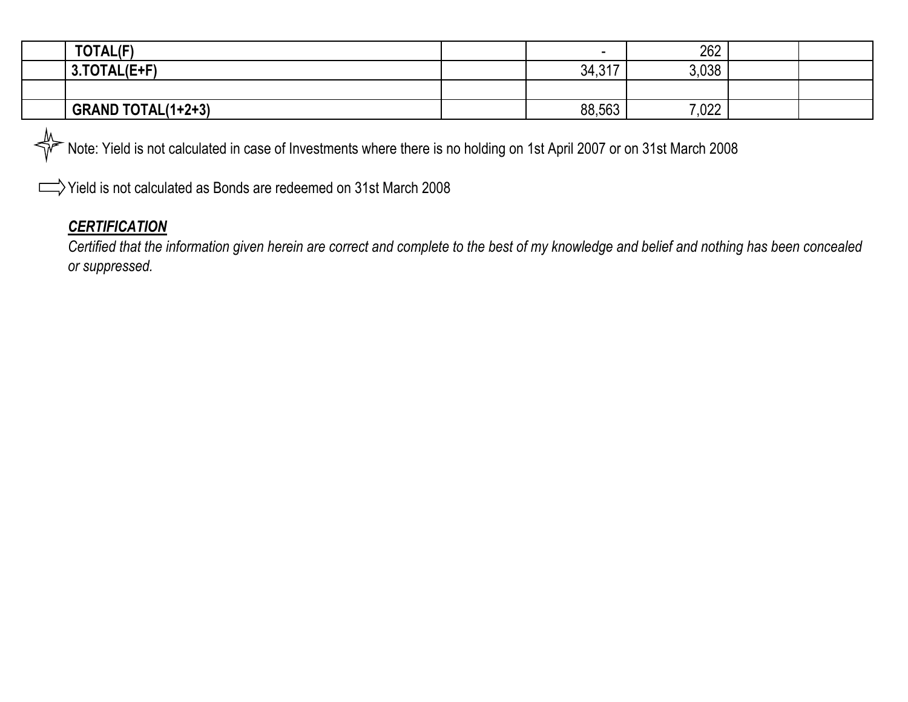| | | | | | | |
|---|---|---|---|---|---|---|
| | TOTAL(F) | | - | 262 | | |
| | 3.TOTAL(E+F) | | 34,317 | 3,038 | | |
| | | | | | | |
| | GRAND TOTAL(1+2+3) | | 88,563 | 7,022 | | |

Note: Yield is not calculated in case of Investments where there is no holding on 1st April 2007 or on 31st March 2008

Yield is not calculated as Bonds are redeemed on 31st March 2008

***CERTIFICATION***

*Certified that the information given herein are correct and complete to the best of my knowledge and belief and nothing has been concealed or suppressed.*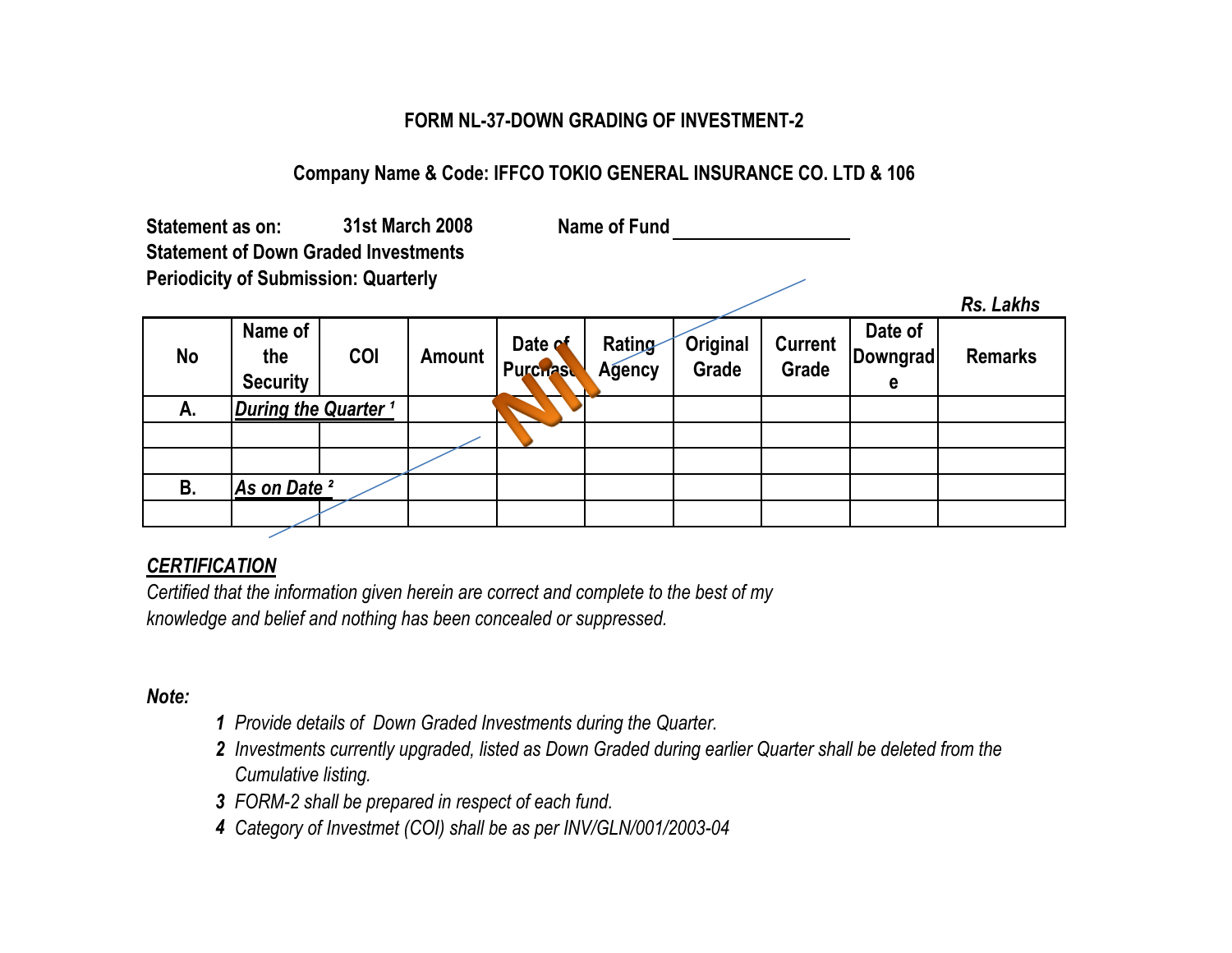# FORM NL-37-DOWN GRADING OF INVESTMENT-2

**Company Name & Code: IFFCO TOKIO GENERAL INSURANCE CO. LTD & 106**

**Statement as on:** 31st March 2008 **Name of Fund** ____________

**Statement of Down Graded Investments**

**Periodicity of Submission: Quarterly**

*Rs. Lakhs*

| No | Name of the Security | COI | Amount | Date of Purchase | Rating Agency | Original Grade | Current Grade | Date of Downgrade | Remarks |
|---|---|---|---|---|---|---|---|---|---|
| A. | ***During the Quarter*** [1] | | | | | | | | |
| | | | | | | | | | |
| | | | | | | | | | |
| B. | ***As on Date*** [2] | | | | | | | | |
| | | | | | | | | | |

Nil

***CERTIFICATION***

*Certified that the information given herein are correct and complete to the best of my knowledge and belief and nothing has been concealed or suppressed.*

***Note:***

1. *Provide details of Down Graded Investments during the Quarter.*
2. *Investments currently upgraded, listed as Down Graded during earlier Quarter shall be deleted from the Cumulative listing.*
3. *FORM-2 shall be prepared in respect of each fund.*
4. *Category of Investmet (COI) shall be as per INV/GLN/001/2003-04*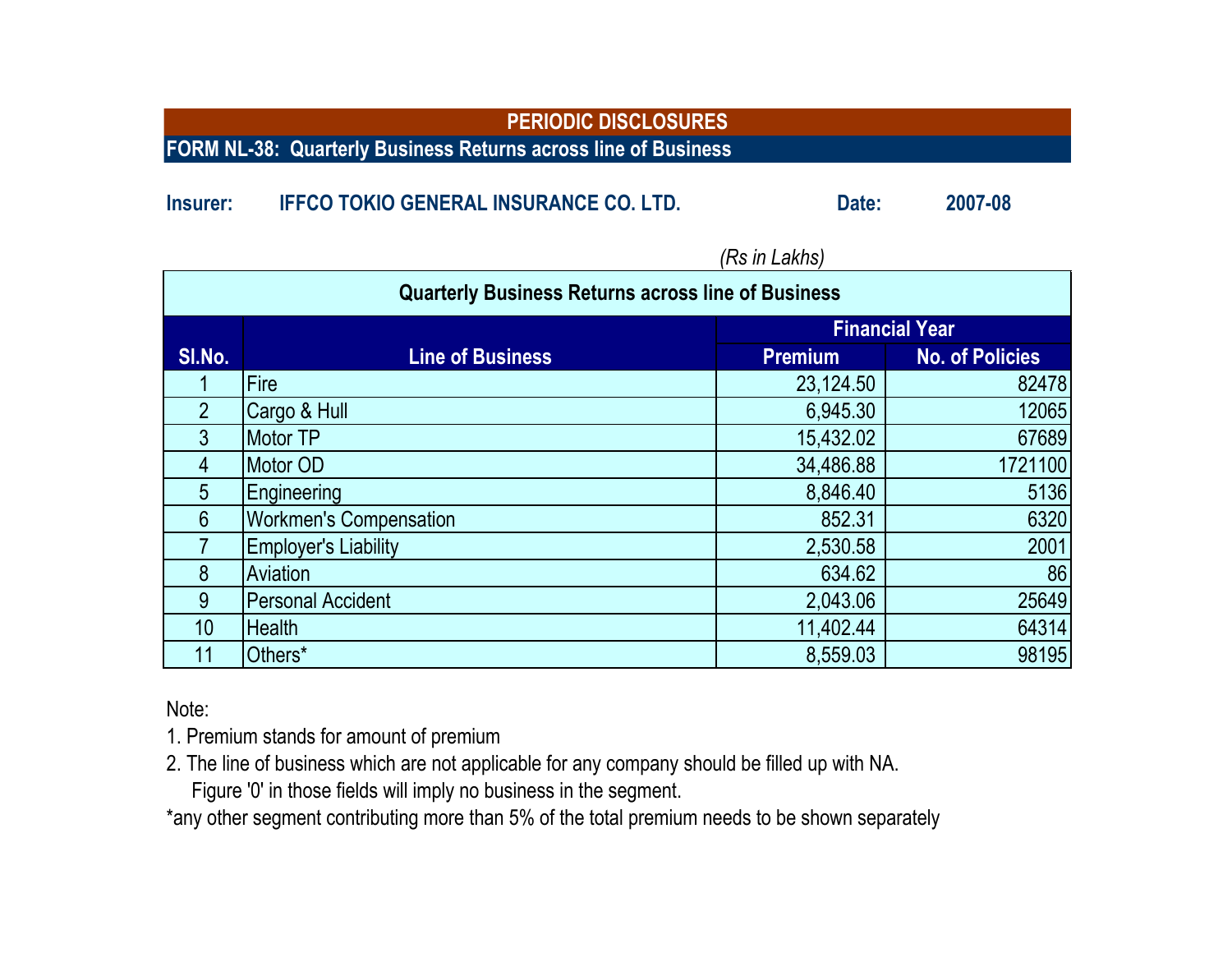# PERIODIC DISCLOSURES

## FORM NL-38: Quarterly Business Returns across line of Business

**Insurer:** IFFCO TOKIO GENERAL INSURANCE CO. LTD. **Date:** 2007-08

*(Rs in Lakhs)*

**Quarterly Business Returns across line of Business**

| Sl.No. | Line of Business | Financial Year | |
|---|---|---|---|
| | | Premium | No. of Policies |
| 1 | Fire | 23,124.50 | 82478 |
| 2 | Cargo & Hull | 6,945.30 | 12065 |
| 3 | Motor TP | 15,432.02 | 67689 |
| 4 | Motor OD | 34,486.88 | 1721100 |
| 5 | Engineering | 8,846.40 | 5136 |
| 6 | Workmen's Compensation | 852.31 | 6320 |
| 7 | Employer's Liability | 2,530.58 | 2001 |
| 8 | Aviation | 634.62 | 86 |
| 9 | Personal Accident | 2,043.06 | 25649 |
| 10 | Health | 11,402.44 | 64314 |
| 11 | Others* | 8,559.03 | 98195 |

Note:

1. Premium stands for amount of premium
2. The line of business which are not applicable for any company should be filled up with NA.
   Figure '0' in those fields will imply no business in the segment.

*any other segment contributing more than 5% of the total premium needs to be shown separately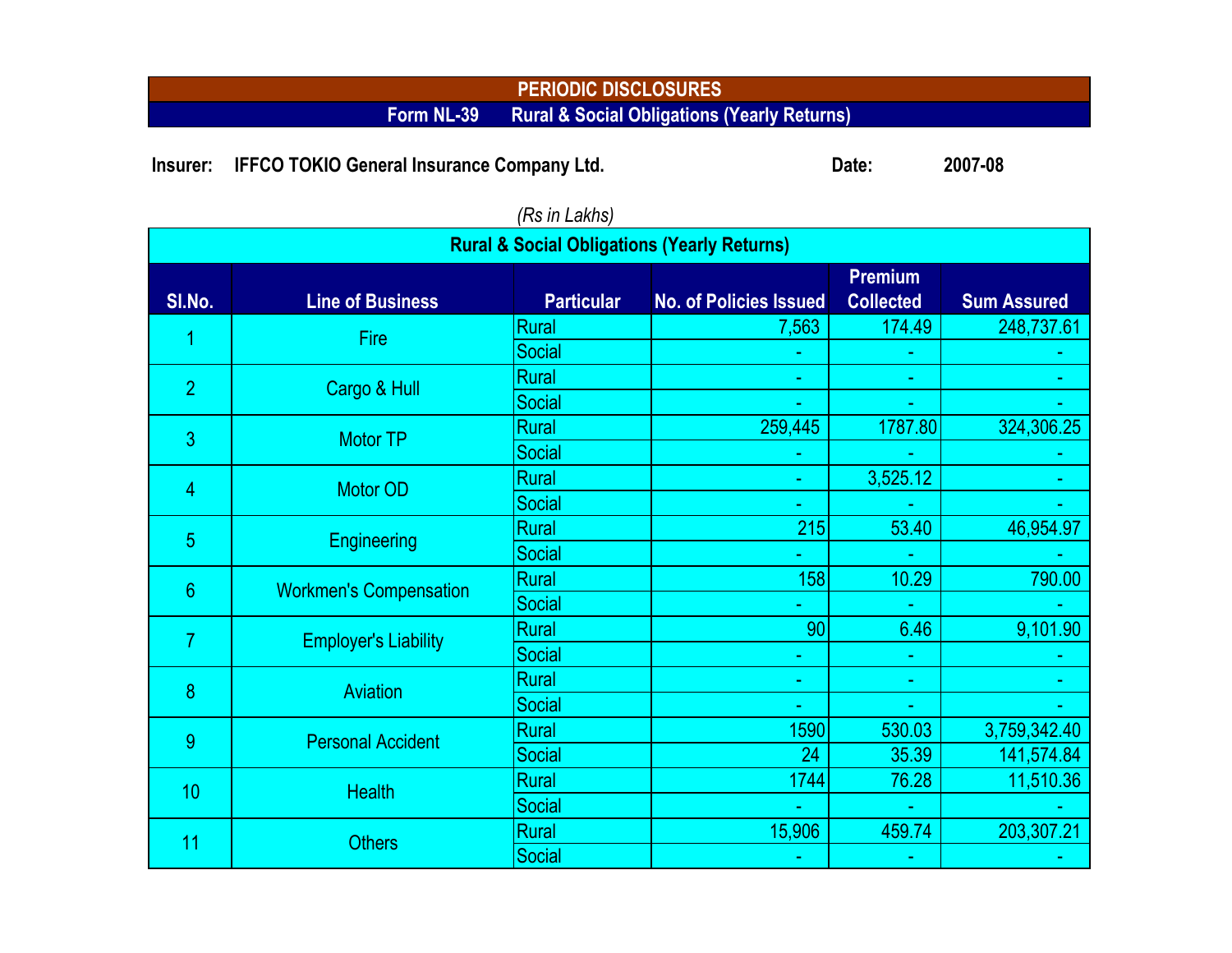# PERIODIC DISCLOSURES

## Form NL-39 Rural & Social Obligations (Yearly Returns)

**Insurer:** IFFCO TOKIO General Insurance Company Ltd. **Date:** 2007-08

*(Rs in Lakhs)*

| Rural & Social Obligations (Yearly Returns) | | | | | |
|---|---|---|---|---|---|
| Sl.No. | Line of Business | Particular | No. of Policies Issued | Premium Collected | Sum Assured |
| 1 | Fire | Rural | 7,563 | 174.49 | 248,737.61 |
| | | Social | - | - | - |
| 2 | Cargo & Hull | Rural | - | - | - |
| | | Social | - | - | - |
| 3 | Motor TP | Rural | 259,445 | 1787.80 | 324,306.25 |
| | | Social | - | - | - |
| 4 | Motor OD | Rural | - | 3,525.12 | - |
| | | Social | - | - | - |
| 5 | Engineering | Rural | 215 | 53.40 | 46,954.97 |
| | | Social | - | - | - |
| 6 | Workmen's Compensation | Rural | 158 | 10.29 | 790.00 |
| | | Social | - | - | - |
| 7 | Employer's Liability | Rural | 90 | 6.46 | 9,101.90 |
| | | Social | - | - | - |
| 8 | Aviation | Rural | - | - | - |
| | | Social | - | - | - |
| 9 | Personal Accident | Rural | 1590 | 530.03 | 3,759,342.40 |
| | | Social | 24 | 35.39 | 141,574.84 |
| 10 | Health | Rural | 1744 | 76.28 | 11,510.36 |
| | | Social | - | - | - |
| 11 | Others | Rural | 15,906 | 459.74 | 203,307.21 |
| | | Social | - | - | - |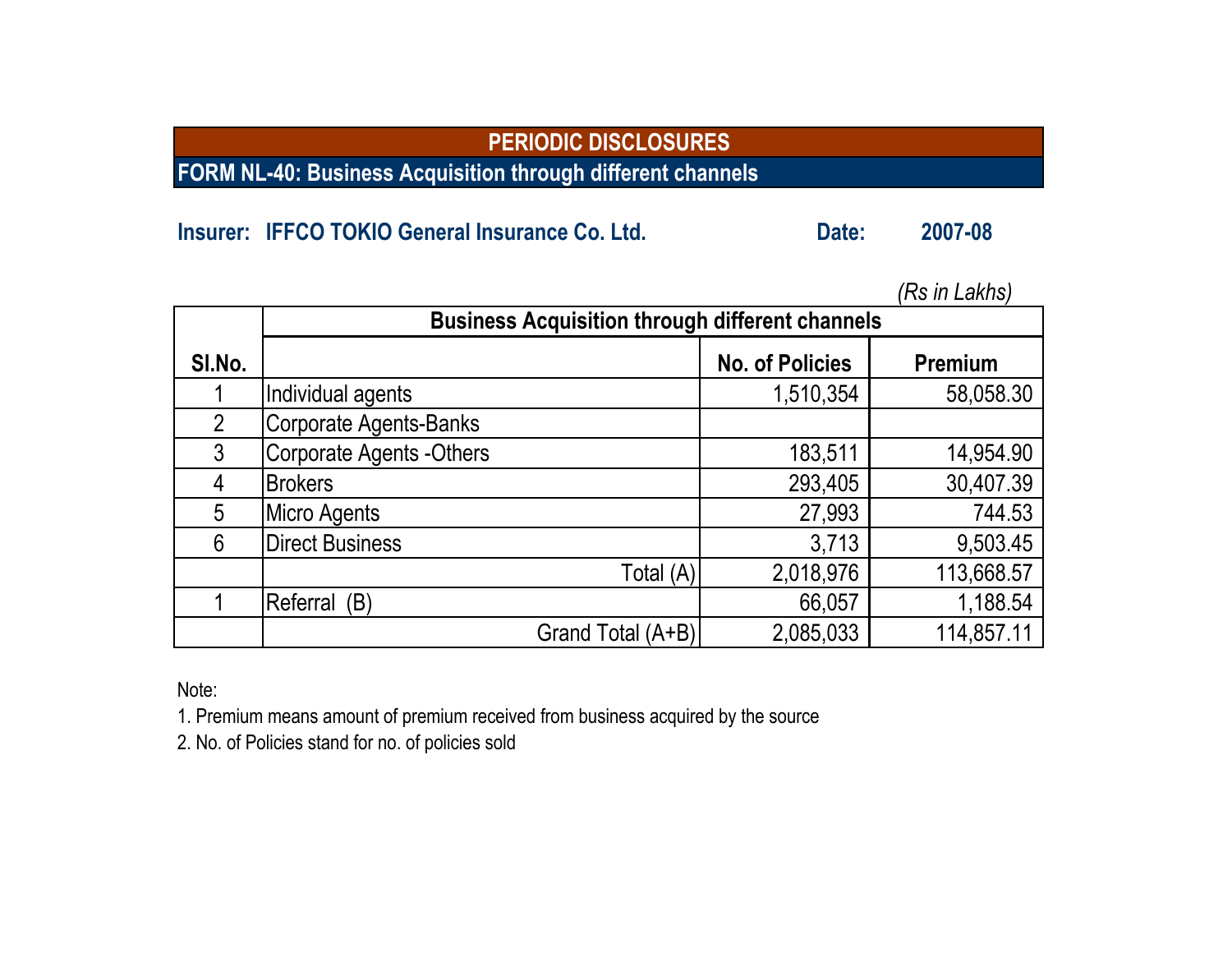# PERIODIC DISCLOSURES

## FORM NL-40: Business Acquisition through different channels

**Insurer: IFFCO TOKIO General Insurance Co. Ltd.** **Date: 2007-08**

*(Rs in Lakhs)*

| Sl.No. | Business Acquisition through different channels | | |
|---|---|---|---|
| | | **No. of Policies** | **Premium** |
| 1 | Individual agents | 1,510,354 | 58,058.30 |
| 2 | Corporate Agents-Banks | | |
| 3 | Corporate Agents -Others | 183,511 | 14,954.90 |
| 4 | Brokers | 293,405 | 30,407.39 |
| 5 | Micro Agents | 27,993 | 744.53 |
| 6 | Direct Business | 3,713 | 9,503.45 |
| | Total (A) | 2,018,976 | 113,668.57 |
| 1 | Referral (B) | 66,057 | 1,188.54 |
| | Grand Total (A+B) | 2,085,033 | 114,857.11 |

Note:

1. Premium means amount of premium received from business acquired by the source
2. No. of Policies stand for no. of policies sold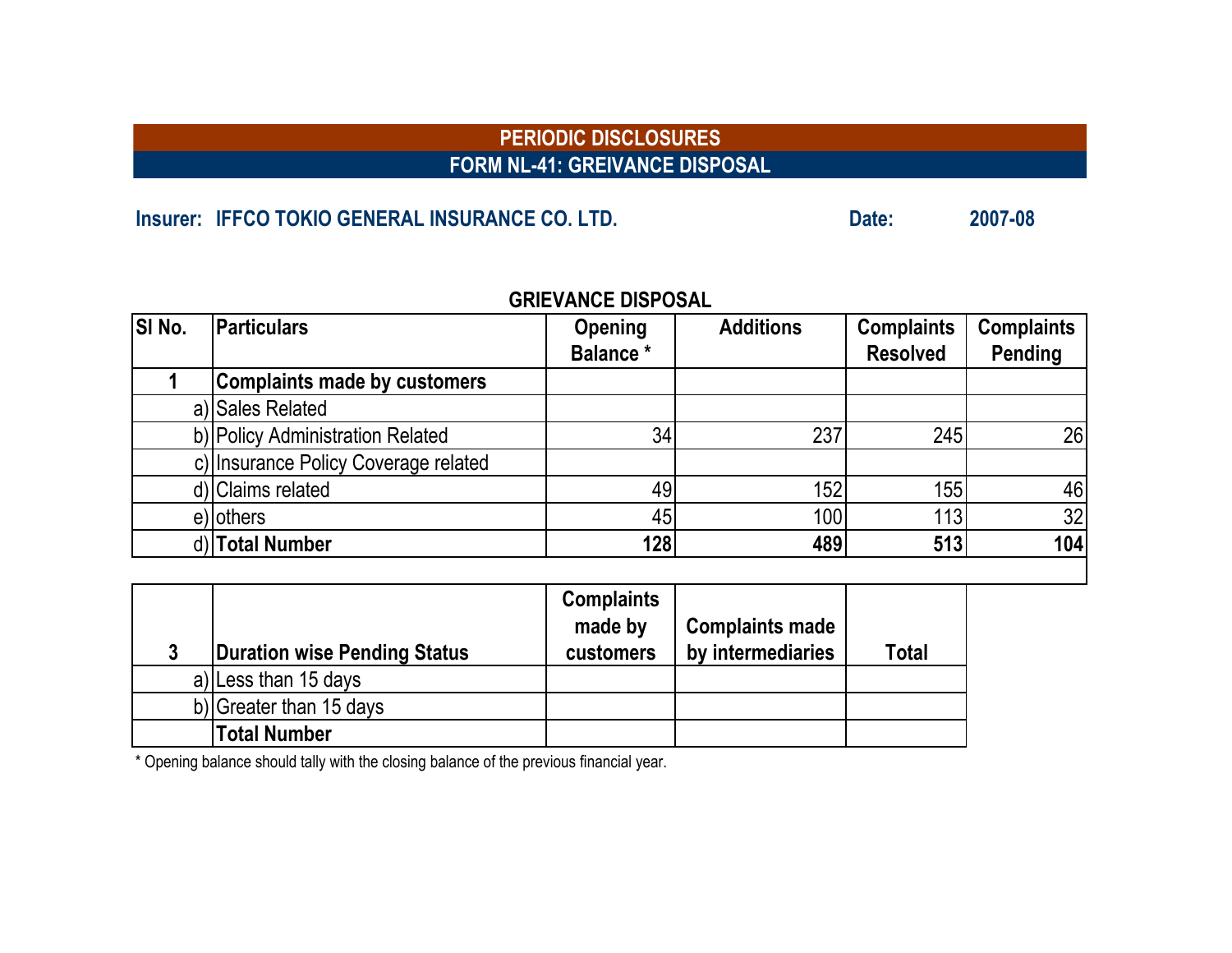# PERIODIC DISCLOSURES

## FORM NL-41: GREIVANCE DISPOSAL

**Insurer: IFFCO TOKIO GENERAL INSURANCE CO. LTD.** **Date: 2007-08**

### GRIEVANCE DISPOSAL

| Sl No. | Particulars | Opening Balance * | Additions | Complaints Resolved | Complaints Pending |
|---|---|---|---|---|---|
| 1 | **Complaints made by customers** | | | | |
| a) | Sales Related | | | | |
| b) | Policy Administration Related | 34 | 237 | 245 | 26 |
| c) | Insurance Policy Coverage related | | | | |
| d) | Claims related | 49 | 152 | 155 | 46 |
| e) | others | 45 | 100 | 113 | 32 |
| d) | **Total Number** | **128** | **489** | **513** | **104** |

| 3 | Duration wise Pending Status | Complaints made by customers | Complaints made by intermediaries | Total |
|---|---|---|---|---|
| a) | Less than 15 days | | | |
| b) | Greater than 15 days | | | |
| | **Total Number** | | | |

* Opening balance should tally with the closing balance of the previous financial year.